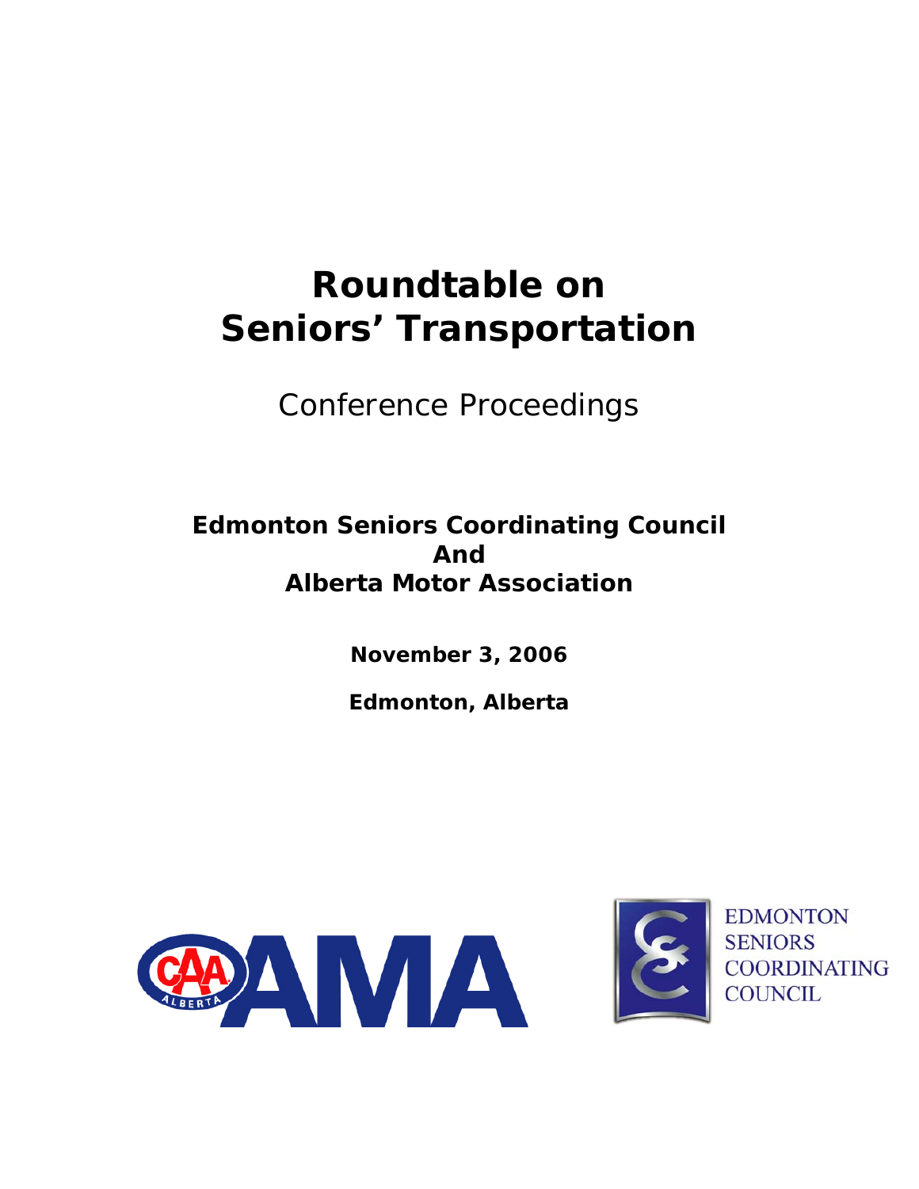# Roundtable on Seniors' Transportation

Conference Proceedings

**Edmonton Seniors Coordinating Council**
**And**
**Alberta Motor Association**

**November 3, 2006**

**Edmonton, Alberta**

EDMONTON
SENIORS
COORDINATING
COUNCIL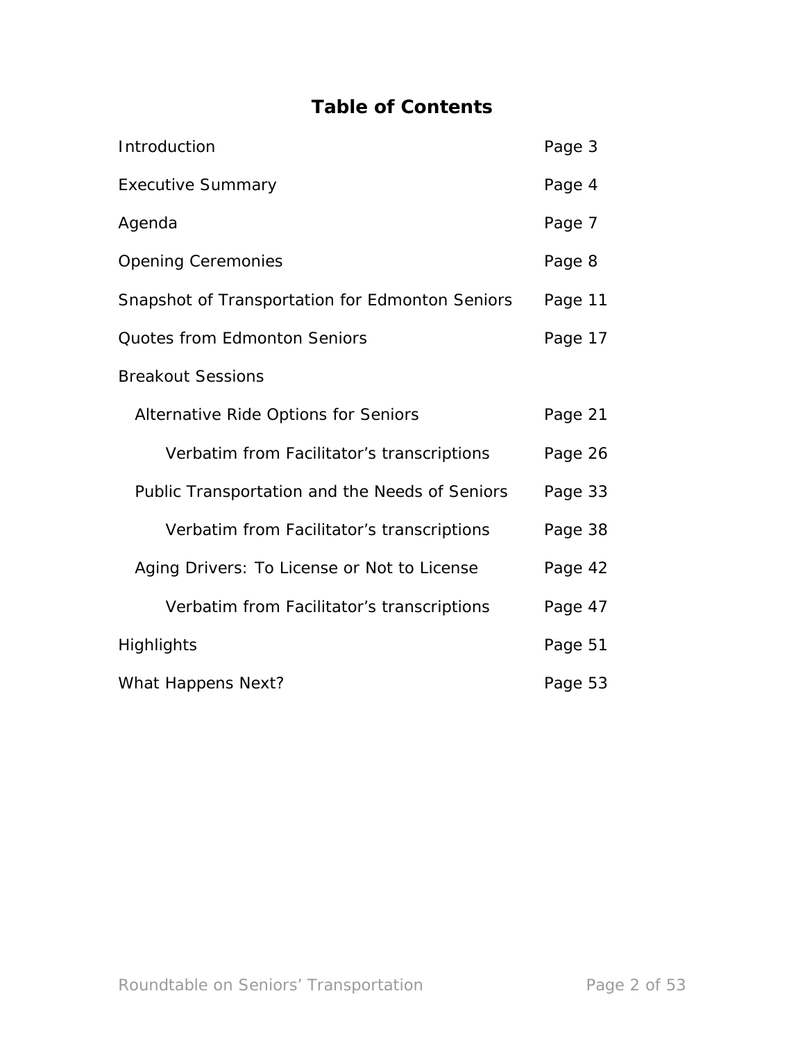# Table of Contents

| | |
|---|---|
| Introduction | Page 3 |
| Executive Summary | Page 4 |
| Agenda | Page 7 |
| Opening Ceremonies | Page 8 |
| Snapshot of Transportation for Edmonton Seniors | Page 11 |
| Quotes from Edmonton Seniors | Page 17 |
| Breakout Sessions | |
| Alternative Ride Options for Seniors | Page 21 |
| Verbatim from Facilitator's transcriptions | Page 26 |
| Public Transportation and the Needs of Seniors | Page 33 |
| Verbatim from Facilitator's transcriptions | Page 38 |
| Aging Drivers: To License or Not to License | Page 42 |
| Verbatim from Facilitator's transcriptions | Page 47 |
| Highlights | Page 51 |
| What Happens Next? | Page 53 |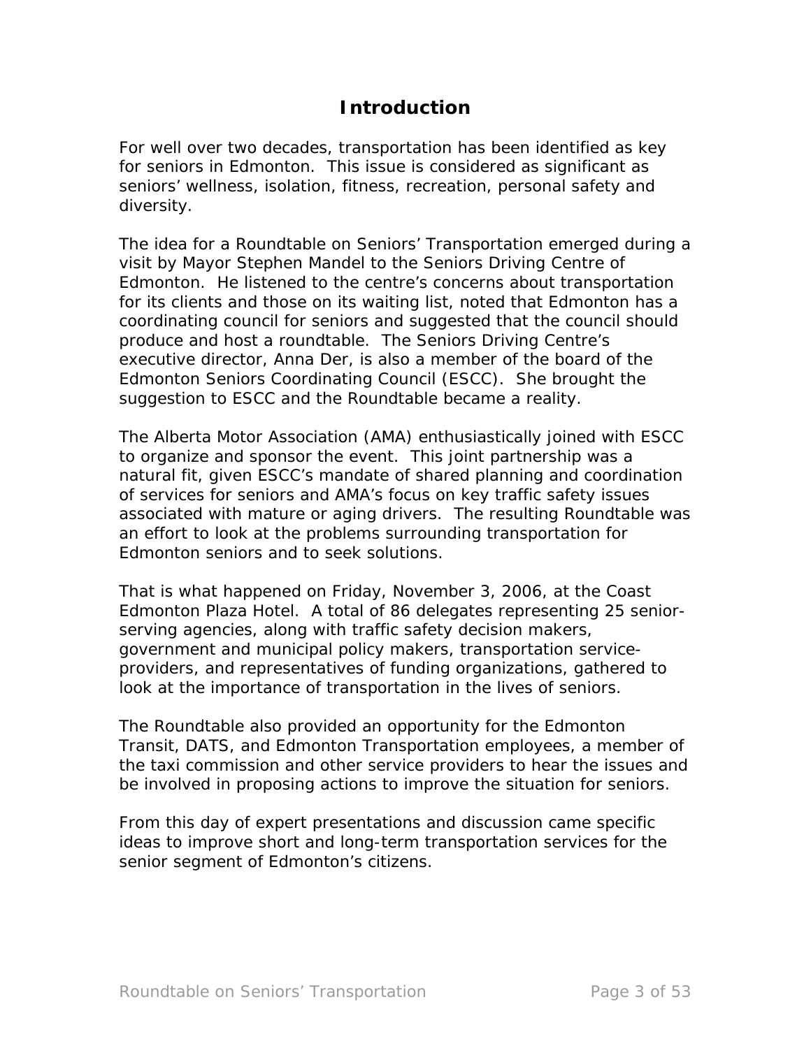# Introduction

For well over two decades, transportation has been identified as key for seniors in Edmonton. This issue is considered as significant as seniors' wellness, isolation, fitness, recreation, personal safety and diversity.

The idea for a Roundtable on Seniors' Transportation emerged during a visit by Mayor Stephen Mandel to the Seniors Driving Centre of Edmonton. He listened to the centre's concerns about transportation for its clients and those on its waiting list, noted that Edmonton has a coordinating council for seniors and suggested that the council should produce and host a roundtable. The Seniors Driving Centre's executive director, Anna Der, is also a member of the board of the Edmonton Seniors Coordinating Council (ESCC). She brought the suggestion to ESCC and the Roundtable became a reality.

The Alberta Motor Association (AMA) enthusiastically joined with ESCC to organize and sponsor the event. This joint partnership was a natural fit, given ESCC's mandate of shared planning and coordination of services for seniors and AMA's focus on key traffic safety issues associated with mature or aging drivers. The resulting Roundtable was an effort to look at the problems surrounding transportation for Edmonton seniors and to seek solutions.

That is what happened on Friday, November 3, 2006, at the Coast Edmonton Plaza Hotel. A total of 86 delegates representing 25 senior-serving agencies, along with traffic safety decision makers, government and municipal policy makers, transportation service-providers, and representatives of funding organizations, gathered to look at the importance of transportation in the lives of seniors.

The Roundtable also provided an opportunity for the Edmonton Transit, DATS, and Edmonton Transportation employees, a member of the taxi commission and other service providers to hear the issues and be involved in proposing actions to improve the situation for seniors.

From this day of expert presentations and discussion came specific ideas to improve short and long-term transportation services for the senior segment of Edmonton's citizens.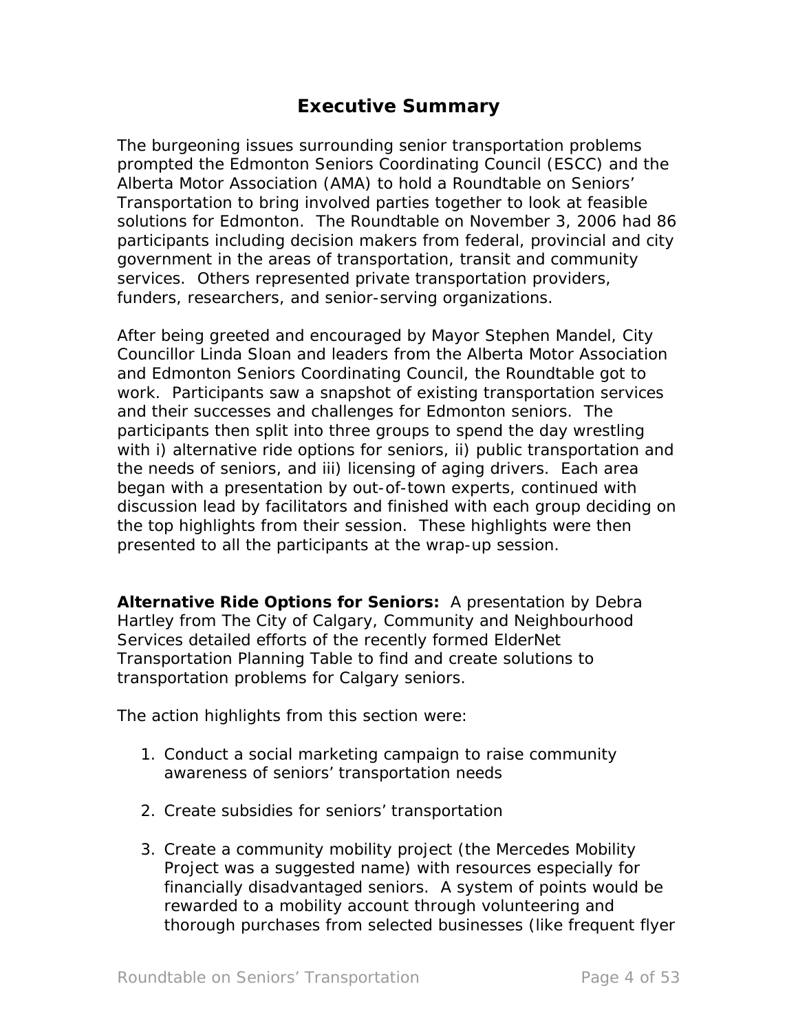# Executive Summary

The burgeoning issues surrounding senior transportation problems prompted the Edmonton Seniors Coordinating Council (ESCC) and the Alberta Motor Association (AMA) to hold a Roundtable on Seniors' Transportation to bring involved parties together to look at feasible solutions for Edmonton. The Roundtable on November 3, 2006 had 86 participants including decision makers from federal, provincial and city government in the areas of transportation, transit and community services. Others represented private transportation providers, funders, researchers, and senior-serving organizations.

After being greeted and encouraged by Mayor Stephen Mandel, City Councillor Linda Sloan and leaders from the Alberta Motor Association and Edmonton Seniors Coordinating Council, the Roundtable got to work. Participants saw a snapshot of existing transportation services and their successes and challenges for Edmonton seniors. The participants then split into three groups to spend the day wrestling with i) alternative ride options for seniors, ii) public transportation and the needs of seniors, and iii) licensing of aging drivers. Each area began with a presentation by out-of-town experts, continued with discussion lead by facilitators and finished with each group deciding on the top highlights from their session. These highlights were then presented to all the participants at the wrap-up session.

**Alternative Ride Options for Seniors:** A presentation by Debra Hartley from The City of Calgary, Community and Neighbourhood Services detailed efforts of the recently formed ElderNet Transportation Planning Table to find and create solutions to transportation problems for Calgary seniors.

The action highlights from this section were:

1. Conduct a social marketing campaign to raise community awareness of seniors' transportation needs

2. Create subsidies for seniors' transportation

3. Create a community mobility project (the Mercedes Mobility Project was a suggested name) with resources especially for financially disadvantaged seniors. A system of points would be rewarded to a mobility account through volunteering and thorough purchases from selected businesses (like frequent flyer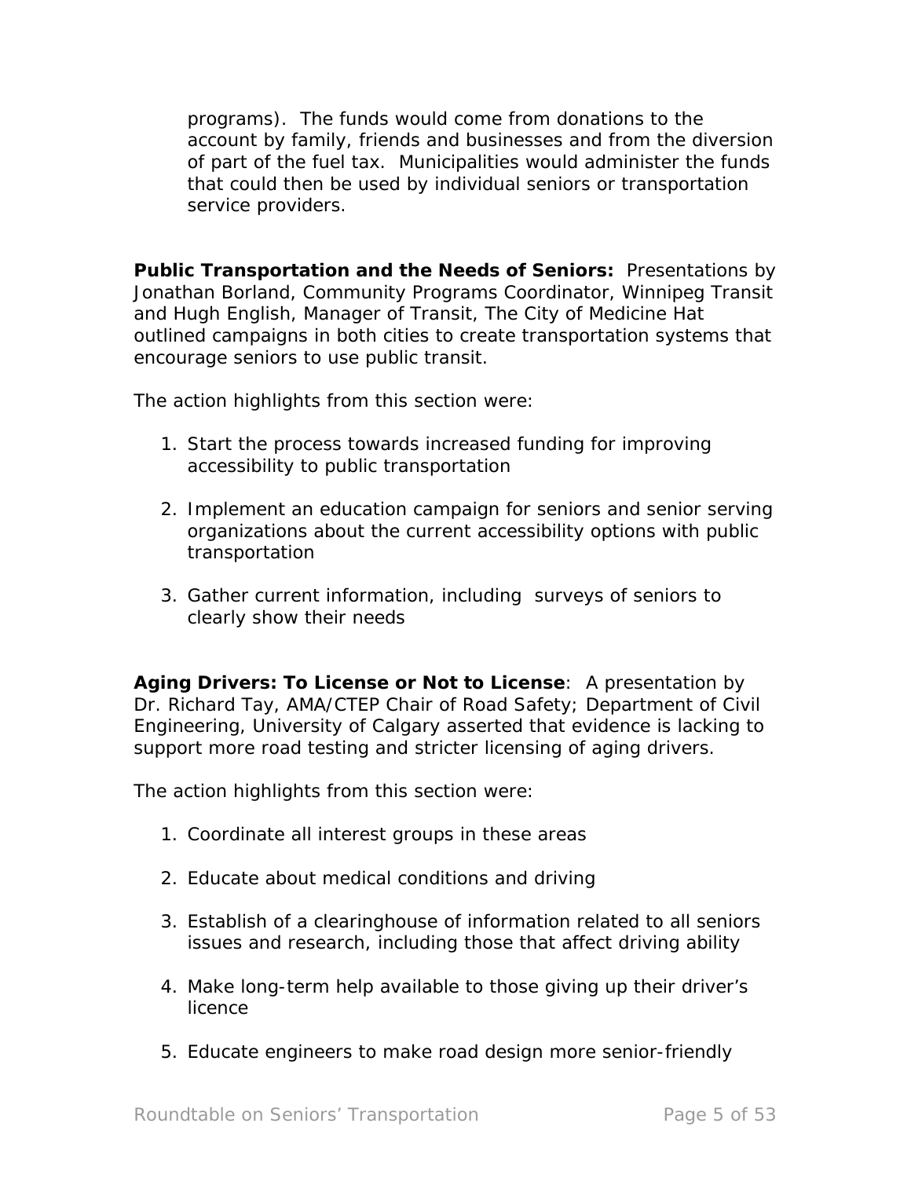programs). The funds would come from donations to the account by family, friends and businesses and from the diversion of part of the fuel tax. Municipalities would administer the funds that could then be used by individual seniors or transportation service providers.

**Public Transportation and the Needs of Seniors:** Presentations by Jonathan Borland, Community Programs Coordinator, Winnipeg Transit and Hugh English, Manager of Transit, The City of Medicine Hat outlined campaigns in both cities to create transportation systems that encourage seniors to use public transit.

The action highlights from this section were:

1. Start the process towards increased funding for improving accessibility to public transportation

2. Implement an education campaign for seniors and senior serving organizations about the current accessibility options with public transportation

3. Gather current information, including surveys of seniors to clearly show their needs

**Aging Drivers: To License or Not to License**: A presentation by Dr. Richard Tay, AMA/CTEP Chair of Road Safety; Department of Civil Engineering, University of Calgary asserted that evidence is lacking to support more road testing and stricter licensing of aging drivers.

The action highlights from this section were:

1. Coordinate all interest groups in these areas

2. Educate about medical conditions and driving

3. Establish of a clearinghouse of information related to all seniors issues and research, including those that affect driving ability

4. Make long-term help available to those giving up their driver's licence

5. Educate engineers to make road design more senior-friendly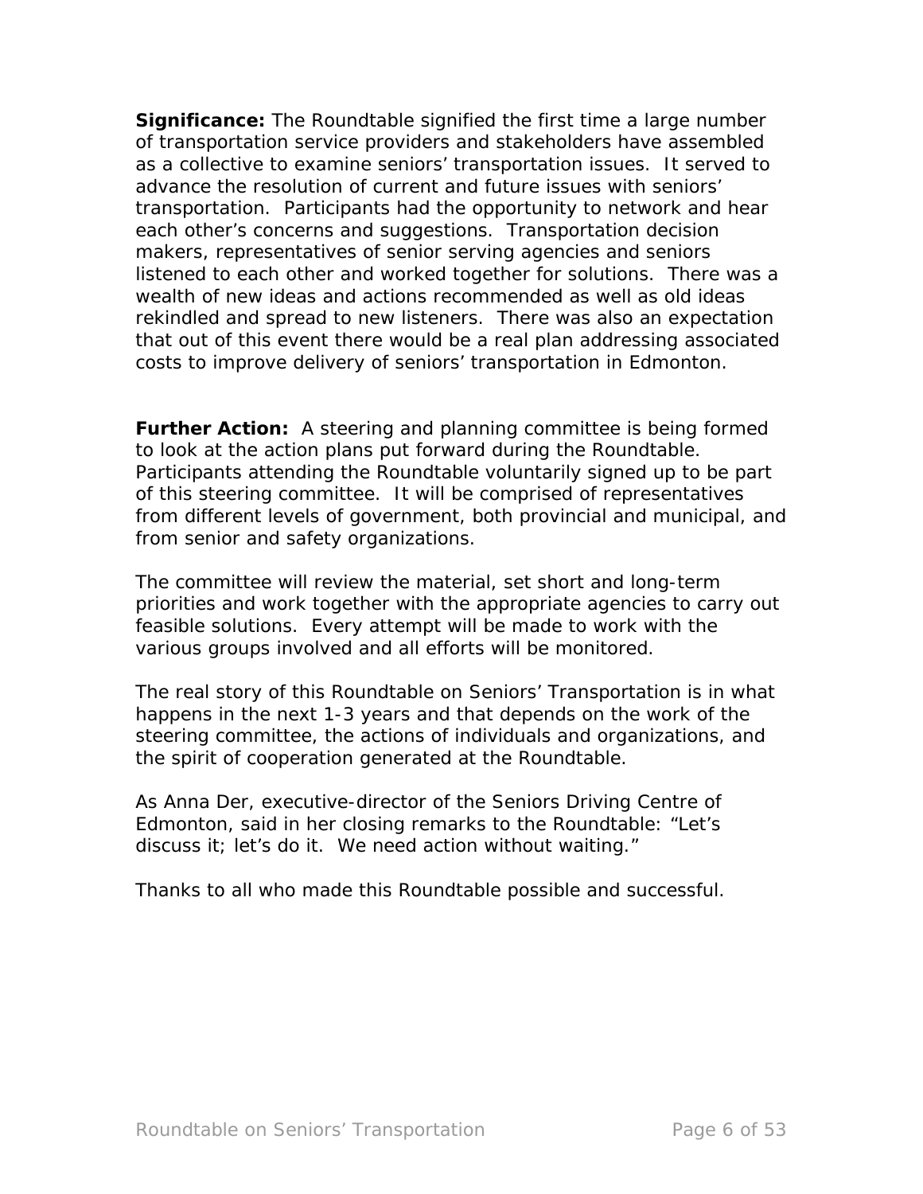**Significance:** The Roundtable signified the first time a large number of transportation service providers and stakeholders have assembled as a collective to examine seniors' transportation issues. It served to advance the resolution of current and future issues with seniors' transportation. Participants had the opportunity to network and hear each other's concerns and suggestions. Transportation decision makers, representatives of senior serving agencies and seniors listened to each other and worked together for solutions. There was a wealth of new ideas and actions recommended as well as old ideas rekindled and spread to new listeners. There was also an expectation that out of this event there would be a real plan addressing associated costs to improve delivery of seniors' transportation in Edmonton.

**Further Action:** A steering and planning committee is being formed to look at the action plans put forward during the Roundtable. Participants attending the Roundtable voluntarily signed up to be part of this steering committee. It will be comprised of representatives from different levels of government, both provincial and municipal, and from senior and safety organizations.

The committee will review the material, set short and long-term priorities and work together with the appropriate agencies to carry out feasible solutions. Every attempt will be made to work with the various groups involved and all efforts will be monitored.

The real story of this Roundtable on Seniors' Transportation is in what happens in the next 1-3 years and that depends on the work of the steering committee, the actions of individuals and organizations, and the spirit of cooperation generated at the Roundtable.

As Anna Der, executive-director of the Seniors Driving Centre of Edmonton, said in her closing remarks to the Roundtable: "Let's discuss it; let's do it. We need action without waiting."

Thanks to all who made this Roundtable possible and successful.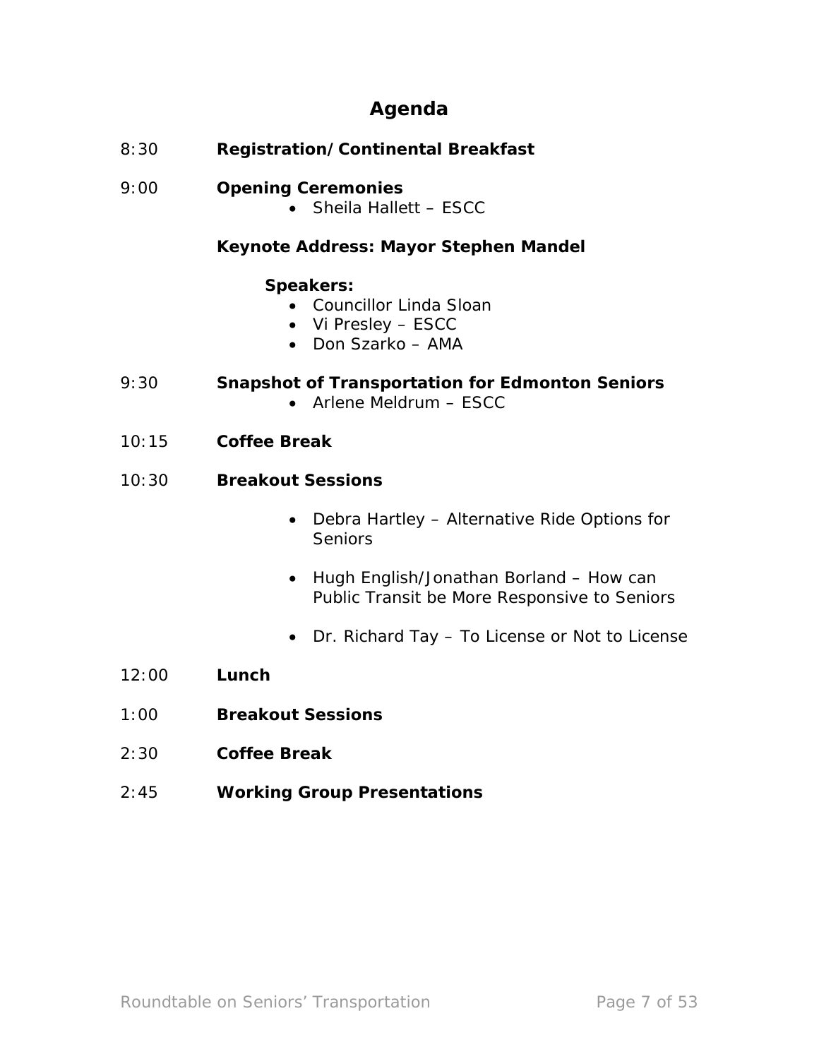# Agenda

8:30 **Registration/Continental Breakfast**

9:00 **Opening Ceremonies**

- Sheila Hallett – ESCC

**Keynote Address: Mayor Stephen Mandel**

**Speakers:**

- Councillor Linda Sloan
- Vi Presley – ESCC
- Don Szarko – AMA

9:30 **Snapshot of Transportation for Edmonton Seniors**

- Arlene Meldrum – ESCC

10:15 **Coffee Break**

10:30 **Breakout Sessions**

- Debra Hartley – Alternative Ride Options for Seniors
- Hugh English/Jonathan Borland – How can Public Transit be More Responsive to Seniors
- Dr. Richard Tay – To License or Not to License

12:00 **Lunch**

1:00 **Breakout Sessions**

2:30 **Coffee Break**

2:45 **Working Group Presentations**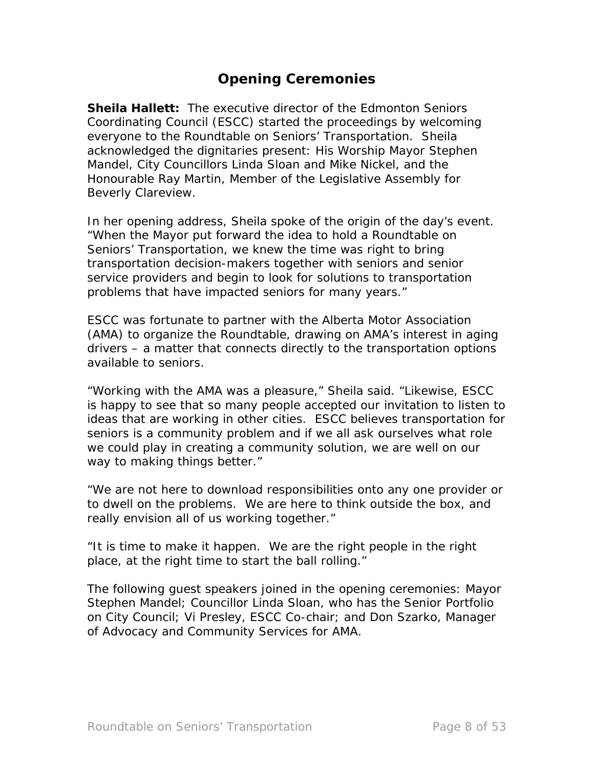## Opening Ceremonies

**Sheila Hallett:** The executive director of the Edmonton Seniors Coordinating Council (ESCC) started the proceedings by welcoming everyone to the Roundtable on Seniors' Transportation. Sheila acknowledged the dignitaries present: His Worship Mayor Stephen Mandel, City Councillors Linda Sloan and Mike Nickel, and the Honourable Ray Martin, Member of the Legislative Assembly for Beverly Clareview.

In her opening address, Sheila spoke of the origin of the day's event. "When the Mayor put forward the idea to hold a Roundtable on Seniors' Transportation, we knew the time was right to bring transportation decision-makers together with seniors and senior service providers and begin to look for solutions to transportation problems that have impacted seniors for many years."

ESCC was fortunate to partner with the Alberta Motor Association (AMA) to organize the Roundtable, drawing on AMA's interest in aging drivers – a matter that connects directly to the transportation options available to seniors.

"Working with the AMA was a pleasure," Sheila said. "Likewise, ESCC is happy to see that so many people accepted our invitation to listen to ideas that are working in other cities. ESCC believes transportation for seniors is a community problem and if we all ask ourselves what role we could play in creating a community solution, we are well on our way to making things better."

"We are not here to download responsibilities onto any one provider or to dwell on the problems. We are here to think outside the box, and really envision all of us working together."

"It is time to make it happen. We are the right people in the right place, at the right time to start the ball rolling."

The following guest speakers joined in the opening ceremonies: Mayor Stephen Mandel; Councillor Linda Sloan, who has the Senior Portfolio on City Council; Vi Presley, ESCC Co-chair; and Don Szarko, Manager of Advocacy and Community Services for AMA.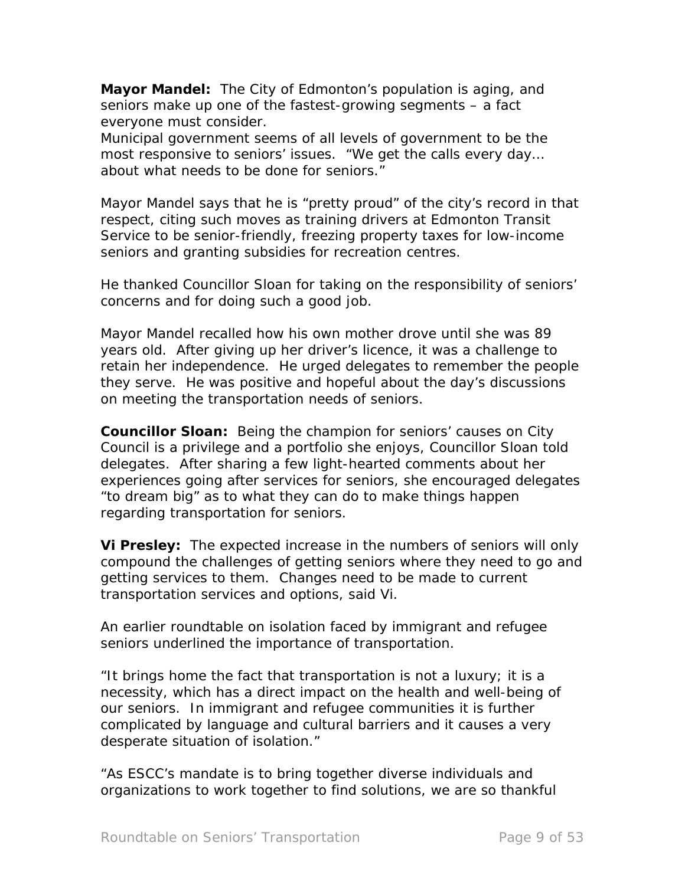**Mayor Mandel:** The City of Edmonton's population is aging, and seniors make up one of the fastest-growing segments – a fact everyone must consider.
Municipal government seems of all levels of government to be the most responsive to seniors' issues. "We get the calls every day… about what needs to be done for seniors."

Mayor Mandel says that he is "pretty proud" of the city's record in that respect, citing such moves as training drivers at Edmonton Transit Service to be senior-friendly, freezing property taxes for low-income seniors and granting subsidies for recreation centres.

He thanked Councillor Sloan for taking on the responsibility of seniors' concerns and for doing such a good job.

Mayor Mandel recalled how his own mother drove until she was 89 years old. After giving up her driver's licence, it was a challenge to retain her independence. He urged delegates to remember the people they serve. He was positive and hopeful about the day's discussions on meeting the transportation needs of seniors.

**Councillor Sloan:** Being the champion for seniors' causes on City Council is a privilege and a portfolio she enjoys, Councillor Sloan told delegates. After sharing a few light-hearted comments about her experiences going after services for seniors, she encouraged delegates "to dream big" as to what they can do to make things happen regarding transportation for seniors.

**Vi Presley:** The expected increase in the numbers of seniors will only compound the challenges of getting seniors where they need to go and getting services to them. Changes need to be made to current transportation services and options, said Vi.

An earlier roundtable on isolation faced by immigrant and refugee seniors underlined the importance of transportation.

"It brings home the fact that transportation is not a luxury; it is a necessity, which has a direct impact on the health and well-being of our seniors. In immigrant and refugee communities it is further complicated by language and cultural barriers and it causes a very desperate situation of isolation."

"As ESCC's mandate is to bring together diverse individuals and organizations to work together to find solutions, we are so thankful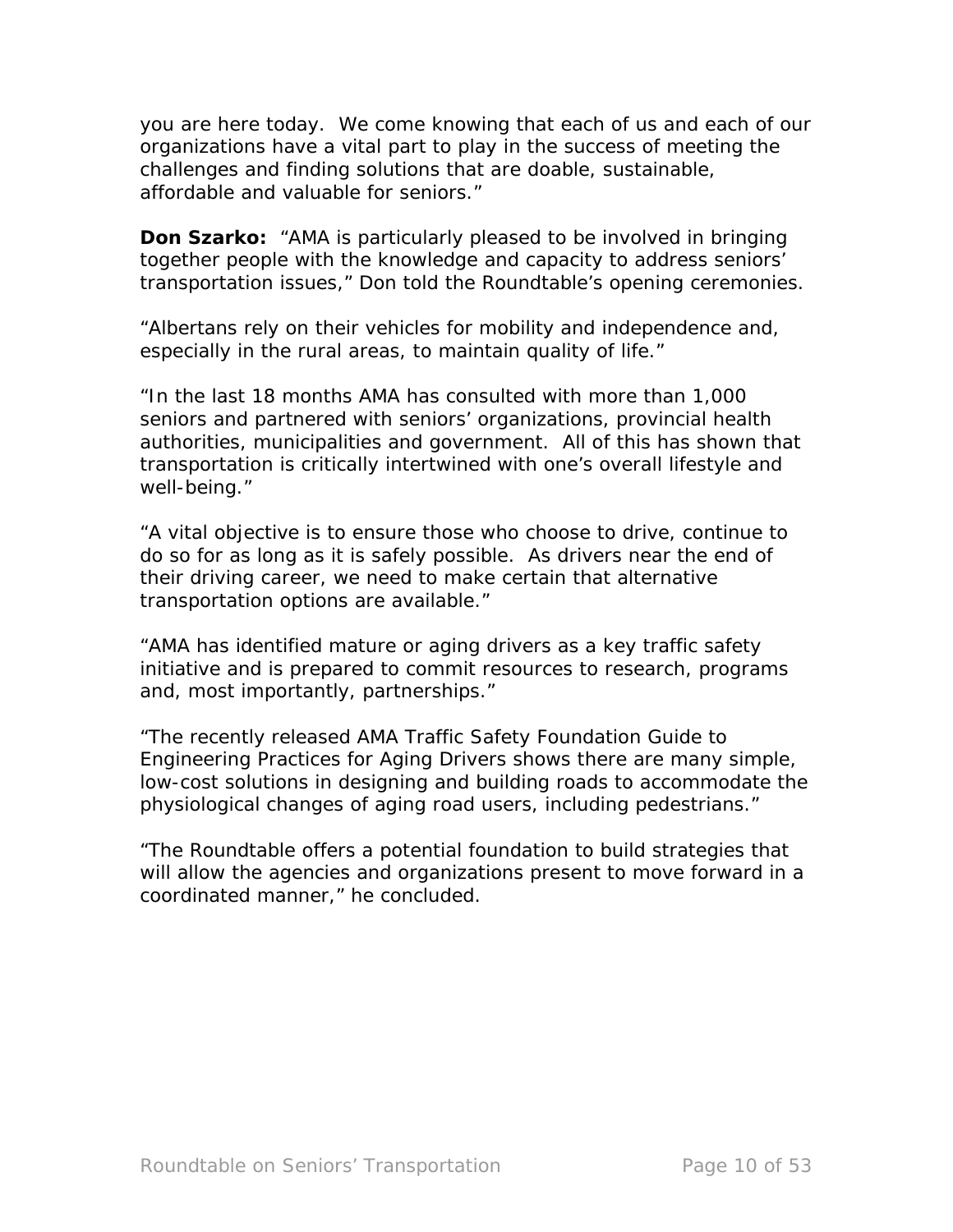you are here today.  We come knowing that each of us and each of our organizations have a vital part to play in the success of meeting the challenges and finding solutions that are doable, sustainable, affordable and valuable for seniors."

**Don Szarko:** "AMA is particularly pleased to be involved in bringing together people with the knowledge and capacity to address seniors' transportation issues," Don told the Roundtable's opening ceremonies.

"Albertans rely on their vehicles for mobility and independence and, especially in the rural areas, to maintain quality of life."

"In the last 18 months AMA has consulted with more than 1,000 seniors and partnered with seniors' organizations, provincial health authorities, municipalities and government.  All of this has shown that transportation is critically intertwined with one's overall lifestyle and well-being."

"A vital objective is to ensure those who choose to drive, continue to do so for as long as it is safely possible.  As drivers near the end of their driving career, we need to make certain that alternative transportation options are available."

"AMA has identified mature or aging drivers as a key traffic safety initiative and is prepared to commit resources to research, programs and, most importantly, partnerships."

"The recently released AMA Traffic Safety Foundation Guide to Engineering Practices for Aging Drivers shows there are many simple, low-cost solutions in designing and building roads to accommodate the physiological changes of aging road users, including pedestrians."

"The Roundtable offers a potential foundation to build strategies that will allow the agencies and organizations present to move forward in a coordinated manner," he concluded.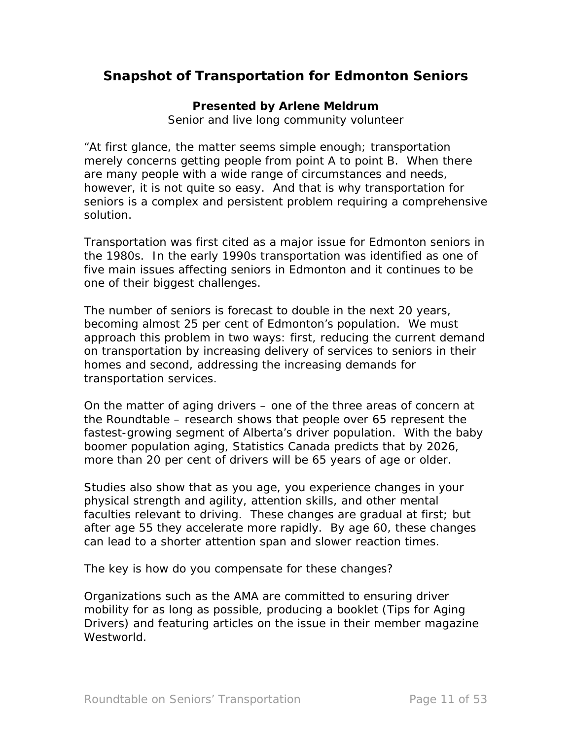## Snapshot of Transportation for Edmonton Seniors

**Presented by Arlene Meldrum**

Senior and live long community volunteer

"At first glance, the matter seems simple enough; transportation merely concerns getting people from point A to point B. When there are many people with a wide range of circumstances and needs, however, it is not quite so easy. And that is why transportation for seniors is a complex and persistent problem requiring a comprehensive solution.

Transportation was first cited as a major issue for Edmonton seniors in the 1980s. In the early 1990s transportation was identified as one of five main issues affecting seniors in Edmonton and it continues to be one of their biggest challenges.

The number of seniors is forecast to double in the next 20 years, becoming almost 25 per cent of Edmonton's population. We must approach this problem in two ways: first, reducing the current demand on transportation by increasing delivery of services to seniors in their homes and second, addressing the increasing demands for transportation services.

On the matter of aging drivers – one of the three areas of concern at the Roundtable – research shows that people over 65 represent the fastest-growing segment of Alberta's driver population. With the baby boomer population aging, Statistics Canada predicts that by 2026, more than 20 per cent of drivers will be 65 years of age or older.

Studies also show that as you age, you experience changes in your physical strength and agility, attention skills, and other mental faculties relevant to driving. These changes are gradual at first; but after age 55 they accelerate more rapidly. By age 60, these changes can lead to a shorter attention span and slower reaction times.

The key is how do you compensate for these changes?

Organizations such as the AMA are committed to ensuring driver mobility for as long as possible, producing a booklet (Tips for Aging Drivers) and featuring articles on the issue in their member magazine Westworld.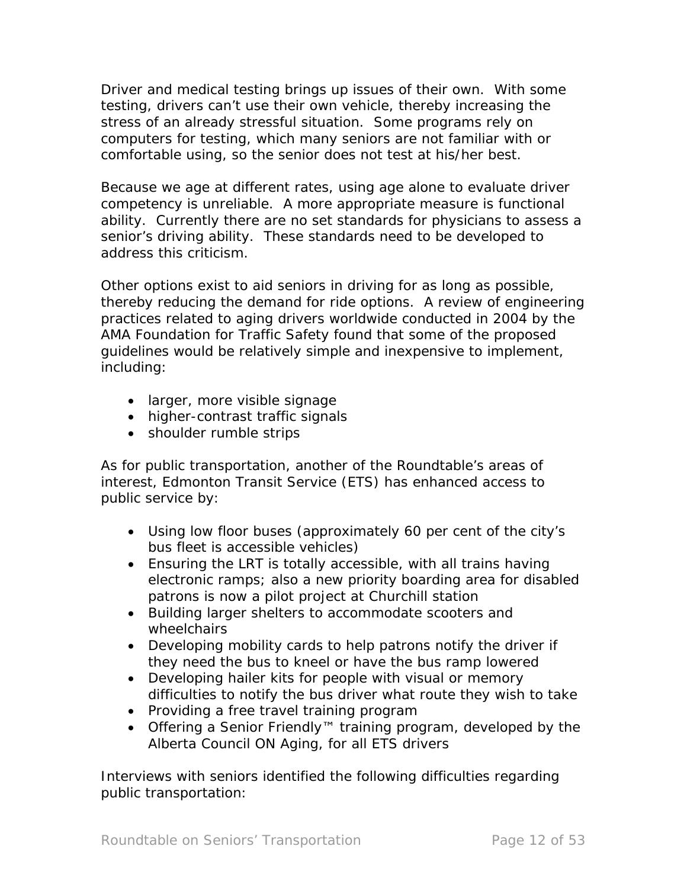Driver and medical testing brings up issues of their own. With some testing, drivers can't use their own vehicle, thereby increasing the stress of an already stressful situation. Some programs rely on computers for testing, which many seniors are not familiar with or comfortable using, so the senior does not test at his/her best.

Because we age at different rates, using age alone to evaluate driver competency is unreliable. A more appropriate measure is functional ability. Currently there are no set standards for physicians to assess a senior's driving ability. These standards need to be developed to address this criticism.

Other options exist to aid seniors in driving for as long as possible, thereby reducing the demand for ride options. A review of engineering practices related to aging drivers worldwide conducted in 2004 by the AMA Foundation for Traffic Safety found that some of the proposed guidelines would be relatively simple and inexpensive to implement, including:

- larger, more visible signage
- higher-contrast traffic signals
- shoulder rumble strips

As for public transportation, another of the Roundtable's areas of interest, Edmonton Transit Service (ETS) has enhanced access to public service by:

- Using low floor buses (approximately 60 per cent of the city's bus fleet is accessible vehicles)
- Ensuring the LRT is totally accessible, with all trains having electronic ramps; also a new priority boarding area for disabled patrons is now a pilot project at Churchill station
- Building larger shelters to accommodate scooters and wheelchairs
- Developing mobility cards to help patrons notify the driver if they need the bus to kneel or have the bus ramp lowered
- Developing hailer kits for people with visual or memory difficulties to notify the bus driver what route they wish to take
- Providing a free travel training program
- Offering a Senior Friendly™ training program, developed by the Alberta Council ON Aging, for all ETS drivers

Interviews with seniors identified the following difficulties regarding public transportation: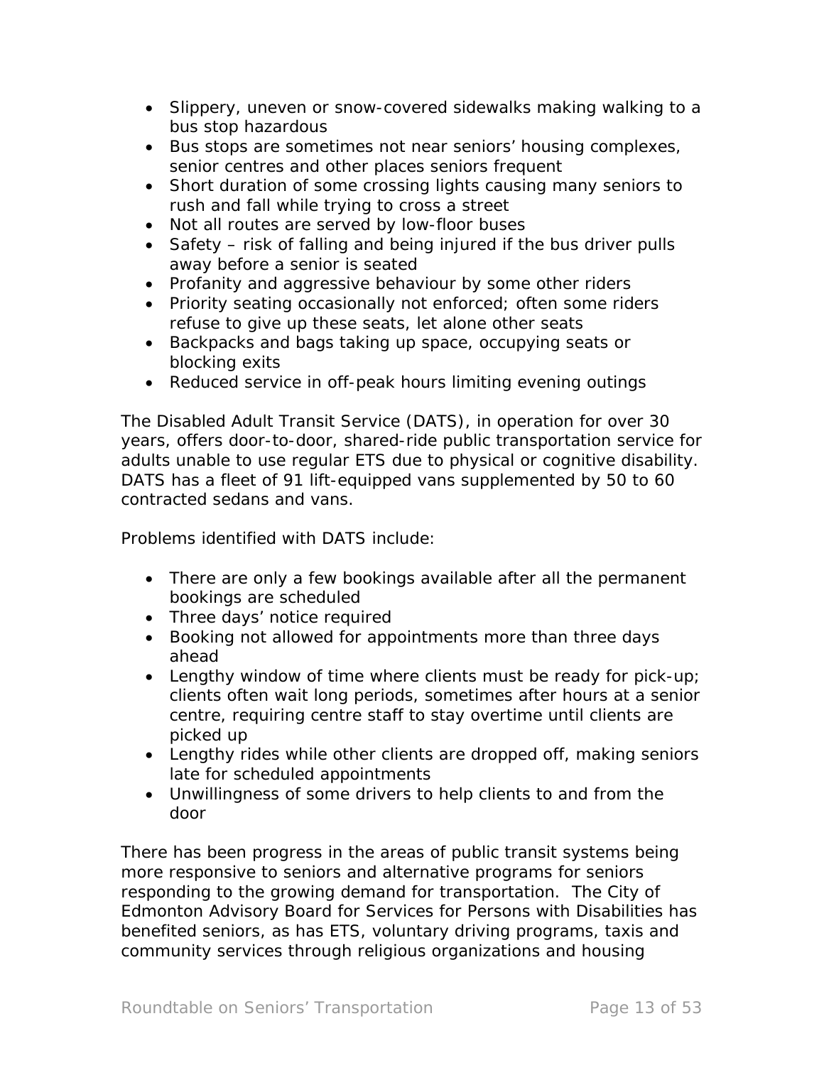- Slippery, uneven or snow-covered sidewalks making walking to a bus stop hazardous
- Bus stops are sometimes not near seniors' housing complexes, senior centres and other places seniors frequent
- Short duration of some crossing lights causing many seniors to rush and fall while trying to cross a street
- Not all routes are served by low-floor buses
- Safety – risk of falling and being injured if the bus driver pulls away before a senior is seated
- Profanity and aggressive behaviour by some other riders
- Priority seating occasionally not enforced; often some riders refuse to give up these seats, let alone other seats
- Backpacks and bags taking up space, occupying seats or blocking exits
- Reduced service in off-peak hours limiting evening outings

The Disabled Adult Transit Service (DATS), in operation for over 30 years, offers door-to-door, shared-ride public transportation service for adults unable to use regular ETS due to physical or cognitive disability. DATS has a fleet of 91 lift-equipped vans supplemented by 50 to 60 contracted sedans and vans.

Problems identified with DATS include:

- There are only a few bookings available after all the permanent bookings are scheduled
- Three days' notice required
- Booking not allowed for appointments more than three days ahead
- Lengthy window of time where clients must be ready for pick-up; clients often wait long periods, sometimes after hours at a senior centre, requiring centre staff to stay overtime until clients are picked up
- Lengthy rides while other clients are dropped off, making seniors late for scheduled appointments
- Unwillingness of some drivers to help clients to and from the door

There has been progress in the areas of public transit systems being more responsive to seniors and alternative programs for seniors responding to the growing demand for transportation. The City of Edmonton Advisory Board for Services for Persons with Disabilities has benefited seniors, as has ETS, voluntary driving programs, taxis and community services through religious organizations and housing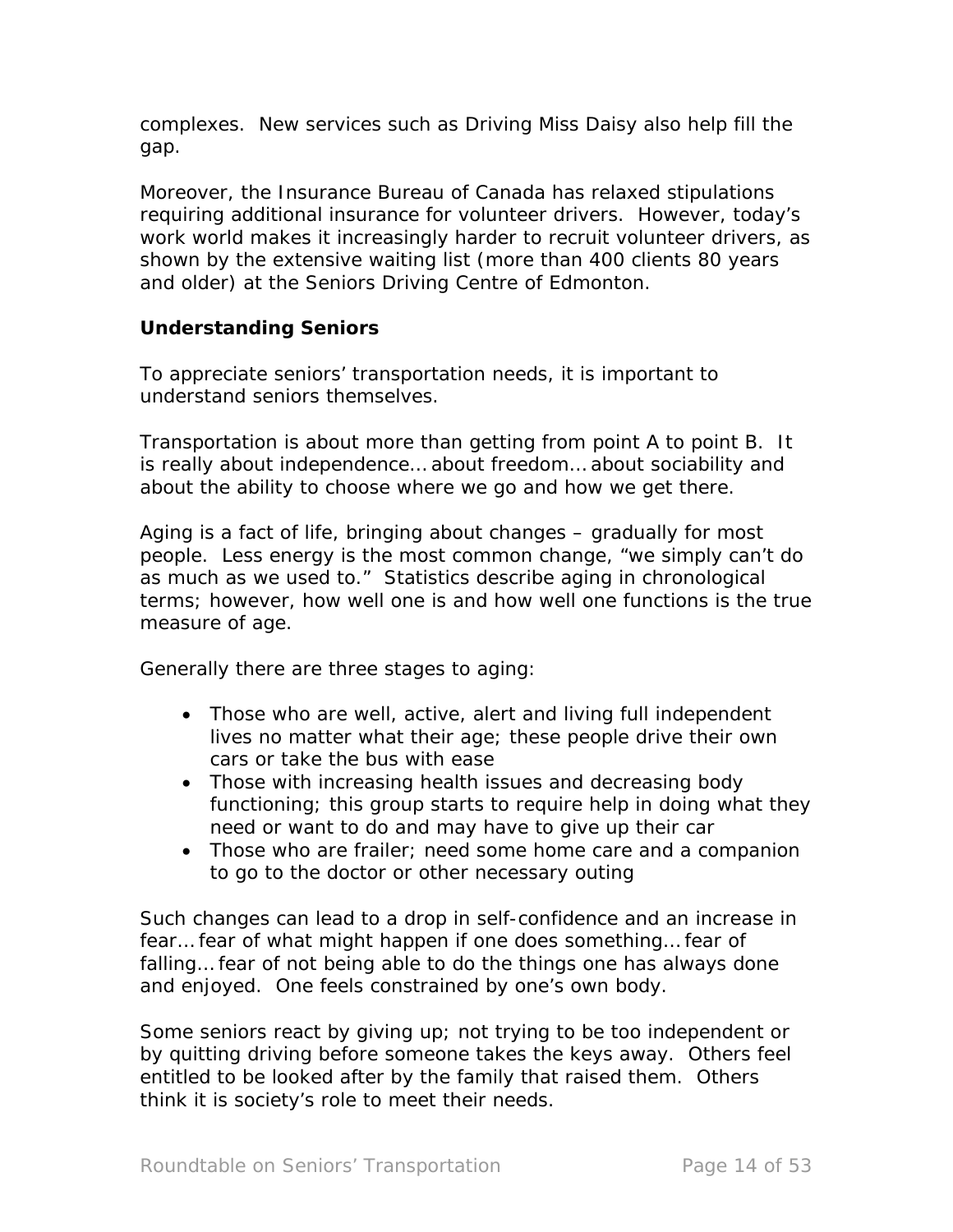complexes. New services such as Driving Miss Daisy also help fill the gap.

Moreover, the Insurance Bureau of Canada has relaxed stipulations requiring additional insurance for volunteer drivers. However, today's work world makes it increasingly harder to recruit volunteer drivers, as shown by the extensive waiting list (more than 400 clients 80 years and older) at the Seniors Driving Centre of Edmonton.

**Understanding Seniors**

To appreciate seniors' transportation needs, it is important to understand seniors themselves.

Transportation is about more than getting from point A to point B. It is really about independence… about freedom… about sociability and about the ability to choose where we go and how we get there.

Aging is a fact of life, bringing about changes – gradually for most people. Less energy is the most common change, "we simply can't do as much as we used to." Statistics describe aging in chronological terms; however, how well one is and how well one functions is the true measure of age.

Generally there are three stages to aging:

- Those who are well, active, alert and living full independent lives no matter what their age; these people drive their own cars or take the bus with ease
- Those with increasing health issues and decreasing body functioning; this group starts to require help in doing what they need or want to do and may have to give up their car
- Those who are frailer; need some home care and a companion to go to the doctor or other necessary outing

Such changes can lead to a drop in self-confidence and an increase in fear… fear of what might happen if one does something… fear of falling… fear of not being able to do the things one has always done and enjoyed. One feels constrained by one's own body.

Some seniors react by giving up; not trying to be too independent or by quitting driving before someone takes the keys away. Others feel entitled to be looked after by the family that raised them. Others think it is society's role to meet their needs.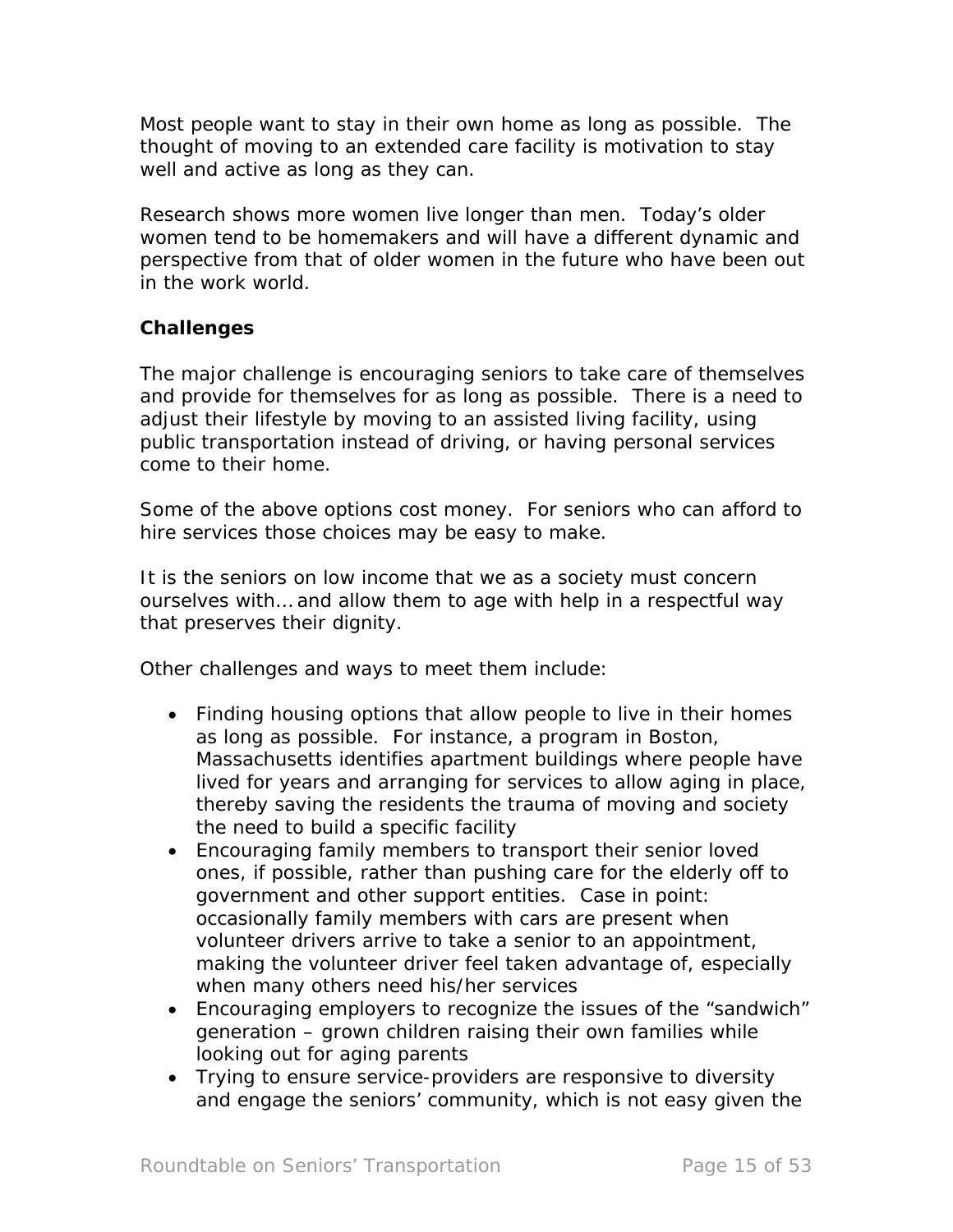Most people want to stay in their own home as long as possible. The thought of moving to an extended care facility is motivation to stay well and active as long as they can.

Research shows more women live longer than men. Today's older women tend to be homemakers and will have a different dynamic and perspective from that of older women in the future who have been out in the work world.

**Challenges**

The major challenge is encouraging seniors to take care of themselves and provide for themselves for as long as possible. There is a need to adjust their lifestyle by moving to an assisted living facility, using public transportation instead of driving, or having personal services come to their home.

Some of the above options cost money. For seniors who can afford to hire services those choices may be easy to make.

It is the seniors on low income that we as a society must concern ourselves with… and allow them to age with help in a respectful way that preserves their dignity.

Other challenges and ways to meet them include:

- Finding housing options that allow people to live in their homes as long as possible. For instance, a program in Boston, Massachusetts identifies apartment buildings where people have lived for years and arranging for services to allow aging in place, thereby saving the residents the trauma of moving and society the need to build a specific facility
- Encouraging family members to transport their senior loved ones, if possible, rather than pushing care for the elderly off to government and other support entities. Case in point: occasionally family members with cars are present when volunteer drivers arrive to take a senior to an appointment, making the volunteer driver feel taken advantage of, especially when many others need his/her services
- Encouraging employers to recognize the issues of the "sandwich" generation – grown children raising their own families while looking out for aging parents
- Trying to ensure service-providers are responsive to diversity and engage the seniors' community, which is not easy given the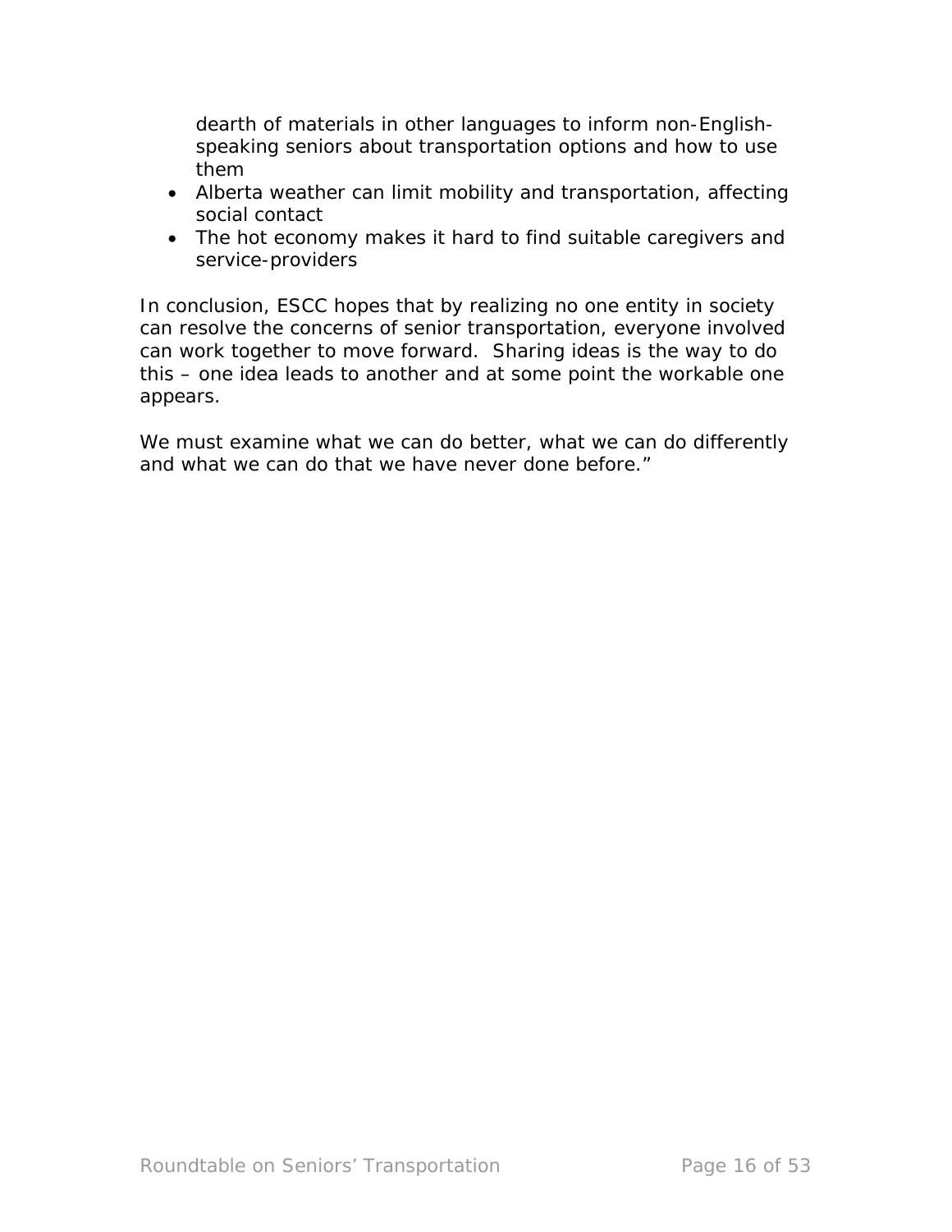dearth of materials in other languages to inform non-English-speaking seniors about transportation options and how to use them

- Alberta weather can limit mobility and transportation, affecting social contact
- The hot economy makes it hard to find suitable caregivers and service-providers

In conclusion, ESCC hopes that by realizing no one entity in society can resolve the concerns of senior transportation, everyone involved can work together to move forward. Sharing ideas is the way to do this – one idea leads to another and at some point the workable one appears.

We must examine what we can do better, what we can do differently and what we can do that we have never done before."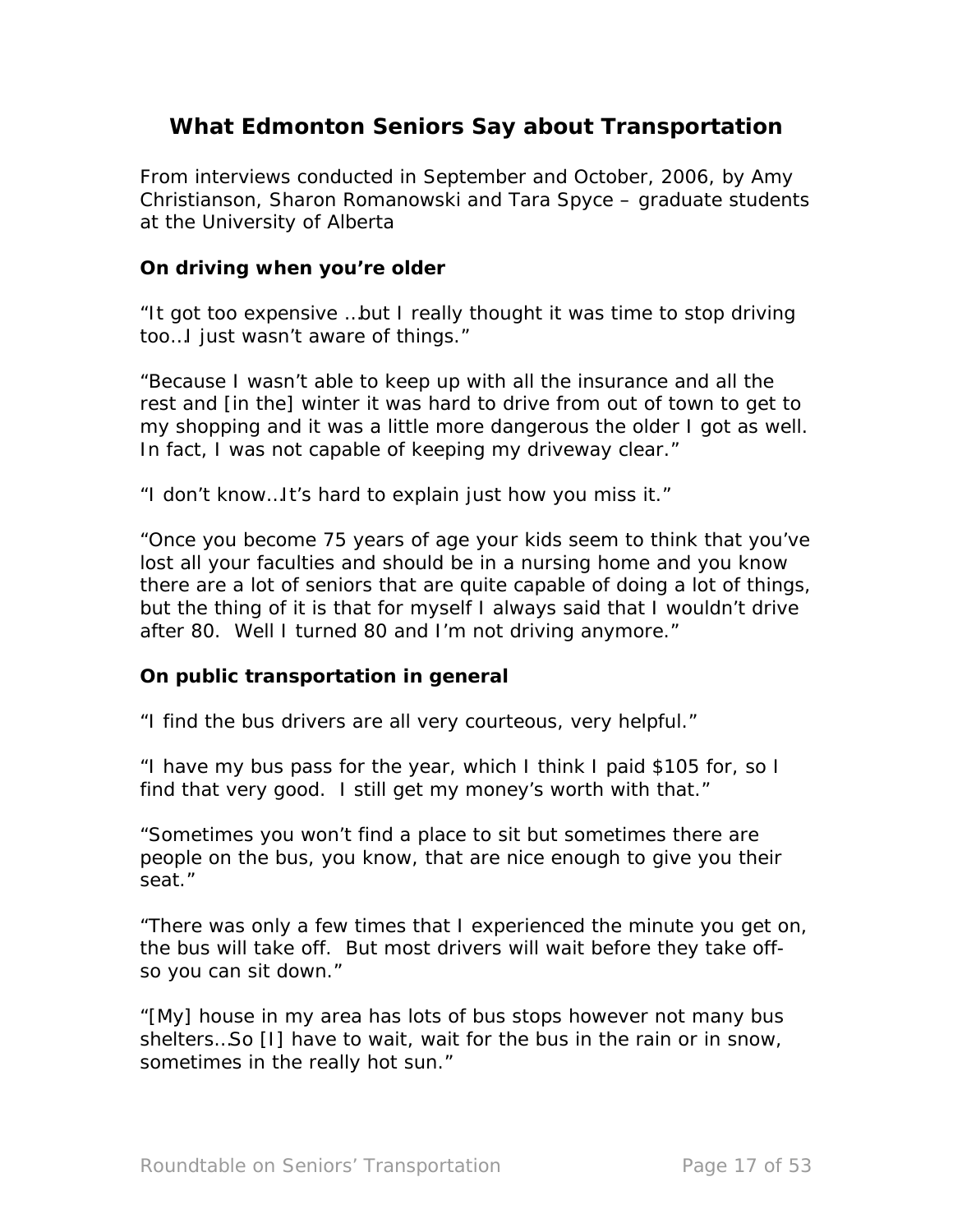## What Edmonton Seniors Say about Transportation

From interviews conducted in September and October, 2006, by Amy Christianson, Sharon Romanowski and Tara Spyce – graduate students at the University of Alberta

**On driving when you're older**

"It got too expensive …but I really thought it was time to stop driving too…I just wasn't aware of things."

"Because I wasn't able to keep up with all the insurance and all the rest and [in the] winter it was hard to drive from out of town to get to my shopping and it was a little more dangerous the older I got as well. In fact, I was not capable of keeping my driveway clear."

"I don't know…It's hard to explain just how you miss it."

"Once you become 75 years of age your kids seem to think that you've lost all your faculties and should be in a nursing home and you know there are a lot of seniors that are quite capable of doing a lot of things, but the thing of it is that for myself I always said that I wouldn't drive after 80. Well I turned 80 and I'm not driving anymore."

**On public transportation in general**

"I find the bus drivers are all very courteous, very helpful."

"I have my bus pass for the year, which I think I paid $105 for, so I find that very good. I still get my money's worth with that."

"Sometimes you won't find a place to sit but sometimes there are people on the bus, you know, that are nice enough to give you their seat."

"There was only a few times that I experienced the minute you get on, the bus will take off. But most drivers will wait before they take off-so you can sit down."

"[My] house in my area has lots of bus stops however not many bus shelters…So [I] have to wait, wait for the bus in the rain or in snow, sometimes in the really hot sun."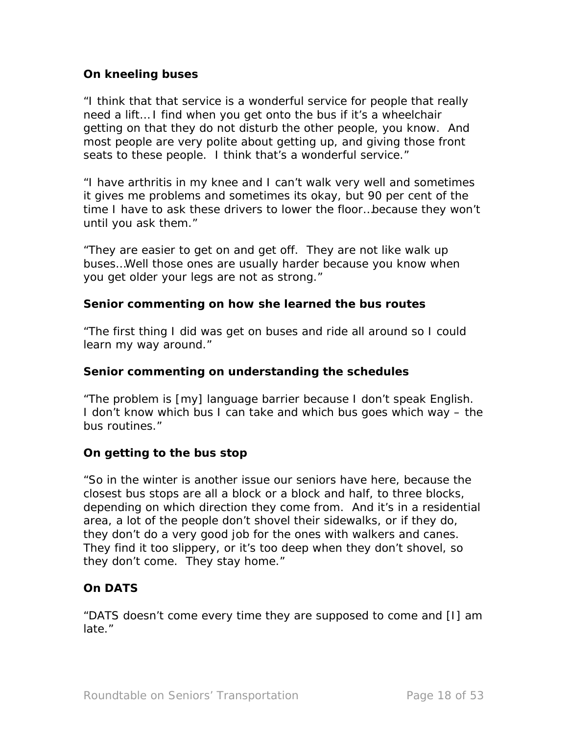**On kneeling buses**

"I think that that service is a wonderful service for people that really need a lift… I find when you get onto the bus if it's a wheelchair getting on that they do not disturb the other people, you know. And most people are very polite about getting up, and giving those front seats to these people. I think that's a wonderful service."

"I have arthritis in my knee and I can't walk very well and sometimes it gives me problems and sometimes its okay, but 90 per cent of the time I have to ask these drivers to lower the floor…because they won't until you ask them."

"They are easier to get on and get off. They are not like walk up buses…Well those ones are usually harder because you know when you get older your legs are not as strong."

**Senior commenting on how she learned the bus routes**

"The first thing I did was get on buses and ride all around so I could learn my way around."

**Senior commenting on understanding the schedules**

"The problem is [my] language barrier because I don't speak English. I don't know which bus I can take and which bus goes which way – the bus routines."

**On getting to the bus stop**

"So in the winter is another issue our seniors have here, because the closest bus stops are all a block or a block and half, to three blocks, depending on which direction they come from. And it's in a residential area, a lot of the people don't shovel their sidewalks, or if they do, they don't do a very good job for the ones with walkers and canes. They find it too slippery, or it's too deep when they don't shovel, so they don't come. They stay home."

**On DATS**

"DATS doesn't come every time they are supposed to come and [I] am late."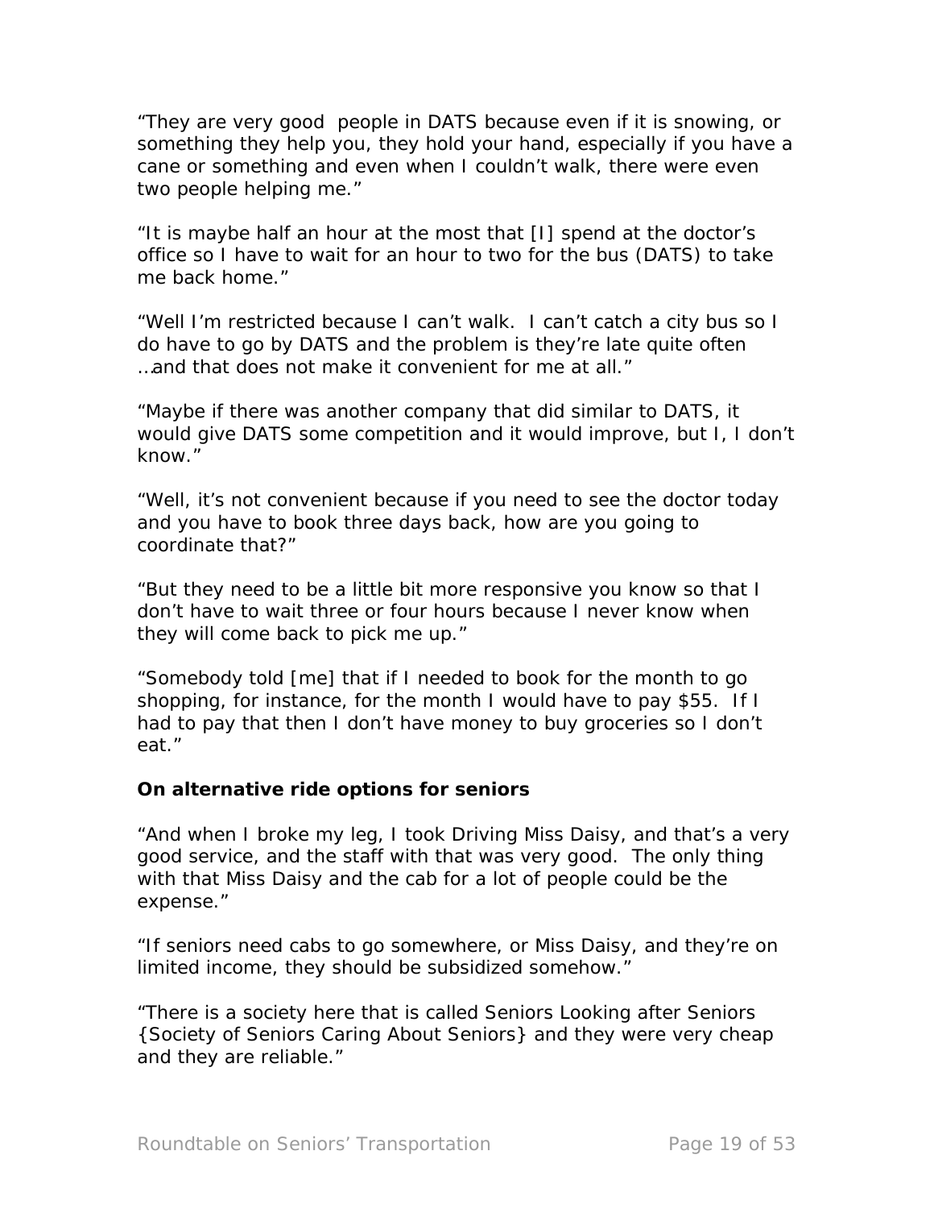"They are very good  people in DATS because even if it is snowing, or something they help you, they hold your hand, especially if you have a cane or something and even when I couldn't walk, there were even two people helping me."

"It is maybe half an hour at the most that [I] spend at the doctor's office so I have to wait for an hour to two for the bus (DATS) to take me back home."

"Well I'm restricted because I can't walk.  I can't catch a city bus so I do have to go by DATS and the problem is they're late quite often …and that does not make it convenient for me at all."

"Maybe if there was another company that did similar to DATS, it would give DATS some competition and it would improve, but I, I don't know."

"Well, it's not convenient because if you need to see the doctor today and you have to book three days back, how are you going to coordinate that?"

"But they need to be a little bit more responsive you know so that I don't have to wait three or four hours because I never know when they will come back to pick me up."

"Somebody told [me] that if I needed to book for the month to go shopping, for instance, for the month I would have to pay $55.  If I had to pay that then I don't have money to buy groceries so I don't eat."

**On alternative ride options for seniors**

"And when I broke my leg, I took Driving Miss Daisy, and that's a very good service, and the staff with that was very good.  The only thing with that Miss Daisy and the cab for a lot of people could be the expense."

"If seniors need cabs to go somewhere, or Miss Daisy, and they're on limited income, they should be subsidized somehow."

"There is a society here that is called Seniors Looking after Seniors {Society of Seniors Caring About Seniors} and they were very cheap and they are reliable."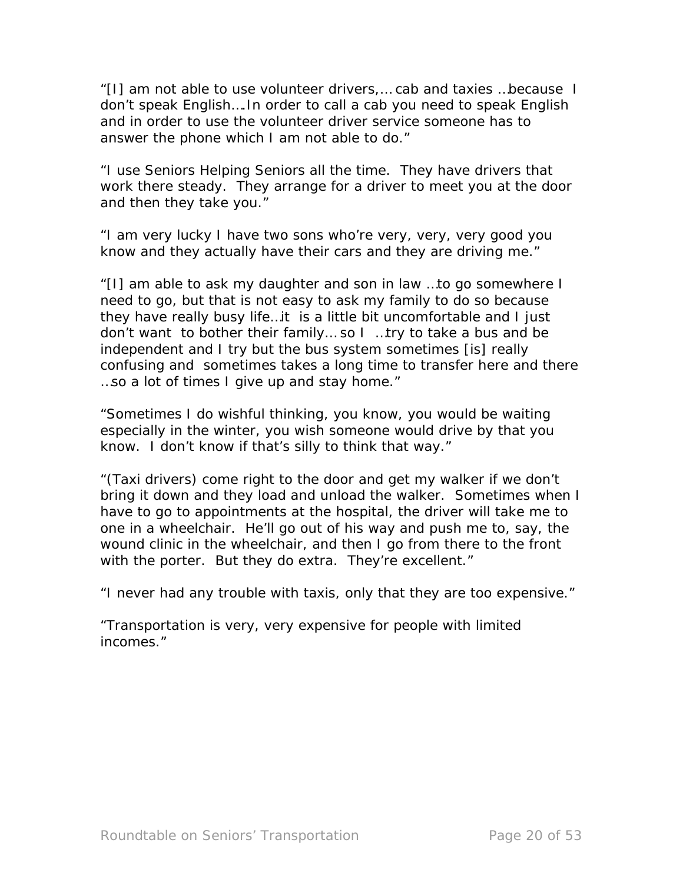"[I] am not able to use volunteer drivers,… cab and taxies …because I don't speak English….In order to call a cab you need to speak English and in order to use the volunteer driver service someone has to answer the phone which I am not able to do."

"I use Seniors Helping Seniors all the time. They have drivers that work there steady. They arrange for a driver to meet you at the door and then they take you."

"I am very lucky I have two sons who're very, very, very good you know and they actually have their cars and they are driving me."

"[I] am able to ask my daughter and son in law …to go somewhere I need to go, but that is not easy to ask my family to do so because they have really busy life…it is a little bit uncomfortable and I just don't want to bother their family… so I …try to take a bus and be independent and I try but the bus system sometimes [is] really confusing and sometimes takes a long time to transfer here and there …so a lot of times I give up and stay home."

"Sometimes I do wishful thinking, you know, you would be waiting especially in the winter, you wish someone would drive by that you know. I don't know if that's silly to think that way."

"(Taxi drivers) come right to the door and get my walker if we don't bring it down and they load and unload the walker. Sometimes when I have to go to appointments at the hospital, the driver will take me to one in a wheelchair. He'll go out of his way and push me to, say, the wound clinic in the wheelchair, and then I go from there to the front with the porter. But they do extra. They're excellent."

"I never had any trouble with taxis, only that they are too expensive."

"Transportation is very, very expensive for people with limited incomes."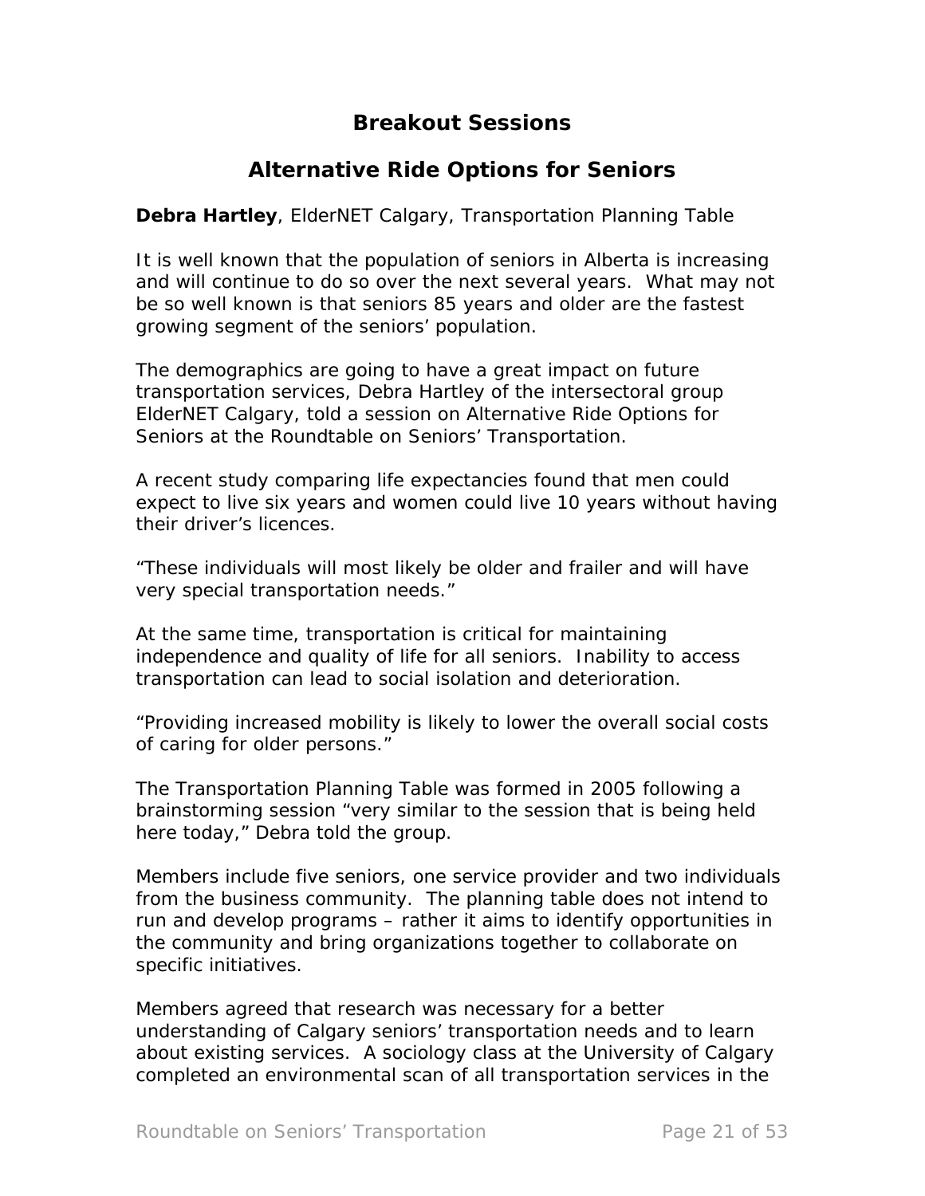## Breakout Sessions

## Alternative Ride Options for Seniors

**Debra Hartley**, ElderNET Calgary, Transportation Planning Table

It is well known that the population of seniors in Alberta is increasing and will continue to do so over the next several years. What may not be so well known is that seniors 85 years and older are the fastest growing segment of the seniors' population.

The demographics are going to have a great impact on future transportation services, Debra Hartley of the intersectoral group ElderNET Calgary, told a session on Alternative Ride Options for Seniors at the Roundtable on Seniors' Transportation.

A recent study comparing life expectancies found that men could expect to live six years and women could live 10 years without having their driver's licences.

"These individuals will most likely be older and frailer and will have very special transportation needs."

At the same time, transportation is critical for maintaining independence and quality of life for all seniors. Inability to access transportation can lead to social isolation and deterioration.

"Providing increased mobility is likely to lower the overall social costs of caring for older persons."

The Transportation Planning Table was formed in 2005 following a brainstorming session "very similar to the session that is being held here today," Debra told the group.

Members include five seniors, one service provider and two individuals from the business community. The planning table does not intend to run and develop programs – rather it aims to identify opportunities in the community and bring organizations together to collaborate on specific initiatives.

Members agreed that research was necessary for a better understanding of Calgary seniors' transportation needs and to learn about existing services. A sociology class at the University of Calgary completed an environmental scan of all transportation services in the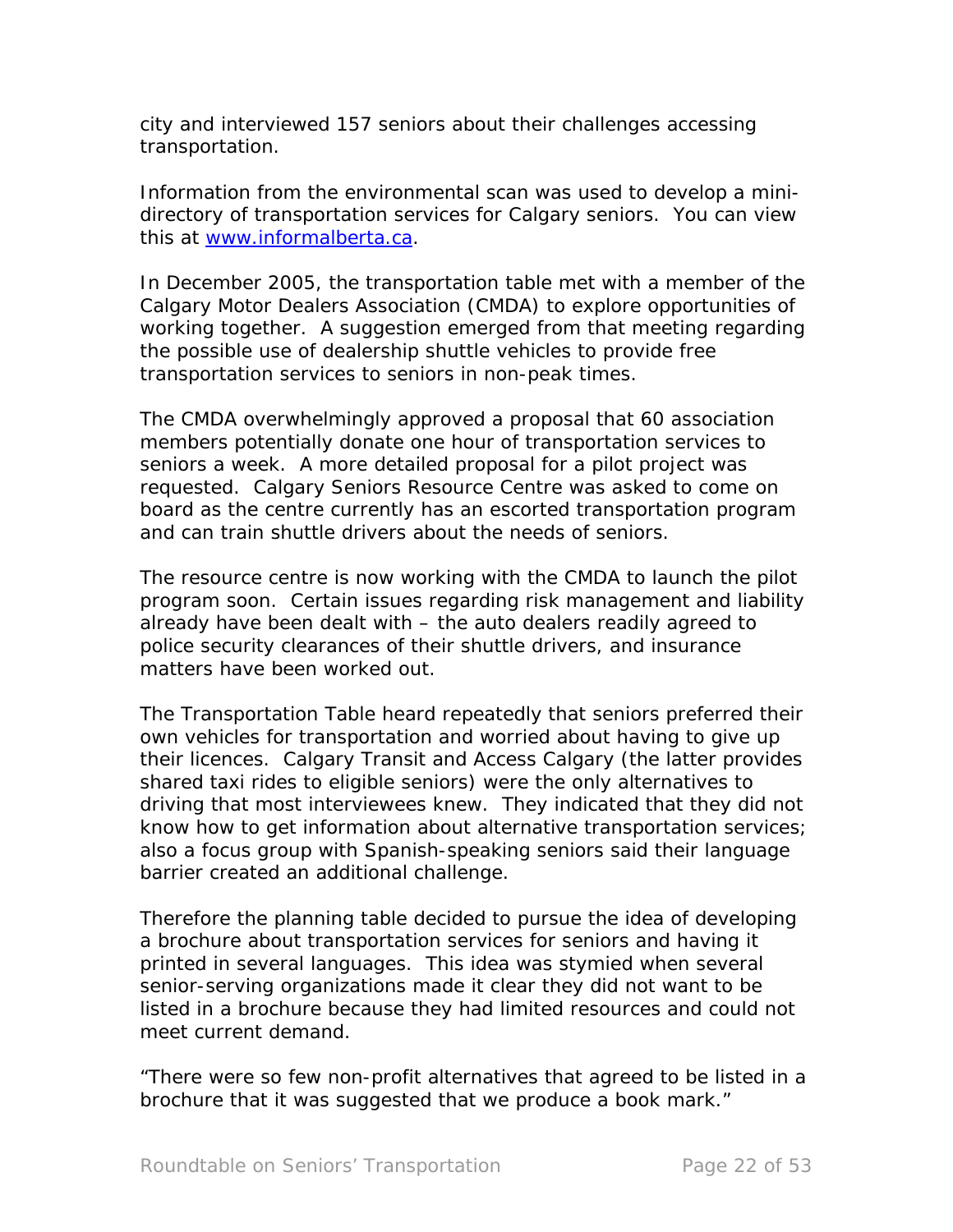city and interviewed 157 seniors about their challenges accessing transportation.

Information from the environmental scan was used to develop a mini-directory of transportation services for Calgary seniors. You can view this at [www.informalberta.ca](http://www.informalberta.ca).

In December 2005, the transportation table met with a member of the Calgary Motor Dealers Association (CMDA) to explore opportunities of working together. A suggestion emerged from that meeting regarding the possible use of dealership shuttle vehicles to provide free transportation services to seniors in non-peak times.

The CMDA overwhelmingly approved a proposal that 60 association members potentially donate one hour of transportation services to seniors a week. A more detailed proposal for a pilot project was requested. Calgary Seniors Resource Centre was asked to come on board as the centre currently has an escorted transportation program and can train shuttle drivers about the needs of seniors.

The resource centre is now working with the CMDA to launch the pilot program soon. Certain issues regarding risk management and liability already have been dealt with – the auto dealers readily agreed to police security clearances of their shuttle drivers, and insurance matters have been worked out.

The Transportation Table heard repeatedly that seniors preferred their own vehicles for transportation and worried about having to give up their licences. Calgary Transit and Access Calgary (the latter provides shared taxi rides to eligible seniors) were the only alternatives to driving that most interviewees knew. They indicated that they did not know how to get information about alternative transportation services; also a focus group with Spanish-speaking seniors said their language barrier created an additional challenge.

Therefore the planning table decided to pursue the idea of developing a brochure about transportation services for seniors and having it printed in several languages. This idea was stymied when several senior-serving organizations made it clear they did not want to be listed in a brochure because they had limited resources and could not meet current demand.

"There were so few non-profit alternatives that agreed to be listed in a brochure that it was suggested that we produce a book mark."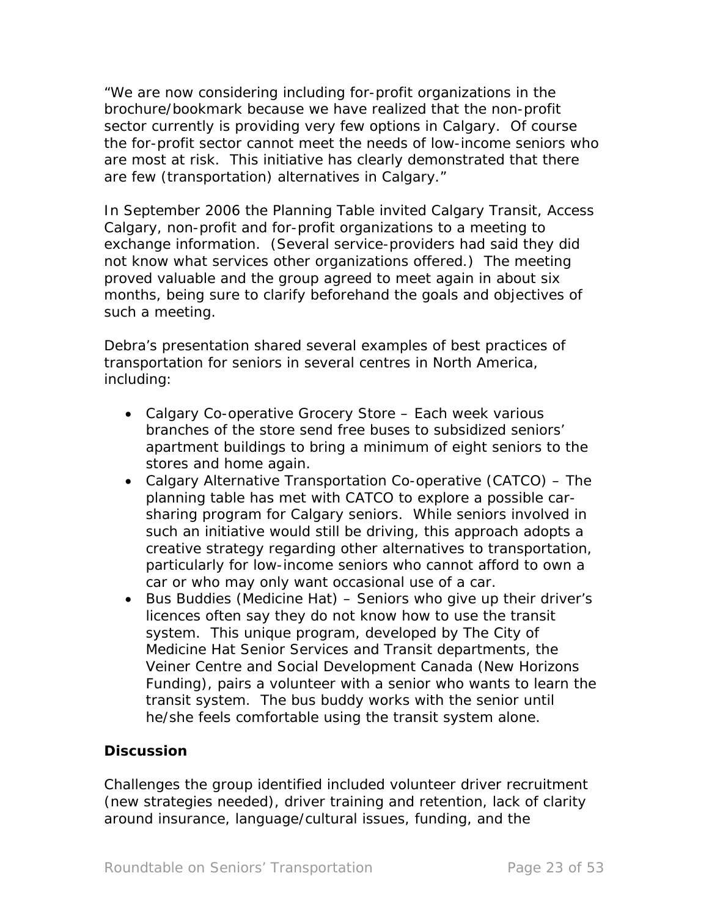"We are now considering including for-profit organizations in the brochure/bookmark because we have realized that the non-profit sector currently is providing very few options in Calgary. Of course the for-profit sector cannot meet the needs of low-income seniors who are most at risk. This initiative has clearly demonstrated that there are few (transportation) alternatives in Calgary."

In September 2006 the Planning Table invited Calgary Transit, Access Calgary, non-profit and for-profit organizations to a meeting to exchange information. (Several service-providers had said they did not know what services other organizations offered.) The meeting proved valuable and the group agreed to meet again in about six months, being sure to clarify beforehand the goals and objectives of such a meeting.

Debra's presentation shared several examples of best practices of transportation for seniors in several centres in North America, including:

- Calgary Co-operative Grocery Store – Each week various branches of the store send free buses to subsidized seniors' apartment buildings to bring a minimum of eight seniors to the stores and home again.
- Calgary Alternative Transportation Co-operative (CATCO) – The planning table has met with CATCO to explore a possible car-sharing program for Calgary seniors. While seniors involved in such an initiative would still be driving, this approach adopts a creative strategy regarding other alternatives to transportation, particularly for low-income seniors who cannot afford to own a car or who may only want occasional use of a car.
- Bus Buddies (Medicine Hat) – Seniors who give up their driver's licences often say they do not know how to use the transit system. This unique program, developed by The City of Medicine Hat Senior Services and Transit departments, the Veiner Centre and Social Development Canada (New Horizons Funding), pairs a volunteer with a senior who wants to learn the transit system. The bus buddy works with the senior until he/she feels comfortable using the transit system alone.

**Discussion**

Challenges the group identified included volunteer driver recruitment (new strategies needed), driver training and retention, lack of clarity around insurance, language/cultural issues, funding, and the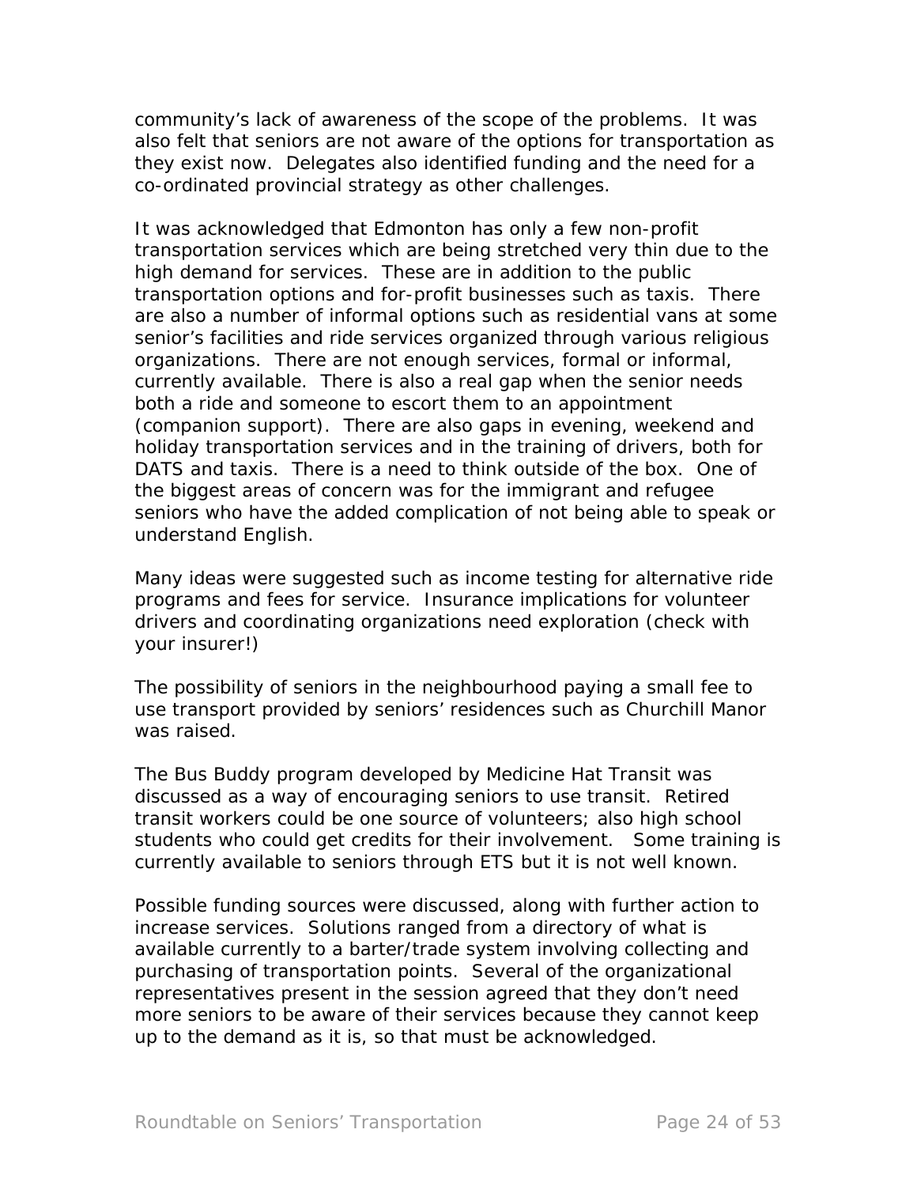community's lack of awareness of the scope of the problems. It was also felt that seniors are not aware of the options for transportation as they exist now. Delegates also identified funding and the need for a co-ordinated provincial strategy as other challenges.

It was acknowledged that Edmonton has only a few non-profit transportation services which are being stretched very thin due to the high demand for services. These are in addition to the public transportation options and for-profit businesses such as taxis. There are also a number of informal options such as residential vans at some senior's facilities and ride services organized through various religious organizations. There are not enough services, formal or informal, currently available. There is also a real gap when the senior needs both a ride and someone to escort them to an appointment (companion support). There are also gaps in evening, weekend and holiday transportation services and in the training of drivers, both for DATS and taxis. There is a need to think outside of the box. One of the biggest areas of concern was for the immigrant and refugee seniors who have the added complication of not being able to speak or understand English.

Many ideas were suggested such as income testing for alternative ride programs and fees for service. Insurance implications for volunteer drivers and coordinating organizations need exploration (check with your insurer!)

The possibility of seniors in the neighbourhood paying a small fee to use transport provided by seniors' residences such as Churchill Manor was raised.

The Bus Buddy program developed by Medicine Hat Transit was discussed as a way of encouraging seniors to use transit. Retired transit workers could be one source of volunteers; also high school students who could get credits for their involvement. Some training is currently available to seniors through ETS but it is not well known.

Possible funding sources were discussed, along with further action to increase services. Solutions ranged from a directory of what is available currently to a barter/trade system involving collecting and purchasing of transportation points. Several of the organizational representatives present in the session agreed that they don't need more seniors to be aware of their services because they cannot keep up to the demand as it is, so that must be acknowledged.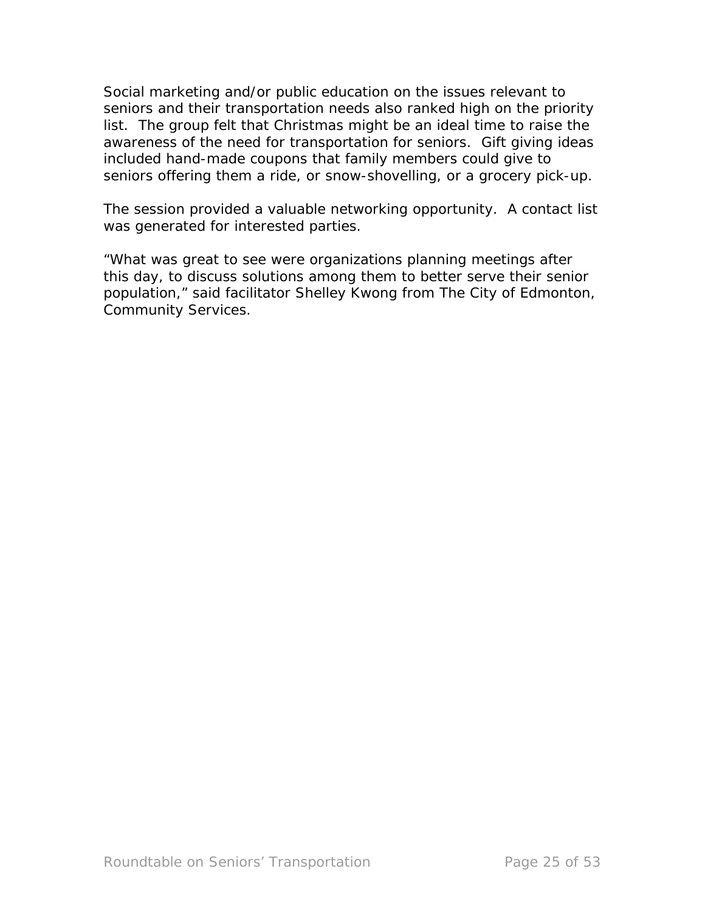Social marketing and/or public education on the issues relevant to seniors and their transportation needs also ranked high on the priority list. The group felt that Christmas might be an ideal time to raise the awareness of the need for transportation for seniors. Gift giving ideas included hand-made coupons that family members could give to seniors offering them a ride, or snow-shovelling, or a grocery pick-up.

The session provided a valuable networking opportunity. A contact list was generated for interested parties.

"What was great to see were organizations planning meetings after this day, to discuss solutions among them to better serve their senior population," said facilitator Shelley Kwong from The City of Edmonton, Community Services.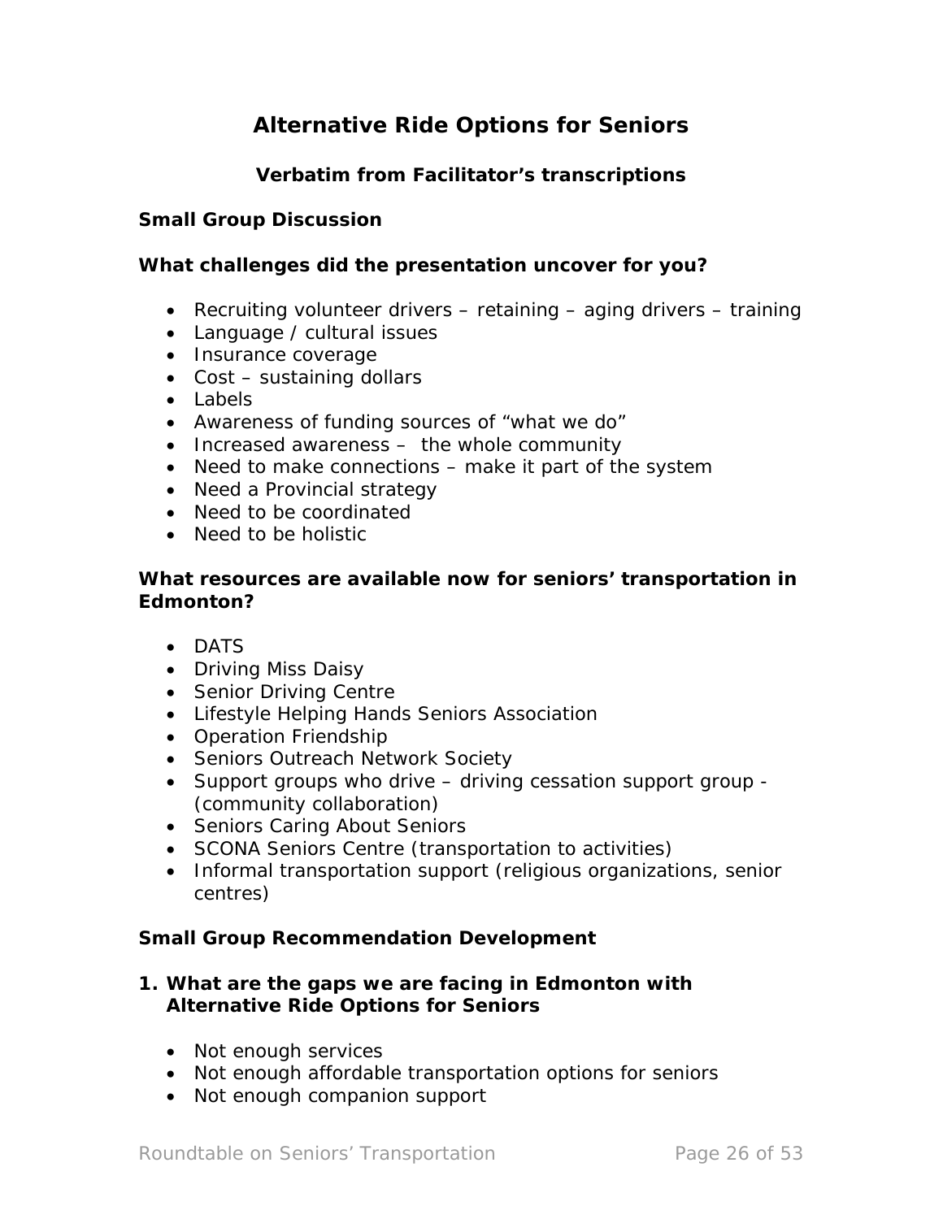# Alternative Ride Options for Seniors

## Verbatim from Facilitator's transcriptions

### Small Group Discussion

**What challenges did the presentation uncover for you?**

- Recruiting volunteer drivers – retaining – aging drivers – training
- Language / cultural issues
- Insurance coverage
- Cost – sustaining dollars
- Labels
- Awareness of funding sources of "what we do"
- Increased awareness – the whole community
- Need to make connections – make it part of the system
- Need a Provincial strategy
- Need to be coordinated
- Need to be holistic

**What resources are available now for seniors' transportation in Edmonton?**

- DATS
- Driving Miss Daisy
- Senior Driving Centre
- Lifestyle Helping Hands Seniors Association
- Operation Friendship
- Seniors Outreach Network Society
- Support groups who drive – driving cessation support group - (community collaboration)
- Seniors Caring About Seniors
- SCONA Seniors Centre (transportation to activities)
- Informal transportation support (religious organizations, senior centres)

### Small Group Recommendation Development

**1. What are the gaps we are facing in Edmonton with Alternative Ride Options for Seniors**

- Not enough services
- Not enough affordable transportation options for seniors
- Not enough companion support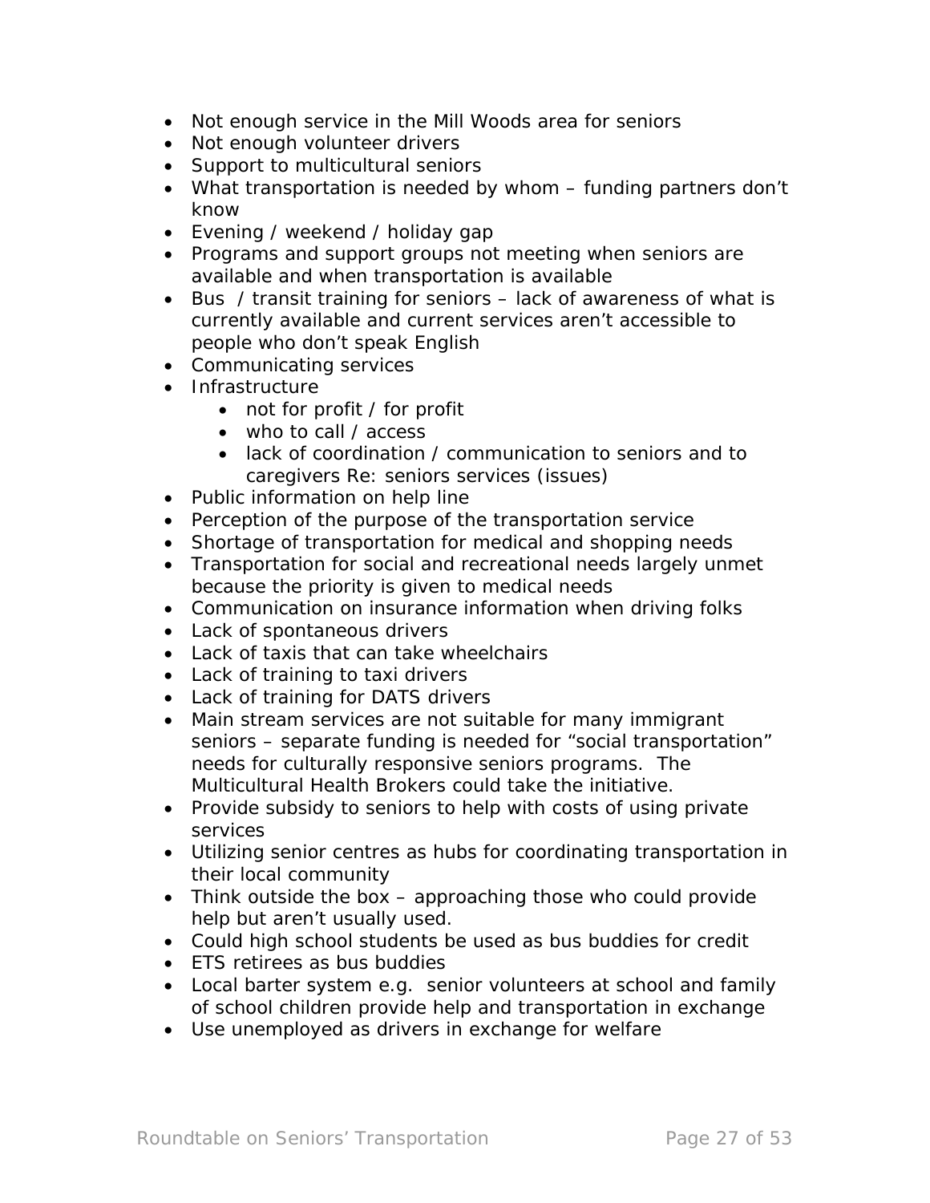- Not enough service in the Mill Woods area for seniors
- Not enough volunteer drivers
- Support to multicultural seniors
- What transportation is needed by whom – funding partners don't know
- Evening / weekend / holiday gap
- Programs and support groups not meeting when seniors are available and when transportation is available
- Bus / transit training for seniors – lack of awareness of what is currently available and current services aren't accessible to people who don't speak English
- Communicating services
- Infrastructure
  - not for profit / for profit
  - who to call / access
  - lack of coordination / communication to seniors and to caregivers Re: seniors services (issues)
- Public information on help line
- Perception of the purpose of the transportation service
- Shortage of transportation for medical and shopping needs
- Transportation for social and recreational needs largely unmet because the priority is given to medical needs
- Communication on insurance information when driving folks
- Lack of spontaneous drivers
- Lack of taxis that can take wheelchairs
- Lack of training to taxi drivers
- Lack of training for DATS drivers
- Main stream services are not suitable for many immigrant seniors – separate funding is needed for "social transportation" needs for culturally responsive seniors programs. The Multicultural Health Brokers could take the initiative.
- Provide subsidy to seniors to help with costs of using private services
- Utilizing senior centres as hubs for coordinating transportation in their local community
- Think outside the box – approaching those who could provide help but aren't usually used.
- Could high school students be used as bus buddies for credit
- ETS retirees as bus buddies
- Local barter system e.g. senior volunteers at school and family of school children provide help and transportation in exchange
- Use unemployed as drivers in exchange for welfare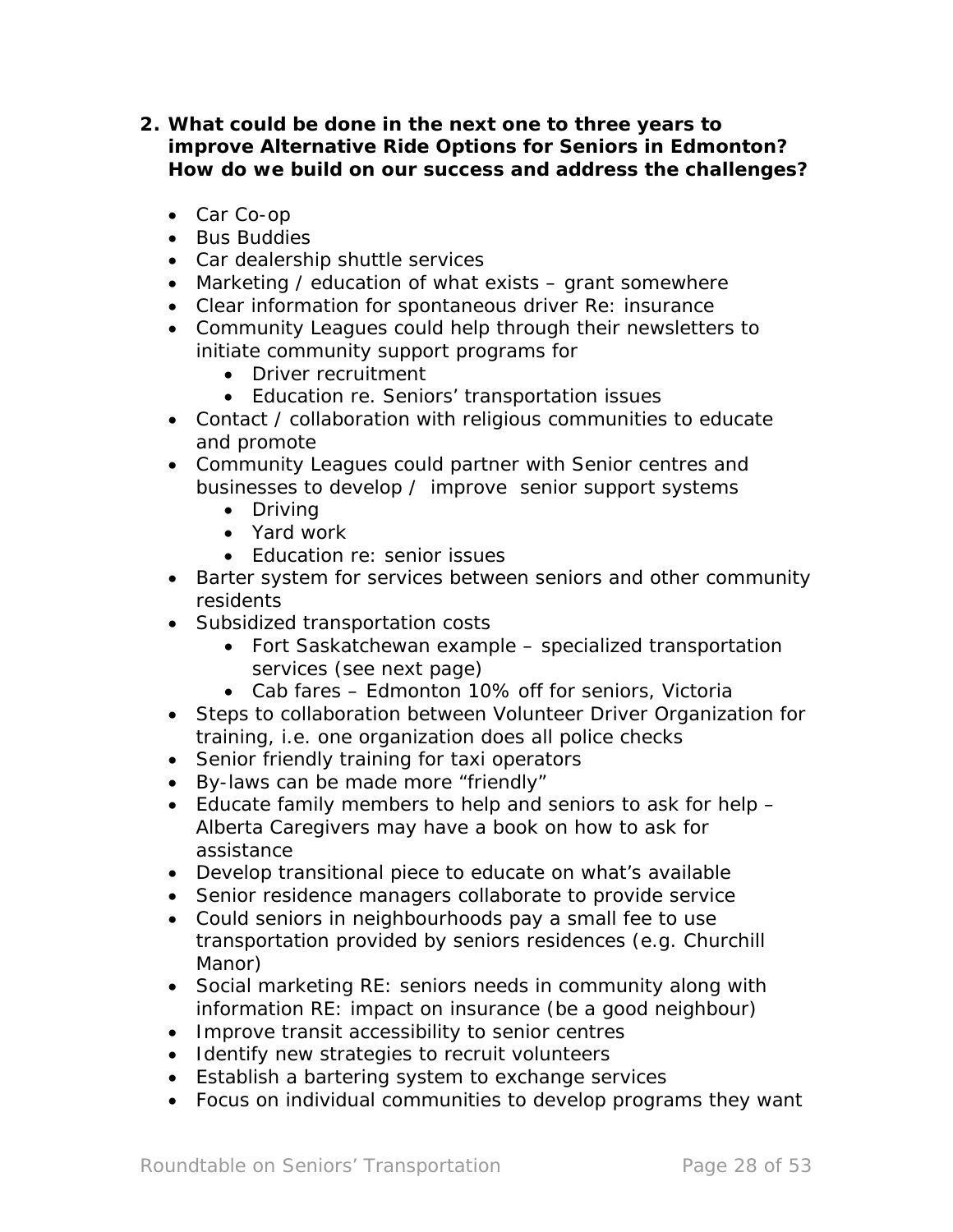**2. What could be done in the next one to three years to improve Alternative Ride Options for Seniors in Edmonton? How do we build on our success and address the challenges?**

- Car Co-op
- Bus Buddies
- Car dealership shuttle services
- Marketing / education of what exists – grant somewhere
- Clear information for spontaneous driver Re: insurance
- Community Leagues could help through their newsletters to initiate community support programs for
    - Driver recruitment
    - Education re. Seniors' transportation issues
- Contact / collaboration with religious communities to educate and promote
- Community Leagues could partner with Senior centres and businesses to develop / improve senior support systems
    - Driving
    - Yard work
    - Education re: senior issues
- Barter system for services between seniors and other community residents
- Subsidized transportation costs
    - Fort Saskatchewan example – specialized transportation services (see next page)
    - Cab fares – Edmonton 10% off for seniors, Victoria
- Steps to collaboration between Volunteer Driver Organization for training, i.e. one organization does all police checks
- Senior friendly training for taxi operators
- By-laws can be made more "friendly"
- Educate family members to help and seniors to ask for help – Alberta Caregivers may have a book on how to ask for assistance
- Develop transitional piece to educate on what's available
- Senior residence managers collaborate to provide service
- Could seniors in neighbourhoods pay a small fee to use transportation provided by seniors residences (e.g. Churchill Manor)
- Social marketing RE: seniors needs in community along with information RE: impact on insurance (be a good neighbour)
- Improve transit accessibility to senior centres
- Identify new strategies to recruit volunteers
- Establish a bartering system to exchange services
- Focus on individual communities to develop programs they want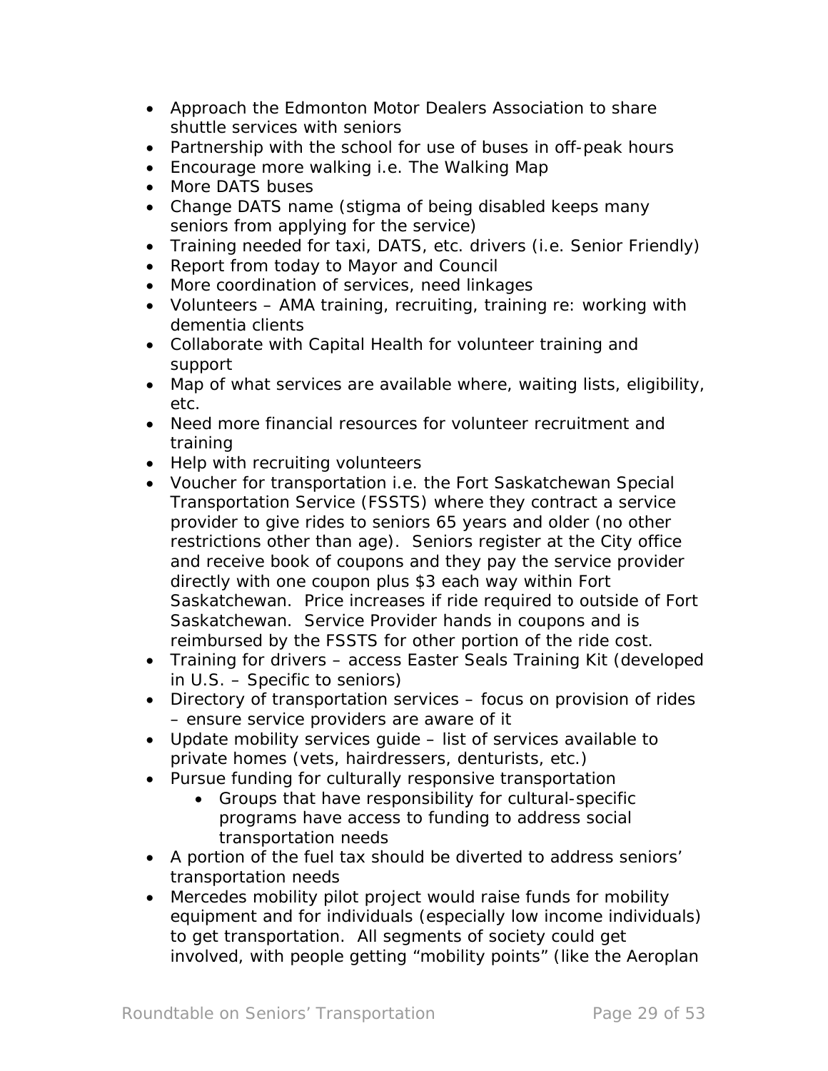- Approach the Edmonton Motor Dealers Association to share shuttle services with seniors
- Partnership with the school for use of buses in off-peak hours
- Encourage more walking i.e. The Walking Map
- More DATS buses
- Change DATS name (stigma of being disabled keeps many seniors from applying for the service)
- Training needed for taxi, DATS, etc. drivers (i.e. Senior Friendly)
- Report from today to Mayor and Council
- More coordination of services, need linkages
- Volunteers – AMA training, recruiting, training re: working with dementia clients
- Collaborate with Capital Health for volunteer training and support
- Map of what services are available where, waiting lists, eligibility, etc.
- Need more financial resources for volunteer recruitment and training
- Help with recruiting volunteers
- Voucher for transportation i.e. the Fort Saskatchewan Special Transportation Service (FSSTS) where they contract a service provider to give rides to seniors 65 years and older (no other restrictions other than age). Seniors register at the City office and receive book of coupons and they pay the service provider directly with one coupon plus $3 each way within Fort Saskatchewan. Price increases if ride required to outside of Fort Saskatchewan. Service Provider hands in coupons and is reimbursed by the FSSTS for other portion of the ride cost.
- Training for drivers – access Easter Seals Training Kit (developed in U.S. – Specific to seniors)
- Directory of transportation services – focus on provision of rides – ensure service providers are aware of it
- Update mobility services guide – list of services available to private homes (vets, hairdressers, denturists, etc.)
- Pursue funding for culturally responsive transportation
    - Groups that have responsibility for cultural-specific programs have access to funding to address social transportation needs
- A portion of the fuel tax should be diverted to address seniors' transportation needs
- Mercedes mobility pilot project would raise funds for mobility equipment and for individuals (especially low income individuals) to get transportation. All segments of society could get involved, with people getting "mobility points" (like the Aeroplan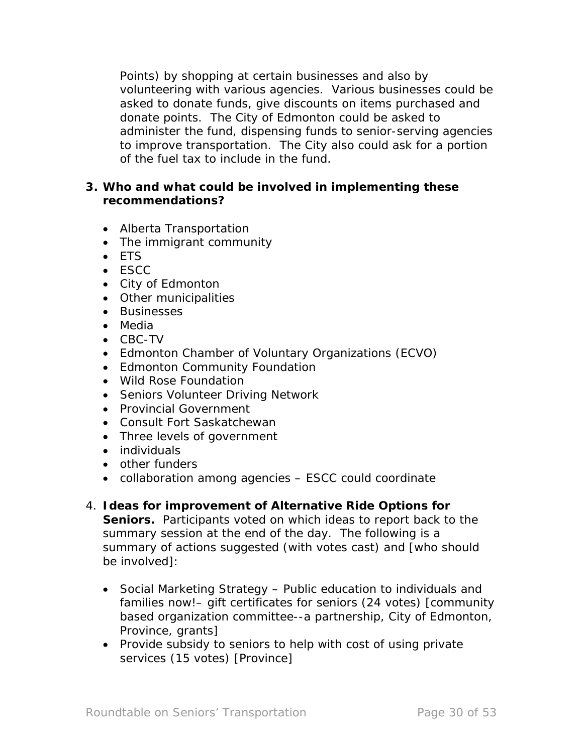Points) by shopping at certain businesses and also by volunteering with various agencies. Various businesses could be asked to donate funds, give discounts on items purchased and donate points. The City of Edmonton could be asked to administer the fund, dispensing funds to senior-serving agencies to improve transportation. The City also could ask for a portion of the fuel tax to include in the fund.

**3. Who and what could be involved in implementing these recommendations?**

- Alberta Transportation
- The immigrant community
- ETS
- ESCC
- City of Edmonton
- Other municipalities
- Businesses
- Media
- CBC-TV
- Edmonton Chamber of Voluntary Organizations (ECVO)
- Edmonton Community Foundation
- Wild Rose Foundation
- Seniors Volunteer Driving Network
- Provincial Government
- Consult Fort Saskatchewan
- Three levels of government
- individuals
- other funders
- collaboration among agencies – ESCC could coordinate

4. **Ideas for improvement of Alternative Ride Options for Seniors.** Participants voted on which ideas to report back to the summary session at the end of the day. The following is a summary of actions suggested (with votes cast) and [who should be involved]:

- Social Marketing Strategy – Public education to individuals and families now!– gift certificates for seniors (24 votes) [community based organization committee--a partnership, City of Edmonton, Province, grants]
- Provide subsidy to seniors to help with cost of using private services (15 votes) [Province]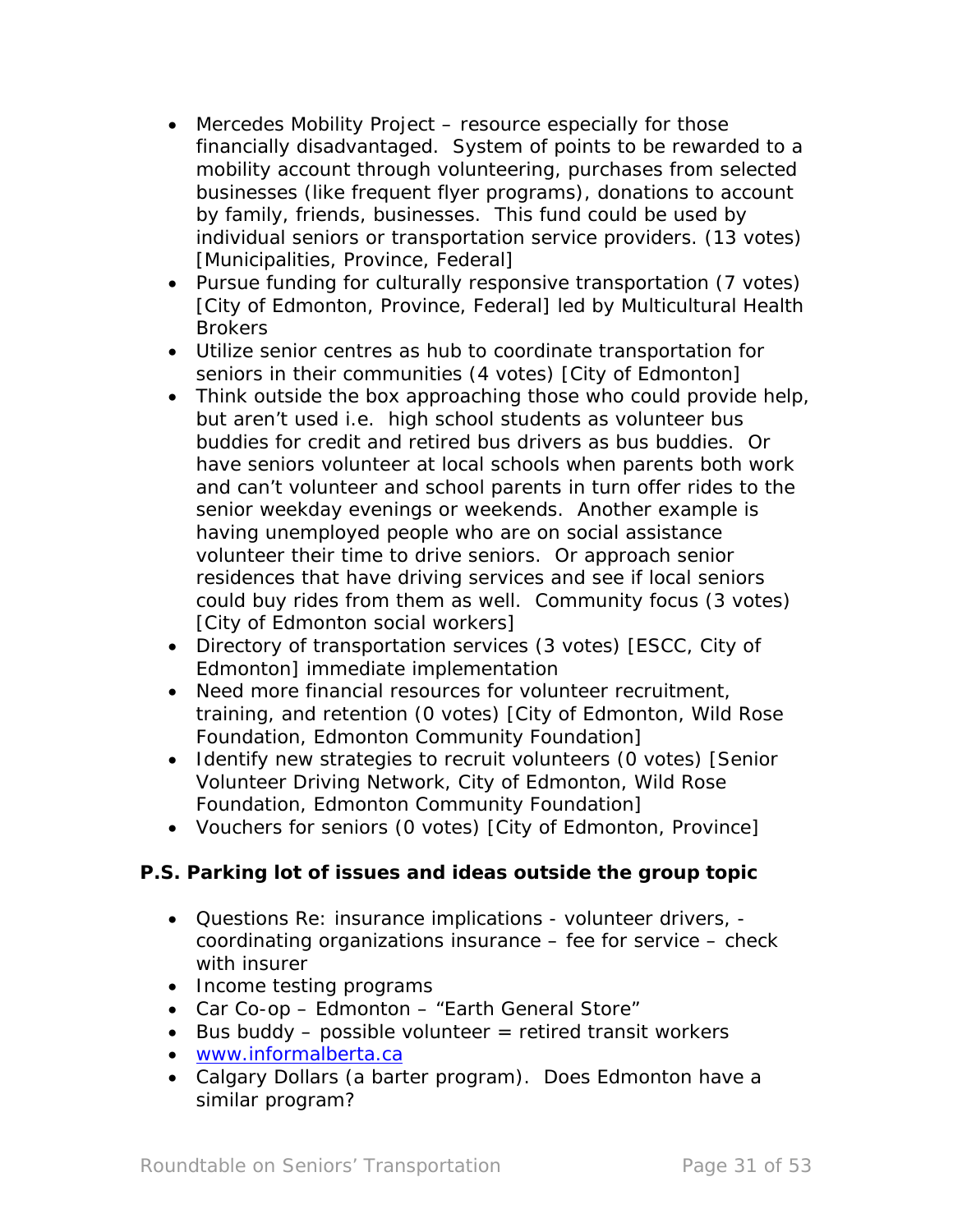- Mercedes Mobility Project – resource especially for those financially disadvantaged. System of points to be rewarded to a mobility account through volunteering, purchases from selected businesses (like frequent flyer programs), donations to account by family, friends, businesses. This fund could be used by individual seniors or transportation service providers. (13 votes) [Municipalities, Province, Federal]
- Pursue funding for culturally responsive transportation (7 votes) [City of Edmonton, Province, Federal] led by Multicultural Health Brokers
- Utilize senior centres as hub to coordinate transportation for seniors in their communities (4 votes) [City of Edmonton]
- Think outside the box approaching those who could provide help, but aren't used i.e. high school students as volunteer bus buddies for credit and retired bus drivers as bus buddies. Or have seniors volunteer at local schools when parents both work and can't volunteer and school parents in turn offer rides to the senior weekday evenings or weekends. Another example is having unemployed people who are on social assistance volunteer their time to drive seniors. Or approach senior residences that have driving services and see if local seniors could buy rides from them as well. Community focus (3 votes) [City of Edmonton social workers]
- Directory of transportation services (3 votes) [ESCC, City of Edmonton] immediate implementation
- Need more financial resources for volunteer recruitment, training, and retention (0 votes) [City of Edmonton, Wild Rose Foundation, Edmonton Community Foundation]
- Identify new strategies to recruit volunteers (0 votes) [Senior Volunteer Driving Network, City of Edmonton, Wild Rose Foundation, Edmonton Community Foundation]
- Vouchers for seniors (0 votes) [City of Edmonton, Province]

**P.S. Parking lot of issues and ideas outside the group topic**

- Questions Re: insurance implications - volunteer drivers, - coordinating organizations insurance – fee for service – check with insurer
- Income testing programs
- Car Co-op – Edmonton – "Earth General Store"
- Bus buddy – possible volunteer = retired transit workers
- [www.informalberta.ca](http://www.informalberta.ca)
- Calgary Dollars (a barter program). Does Edmonton have a similar program?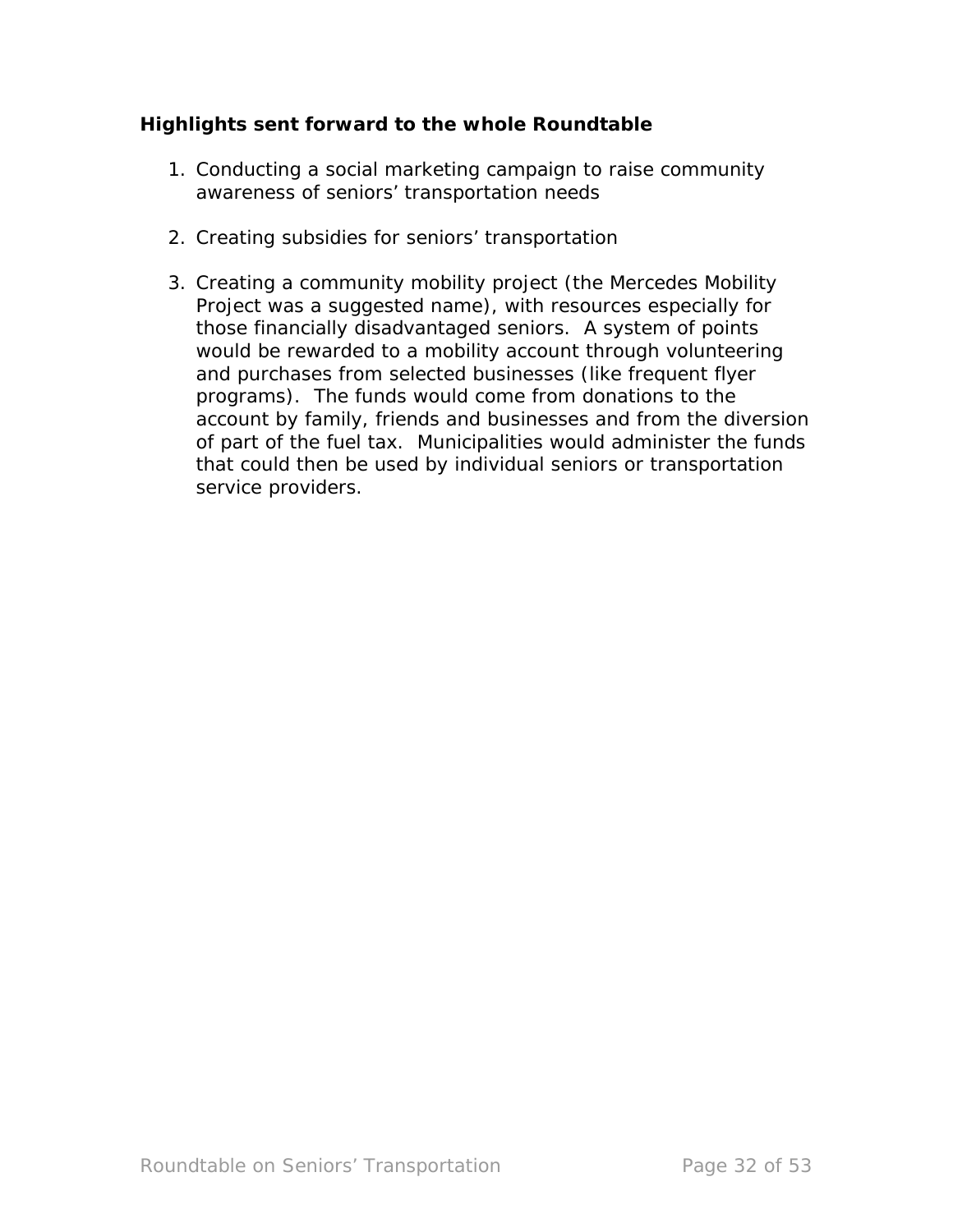**Highlights sent forward to the whole Roundtable**

1. Conducting a social marketing campaign to raise community awareness of seniors' transportation needs

2. Creating subsidies for seniors' transportation

3. Creating a community mobility project (the Mercedes Mobility Project was a suggested name), with resources especially for those financially disadvantaged seniors.  A system of points would be rewarded to a mobility account through volunteering and purchases from selected businesses (like frequent flyer programs).  The funds would come from donations to the account by family, friends and businesses and from the diversion of part of the fuel tax.  Municipalities would administer the funds that could then be used by individual seniors or transportation service providers.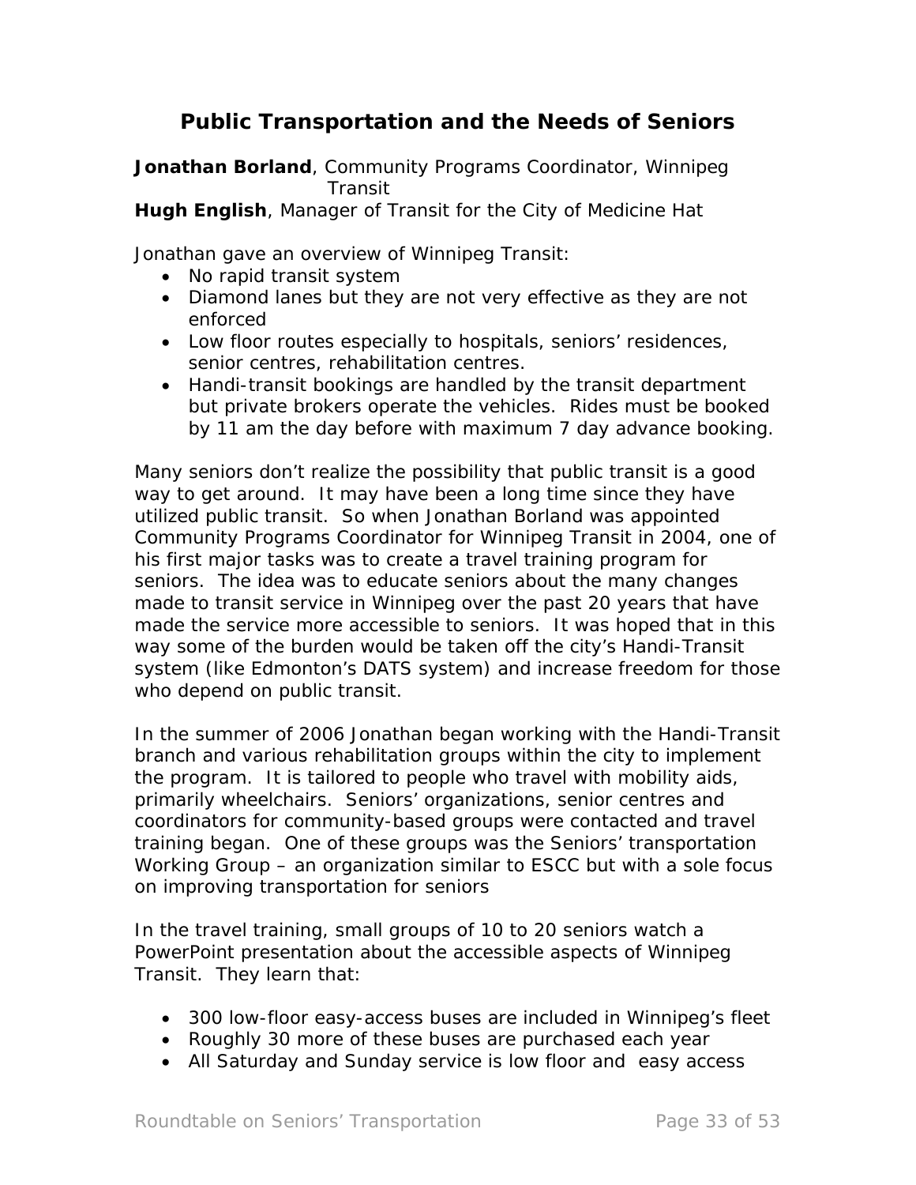## Public Transportation and the Needs of Seniors

**Jonathan Borland**, Community Programs Coordinator, Winnipeg Transit
**Hugh English**, Manager of Transit for the City of Medicine Hat

Jonathan gave an overview of Winnipeg Transit:

- No rapid transit system
- Diamond lanes but they are not very effective as they are not enforced
- Low floor routes especially to hospitals, seniors' residences, senior centres, rehabilitation centres.
- Handi-transit bookings are handled by the transit department but private brokers operate the vehicles. Rides must be booked by 11 am the day before with maximum 7 day advance booking.

Many seniors don't realize the possibility that public transit is a good way to get around. It may have been a long time since they have utilized public transit. So when Jonathan Borland was appointed Community Programs Coordinator for Winnipeg Transit in 2004, one of his first major tasks was to create a travel training program for seniors. The idea was to educate seniors about the many changes made to transit service in Winnipeg over the past 20 years that have made the service more accessible to seniors. It was hoped that in this way some of the burden would be taken off the city's Handi-Transit system (like Edmonton's DATS system) and increase freedom for those who depend on public transit.

In the summer of 2006 Jonathan began working with the Handi-Transit branch and various rehabilitation groups within the city to implement the program. It is tailored to people who travel with mobility aids, primarily wheelchairs. Seniors' organizations, senior centres and coordinators for community-based groups were contacted and travel training began. One of these groups was the Seniors' transportation Working Group – an organization similar to ESCC but with a sole focus on improving transportation for seniors

In the travel training, small groups of 10 to 20 seniors watch a PowerPoint presentation about the accessible aspects of Winnipeg Transit. They learn that:

- 300 low-floor easy-access buses are included in Winnipeg's fleet
- Roughly 30 more of these buses are purchased each year
- All Saturday and Sunday service is low floor and easy access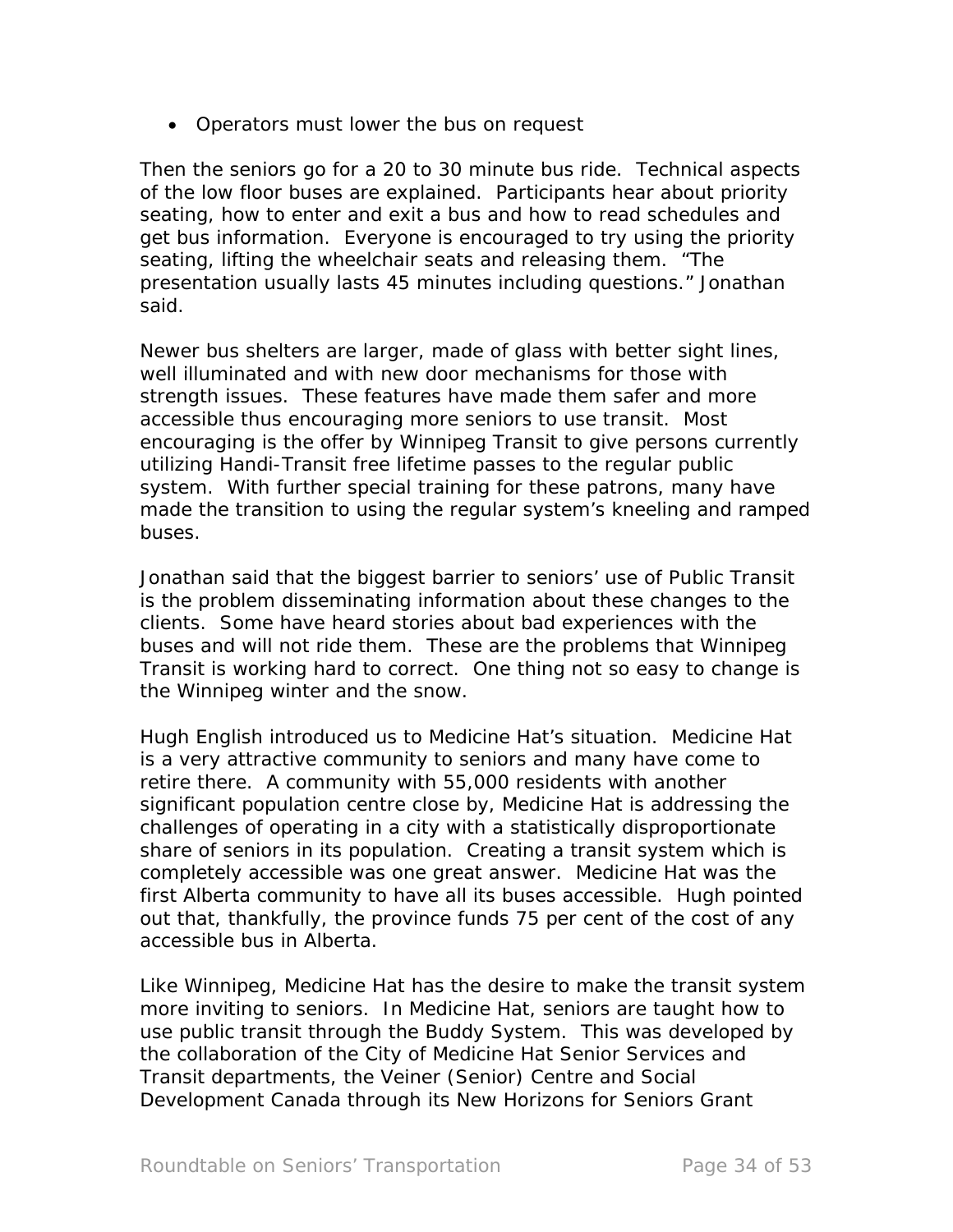- Operators must lower the bus on request

Then the seniors go for a 20 to 30 minute bus ride. Technical aspects of the low floor buses are explained. Participants hear about priority seating, how to enter and exit a bus and how to read schedules and get bus information. Everyone is encouraged to try using the priority seating, lifting the wheelchair seats and releasing them. "The presentation usually lasts 45 minutes including questions." Jonathan said.

Newer bus shelters are larger, made of glass with better sight lines, well illuminated and with new door mechanisms for those with strength issues. These features have made them safer and more accessible thus encouraging more seniors to use transit. Most encouraging is the offer by Winnipeg Transit to give persons currently utilizing Handi-Transit free lifetime passes to the regular public system. With further special training for these patrons, many have made the transition to using the regular system's kneeling and ramped buses.

Jonathan said that the biggest barrier to seniors' use of Public Transit is the problem disseminating information about these changes to the clients. Some have heard stories about bad experiences with the buses and will not ride them. These are the problems that Winnipeg Transit is working hard to correct. One thing not so easy to change is the Winnipeg winter and the snow.

Hugh English introduced us to Medicine Hat's situation. Medicine Hat is a very attractive community to seniors and many have come to retire there. A community with 55,000 residents with another significant population centre close by, Medicine Hat is addressing the challenges of operating in a city with a statistically disproportionate share of seniors in its population. Creating a transit system which is completely accessible was one great answer. Medicine Hat was the first Alberta community to have all its buses accessible. Hugh pointed out that, thankfully, the province funds 75 per cent of the cost of any accessible bus in Alberta.

Like Winnipeg, Medicine Hat has the desire to make the transit system more inviting to seniors. In Medicine Hat, seniors are taught how to use public transit through the Buddy System. This was developed by the collaboration of the City of Medicine Hat Senior Services and Transit departments, the Veiner (Senior) Centre and Social Development Canada through its New Horizons for Seniors Grant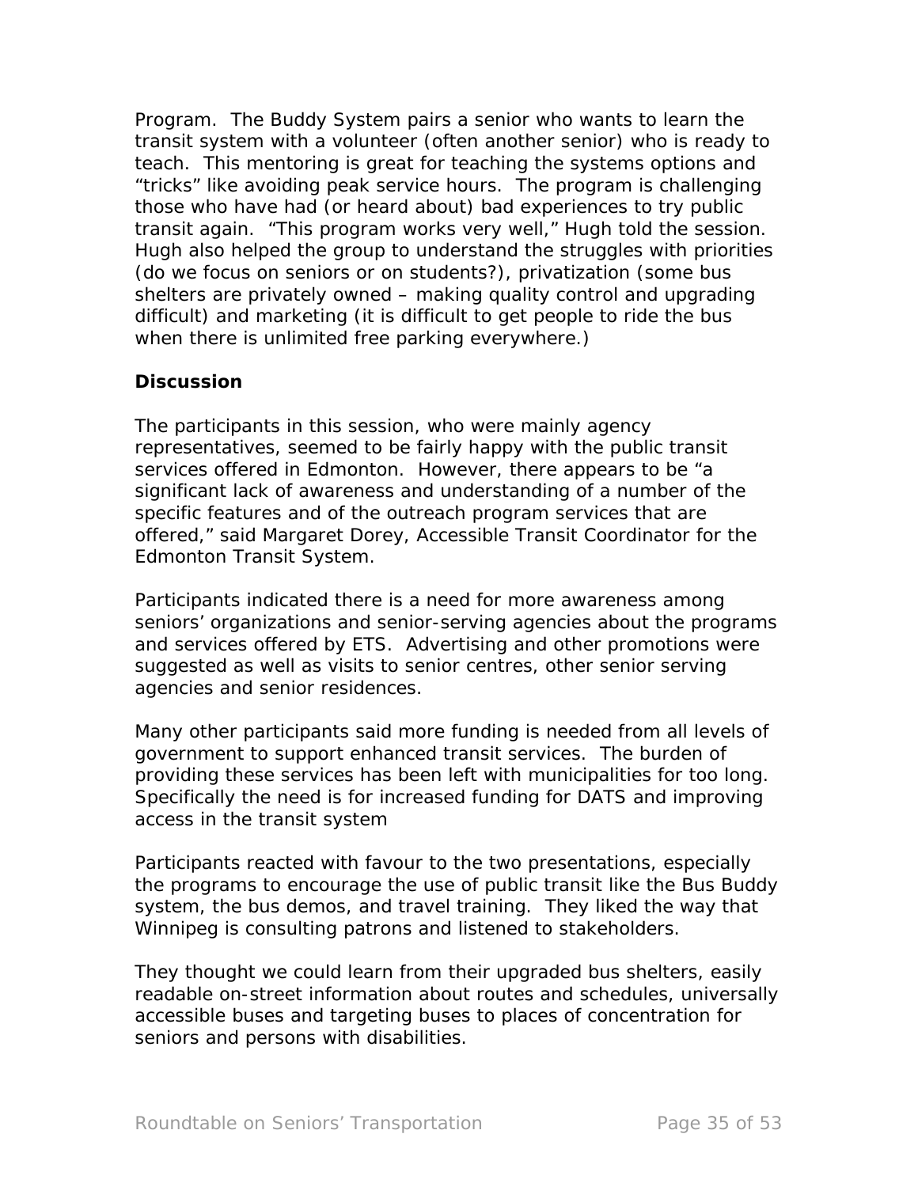Program. The Buddy System pairs a senior who wants to learn the transit system with a volunteer (often another senior) who is ready to teach. This mentoring is great for teaching the systems options and "tricks" like avoiding peak service hours. The program is challenging those who have had (or heard about) bad experiences to try public transit again. "This program works very well," Hugh told the session. Hugh also helped the group to understand the struggles with priorities (do we focus on seniors or on students?), privatization (some bus shelters are privately owned – making quality control and upgrading difficult) and marketing (it is difficult to get people to ride the bus when there is unlimited free parking everywhere.)

**Discussion**

The participants in this session, who were mainly agency representatives, seemed to be fairly happy with the public transit services offered in Edmonton. However, there appears to be "a significant lack of awareness and understanding of a number of the specific features and of the outreach program services that are offered," said Margaret Dorey, Accessible Transit Coordinator for the Edmonton Transit System.

Participants indicated there is a need for more awareness among seniors' organizations and senior-serving agencies about the programs and services offered by ETS. Advertising and other promotions were suggested as well as visits to senior centres, other senior serving agencies and senior residences.

Many other participants said more funding is needed from all levels of government to support enhanced transit services. The burden of providing these services has been left with municipalities for too long. Specifically the need is for increased funding for DATS and improving access in the transit system

Participants reacted with favour to the two presentations, especially the programs to encourage the use of public transit like the Bus Buddy system, the bus demos, and travel training. They liked the way that Winnipeg is consulting patrons and listened to stakeholders.

They thought we could learn from their upgraded bus shelters, easily readable on-street information about routes and schedules, universally accessible buses and targeting buses to places of concentration for seniors and persons with disabilities.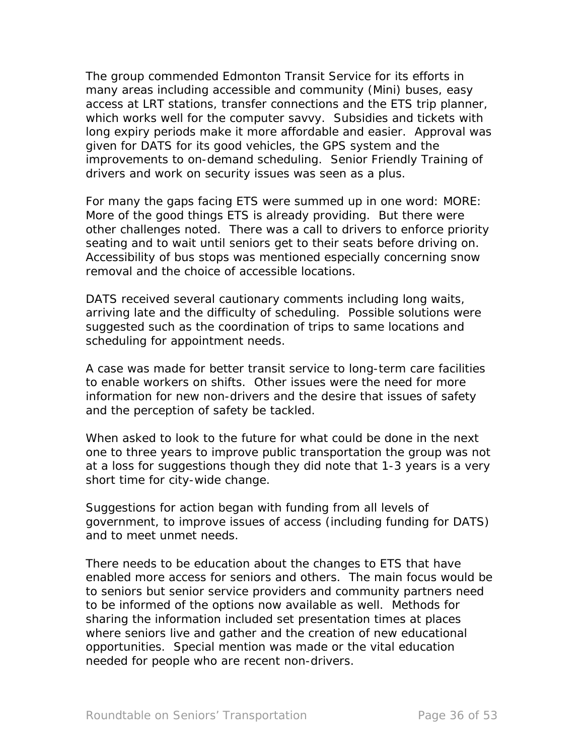The group commended Edmonton Transit Service for its efforts in many areas including accessible and community (Mini) buses, easy access at LRT stations, transfer connections and the ETS trip planner, which works well for the computer savvy. Subsidies and tickets with long expiry periods make it more affordable and easier. Approval was given for DATS for its good vehicles, the GPS system and the improvements to on-demand scheduling. Senior Friendly Training of drivers and work on security issues was seen as a plus.

For many the gaps facing ETS were summed up in one word: MORE: More of the good things ETS is already providing. But there were other challenges noted. There was a call to drivers to enforce priority seating and to wait until seniors get to their seats before driving on. Accessibility of bus stops was mentioned especially concerning snow removal and the choice of accessible locations.

DATS received several cautionary comments including long waits, arriving late and the difficulty of scheduling. Possible solutions were suggested such as the coordination of trips to same locations and scheduling for appointment needs.

A case was made for better transit service to long-term care facilities to enable workers on shifts. Other issues were the need for more information for new non-drivers and the desire that issues of safety and the perception of safety be tackled.

When asked to look to the future for what could be done in the next one to three years to improve public transportation the group was not at a loss for suggestions though they did note that 1-3 years is a very short time for city-wide change.

Suggestions for action began with funding from all levels of government, to improve issues of access (including funding for DATS) and to meet unmet needs.

There needs to be education about the changes to ETS that have enabled more access for seniors and others. The main focus would be to seniors but senior service providers and community partners need to be informed of the options now available as well. Methods for sharing the information included set presentation times at places where seniors live and gather and the creation of new educational opportunities. Special mention was made or the vital education needed for people who are recent non-drivers.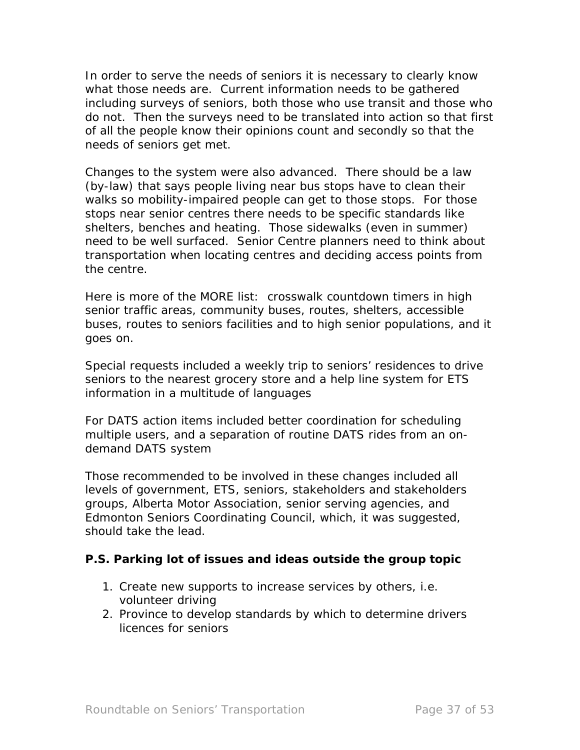In order to serve the needs of seniors it is necessary to clearly know what those needs are. Current information needs to be gathered including surveys of seniors, both those who use transit and those who do not. Then the surveys need to be translated into action so that first of all the people know their opinions count and secondly so that the needs of seniors get met.

Changes to the system were also advanced. There should be a law (by-law) that says people living near bus stops have to clean their walks so mobility-impaired people can get to those stops. For those stops near senior centres there needs to be specific standards like shelters, benches and heating. Those sidewalks (even in summer) need to be well surfaced. Senior Centre planners need to think about transportation when locating centres and deciding access points from the centre.

Here is more of the MORE list: crosswalk countdown timers in high senior traffic areas, community buses, routes, shelters, accessible buses, routes to seniors facilities and to high senior populations, and it goes on.

Special requests included a weekly trip to seniors' residences to drive seniors to the nearest grocery store and a help line system for ETS information in a multitude of languages

For DATS action items included better coordination for scheduling multiple users, and a separation of routine DATS rides from an on-demand DATS system

Those recommended to be involved in these changes included all levels of government, ETS, seniors, stakeholders and stakeholders groups, Alberta Motor Association, senior serving agencies, and Edmonton Seniors Coordinating Council, which, it was suggested, should take the lead.

**P.S. Parking lot of issues and ideas outside the group topic**

1. Create new supports to increase services by others, i.e. volunteer driving
2. Province to develop standards by which to determine drivers licences for seniors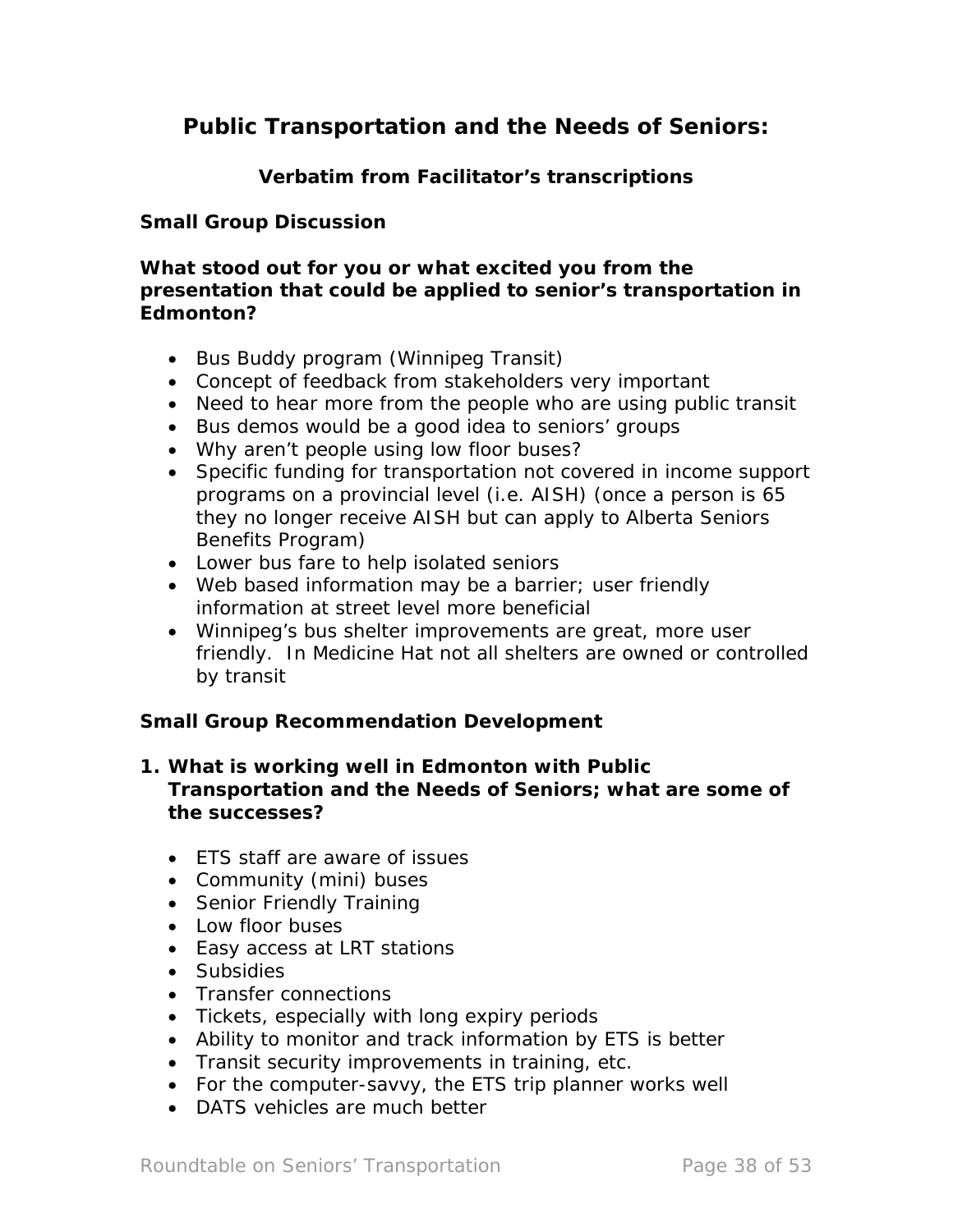# Public Transportation and the Needs of Seniors:

### Verbatim from Facilitator's transcriptions

### Small Group Discussion

**What stood out for you or what excited you from the presentation that could be applied to senior's transportation in Edmonton?**

- Bus Buddy program (Winnipeg Transit)
- Concept of feedback from stakeholders very important
- Need to hear more from the people who are using public transit
- Bus demos would be a good idea to seniors' groups
- Why aren't people using low floor buses?
- Specific funding for transportation not covered in income support programs on a provincial level (i.e. AISH) (once a person is 65 they no longer receive AISH but can apply to Alberta Seniors Benefits Program)
- Lower bus fare to help isolated seniors
- Web based information may be a barrier; user friendly information at street level more beneficial
- Winnipeg's bus shelter improvements are great, more user friendly. In Medicine Hat not all shelters are owned or controlled by transit

### Small Group Recommendation Development

1. **What is working well in Edmonton with Public Transportation and the Needs of Seniors; what are some of the successes?**

   - ETS staff are aware of issues
   - Community (mini) buses
   - Senior Friendly Training
   - Low floor buses
   - Easy access at LRT stations
   - Subsidies
   - Transfer connections
   - Tickets, especially with long expiry periods
   - Ability to monitor and track information by ETS is better
   - Transit security improvements in training, etc.
   - For the computer-savvy, the ETS trip planner works well
   - DATS vehicles are much better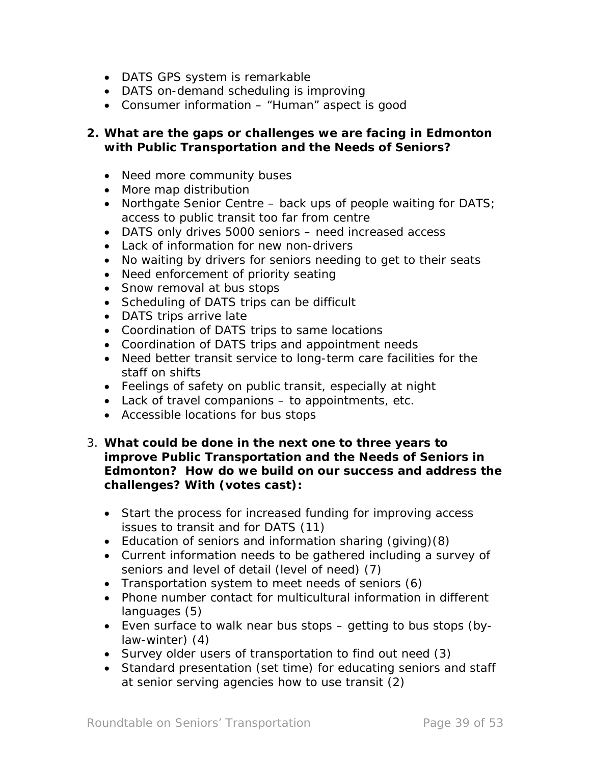- DATS GPS system is remarkable
- DATS on-demand scheduling is improving
- Consumer information – "Human" aspect is good

**2. What are the gaps or challenges we are facing in Edmonton with Public Transportation and the Needs of Seniors?**

- Need more community buses
- More map distribution
- Northgate Senior Centre – back ups of people waiting for DATS; access to public transit too far from centre
- DATS only drives 5000 seniors – need increased access
- Lack of information for new non-drivers
- No waiting by drivers for seniors needing to get to their seats
- Need enforcement of priority seating
- Snow removal at bus stops
- Scheduling of DATS trips can be difficult
- DATS trips arrive late
- Coordination of DATS trips to same locations
- Coordination of DATS trips and appointment needs
- Need better transit service to long-term care facilities for the staff on shifts
- Feelings of safety on public transit, especially at night
- Lack of travel companions – to appointments, etc.
- Accessible locations for bus stops

3. **What could be done in the next one to three years to improve Public Transportation and the Needs of Seniors in Edmonton? How do we build on our success and address the challenges? With (votes cast):**

- Start the process for increased funding for improving access issues to transit and for DATS (11)
- Education of seniors and information sharing (giving)(8)
- Current information needs to be gathered including a survey of seniors and level of detail (level of need) (7)
- Transportation system to meet needs of seniors (6)
- Phone number contact for multicultural information in different languages (5)
- Even surface to walk near bus stops – getting to bus stops (by-law-winter) (4)
- Survey older users of transportation to find out need (3)
- Standard presentation (set time) for educating seniors and staff at senior serving agencies how to use transit (2)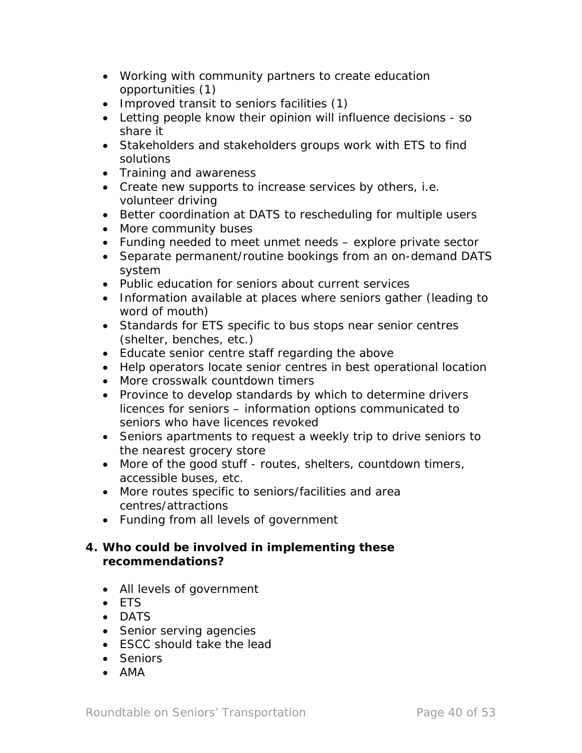- Working with community partners to create education opportunities (1)
- Improved transit to seniors facilities (1)
- Letting people know their opinion will influence decisions - so share it
- Stakeholders and stakeholders groups work with ETS to find solutions
- Training and awareness
- Create new supports to increase services by others, i.e. volunteer driving
- Better coordination at DATS to rescheduling for multiple users
- More community buses
- Funding needed to meet unmet needs – explore private sector
- Separate permanent/routine bookings from an on-demand DATS system
- Public education for seniors about current services
- Information available at places where seniors gather (leading to word of mouth)
- Standards for ETS specific to bus stops near senior centres (shelter, benches, etc.)
- Educate senior centre staff regarding the above
- Help operators locate senior centres in best operational location
- More crosswalk countdown timers
- Province to develop standards by which to determine drivers licences for seniors – information options communicated to seniors who have licences revoked
- Seniors apartments to request a weekly trip to drive seniors to the nearest grocery store
- More of the good stuff - routes, shelters, countdown timers, accessible buses, etc.
- More routes specific to seniors/facilities and area centres/attractions
- Funding from all levels of government

**4. Who could be involved in implementing these recommendations?**

- All levels of government
- ETS
- DATS
- Senior serving agencies
- ESCC should take the lead
- Seniors
- AMA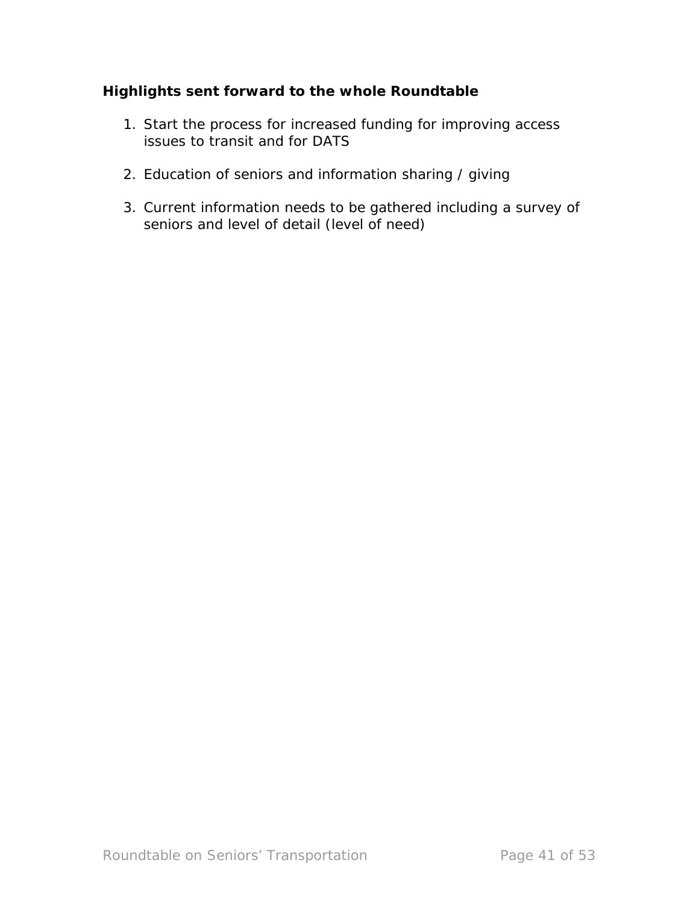**Highlights sent forward to the whole Roundtable**

1. Start the process for increased funding for improving access issues to transit and for DATS

2. Education of seniors and information sharing / giving

3. Current information needs to be gathered including a survey of seniors and level of detail (level of need)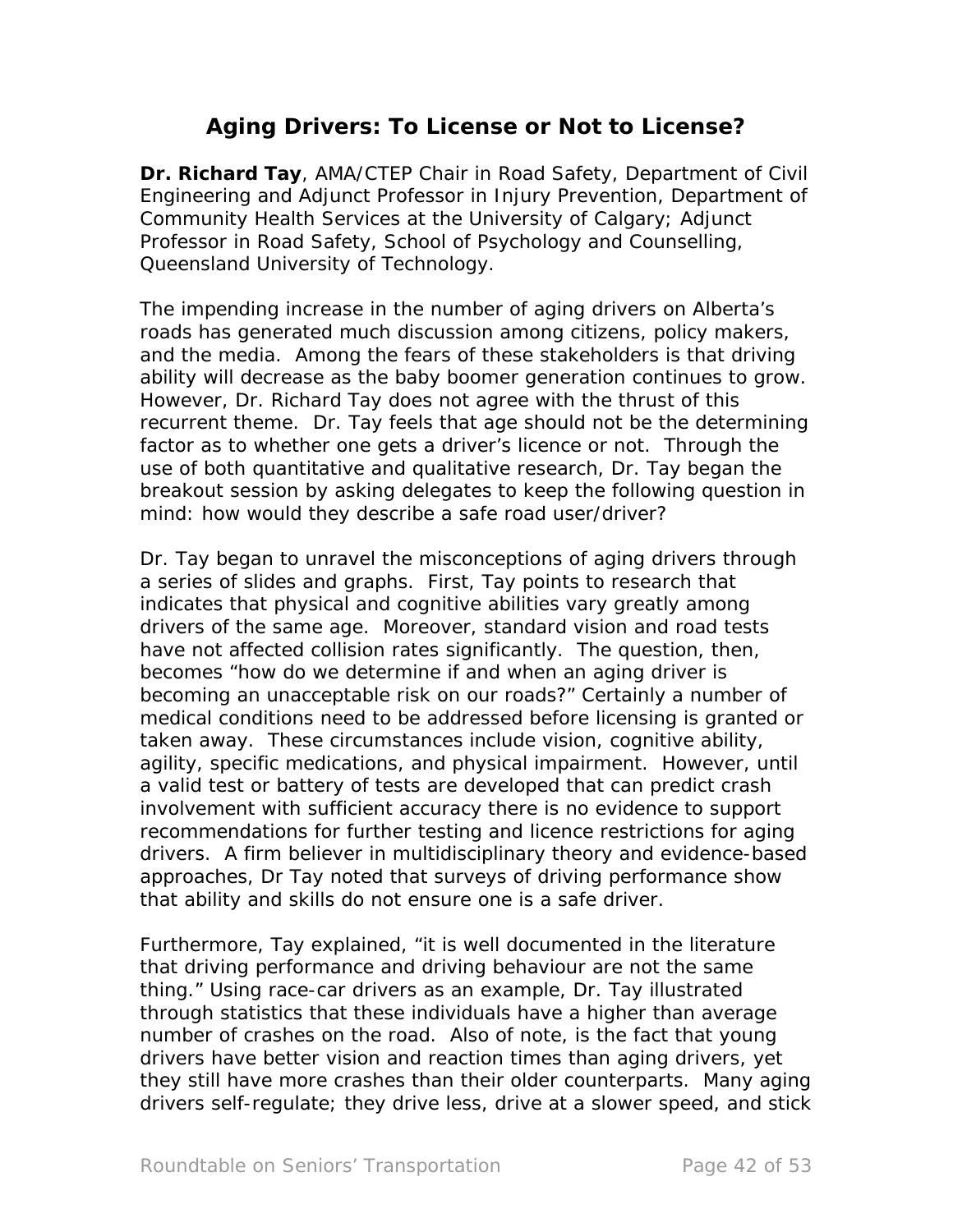## Aging Drivers: To License or Not to License?

**Dr. Richard Tay**, AMA/CTEP Chair in Road Safety, Department of Civil Engineering and Adjunct Professor in Injury Prevention, Department of Community Health Services at the University of Calgary; Adjunct Professor in Road Safety, School of Psychology and Counselling, Queensland University of Technology.

The impending increase in the number of aging drivers on Alberta's roads has generated much discussion among citizens, policy makers, and the media. Among the fears of these stakeholders is that driving ability will decrease as the baby boomer generation continues to grow. However, Dr. Richard Tay does not agree with the thrust of this recurrent theme. Dr. Tay feels that age should not be the determining factor as to whether one gets a driver's licence or not. Through the use of both quantitative and qualitative research, Dr. Tay began the breakout session by asking delegates to keep the following question in mind: how would they describe a safe road user/driver?

Dr. Tay began to unravel the misconceptions of aging drivers through a series of slides and graphs. First, Tay points to research that indicates that physical and cognitive abilities vary greatly among drivers of the same age. Moreover, standard vision and road tests have not affected collision rates significantly. The question, then, becomes "how do we determine if and when an aging driver is becoming an unacceptable risk on our roads?" Certainly a number of medical conditions need to be addressed before licensing is granted or taken away. These circumstances include vision, cognitive ability, agility, specific medications, and physical impairment. However, until a valid test or battery of tests are developed that can predict crash involvement with sufficient accuracy there is no evidence to support recommendations for further testing and licence restrictions for aging drivers. A firm believer in multidisciplinary theory and evidence-based approaches, Dr Tay noted that surveys of driving performance show that ability and skills do not ensure one is a safe driver.

Furthermore, Tay explained, "it is well documented in the literature that driving performance and driving behaviour are not the same thing." Using race-car drivers as an example, Dr. Tay illustrated through statistics that these individuals have a higher than average number of crashes on the road. Also of note, is the fact that young drivers have better vision and reaction times than aging drivers, yet they still have more crashes than their older counterparts. Many aging drivers self-regulate; they drive less, drive at a slower speed, and stick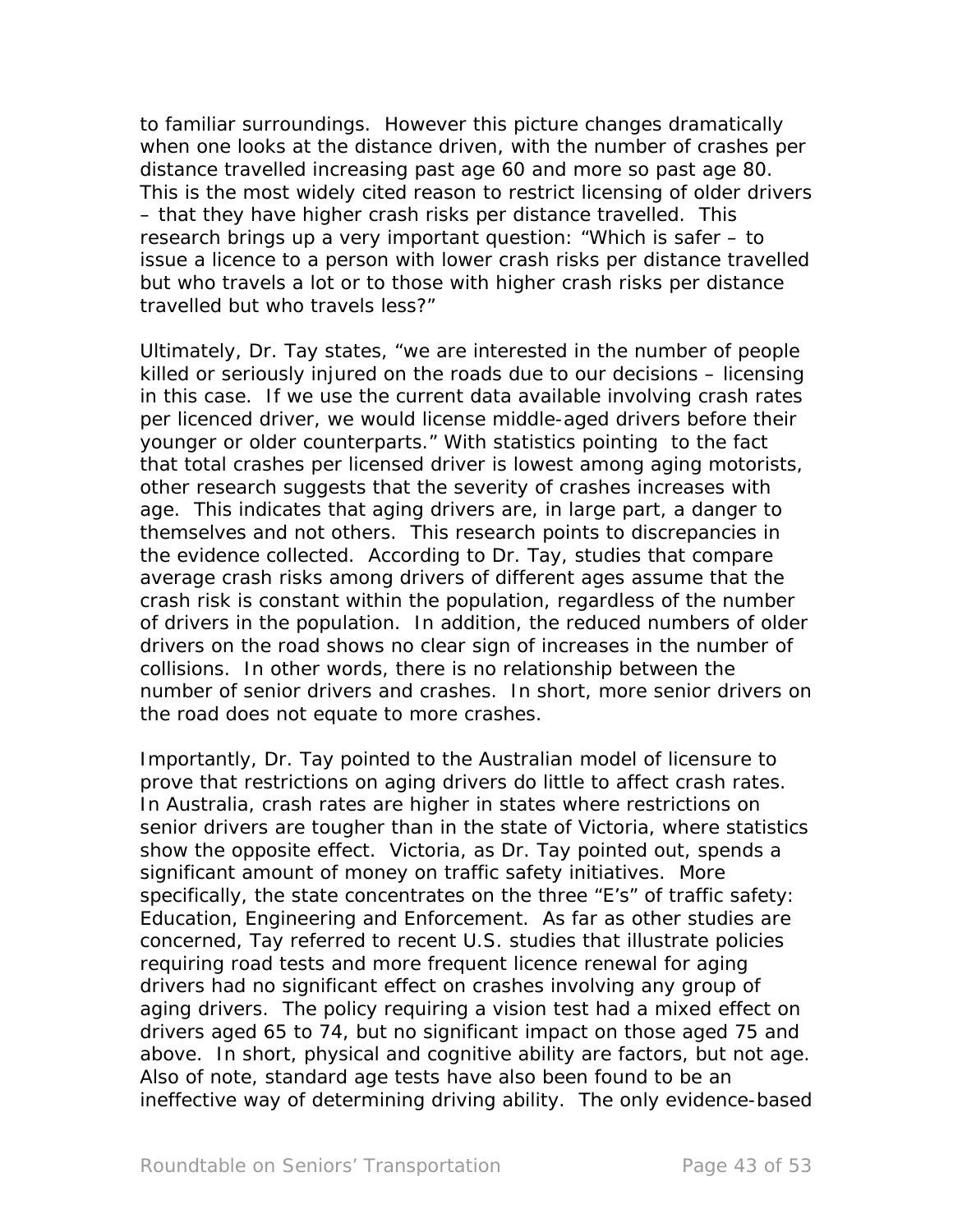to familiar surroundings. However this picture changes dramatically when one looks at the distance driven, with the number of crashes per distance travelled increasing past age 60 and more so past age 80. This is the most widely cited reason to restrict licensing of older drivers – that they have higher crash risks per distance travelled. This research brings up a very important question: "Which is safer – to issue a licence to a person with lower crash risks per distance travelled but who travels a lot or to those with higher crash risks per distance travelled but who travels less?"

Ultimately, Dr. Tay states, "we are interested in the number of people killed or seriously injured on the roads due to our decisions – licensing in this case. If we use the current data available involving crash rates per licenced driver, we would license middle-aged drivers before their younger or older counterparts." With statistics pointing to the fact that total crashes per licensed driver is lowest among aging motorists, other research suggests that the severity of crashes increases with age. This indicates that aging drivers are, in large part, a danger to themselves and not others. This research points to discrepancies in the evidence collected. According to Dr. Tay, studies that compare average crash risks among drivers of different ages assume that the crash risk is constant within the population, regardless of the number of drivers in the population. In addition, the reduced numbers of older drivers on the road shows no clear sign of increases in the number of collisions. In other words, there is no relationship between the number of senior drivers and crashes. In short, more senior drivers on the road does not equate to more crashes.

Importantly, Dr. Tay pointed to the Australian model of licensure to prove that restrictions on aging drivers do little to affect crash rates. In Australia, crash rates are higher in states where restrictions on senior drivers are tougher than in the state of Victoria, where statistics show the opposite effect. Victoria, as Dr. Tay pointed out, spends a significant amount of money on traffic safety initiatives. More specifically, the state concentrates on the three "E's" of traffic safety: Education, Engineering and Enforcement. As far as other studies are concerned, Tay referred to recent U.S. studies that illustrate policies requiring road tests and more frequent licence renewal for aging drivers had no significant effect on crashes involving any group of aging drivers. The policy requiring a vision test had a mixed effect on drivers aged 65 to 74, but no significant impact on those aged 75 and above. In short, physical and cognitive ability are factors, but not age. Also of note, standard age tests have also been found to be an ineffective way of determining driving ability. The only evidence-based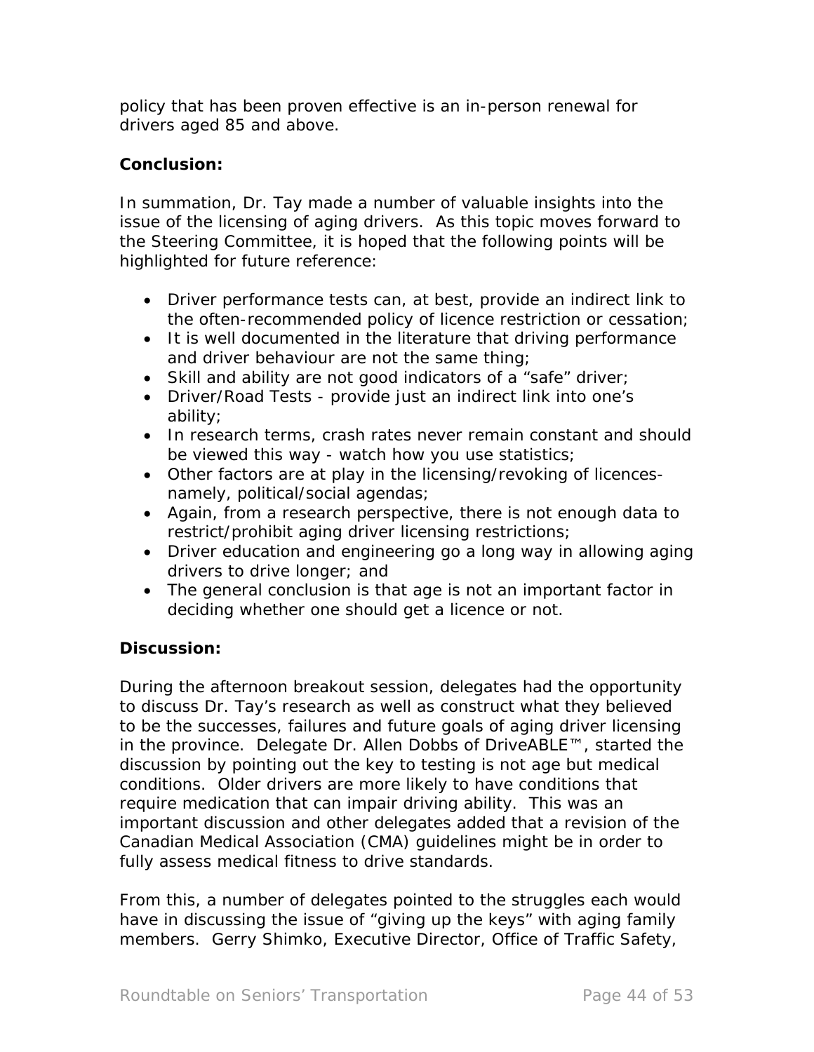policy that has been proven effective is an in-person renewal for drivers aged 85 and above.

**Conclusion:**

In summation, Dr. Tay made a number of valuable insights into the issue of the licensing of aging drivers. As this topic moves forward to the Steering Committee, it is hoped that the following points will be highlighted for future reference:

- Driver performance tests can, at best, provide an indirect link to the often-recommended policy of licence restriction or cessation;
- It is well documented in the literature that driving performance and driver behaviour are not the same thing;
- Skill and ability are not good indicators of a "safe" driver;
- Driver/Road Tests - provide just an indirect link into one's ability;
- In research terms, crash rates never remain constant and should be viewed this way - watch how you use statistics;
- Other factors are at play in the licensing/revoking of licences- namely, political/social agendas;
- Again, from a research perspective, there is not enough data to restrict/prohibit aging driver licensing restrictions;
- Driver education and engineering go a long way in allowing aging drivers to drive longer; and
- The general conclusion is that age is not an important factor in deciding whether one should get a licence or not.

**Discussion:**

During the afternoon breakout session, delegates had the opportunity to discuss Dr. Tay's research as well as construct what they believed to be the successes, failures and future goals of aging driver licensing in the province. Delegate Dr. Allen Dobbs of DriveABLE™, started the discussion by pointing out the key to testing is not age but medical conditions. Older drivers are more likely to have conditions that require medication that can impair driving ability. This was an important discussion and other delegates added that a revision of the Canadian Medical Association (CMA) guidelines might be in order to fully assess medical fitness to drive standards.

From this, a number of delegates pointed to the struggles each would have in discussing the issue of "giving up the keys" with aging family members. Gerry Shimko, Executive Director, Office of Traffic Safety,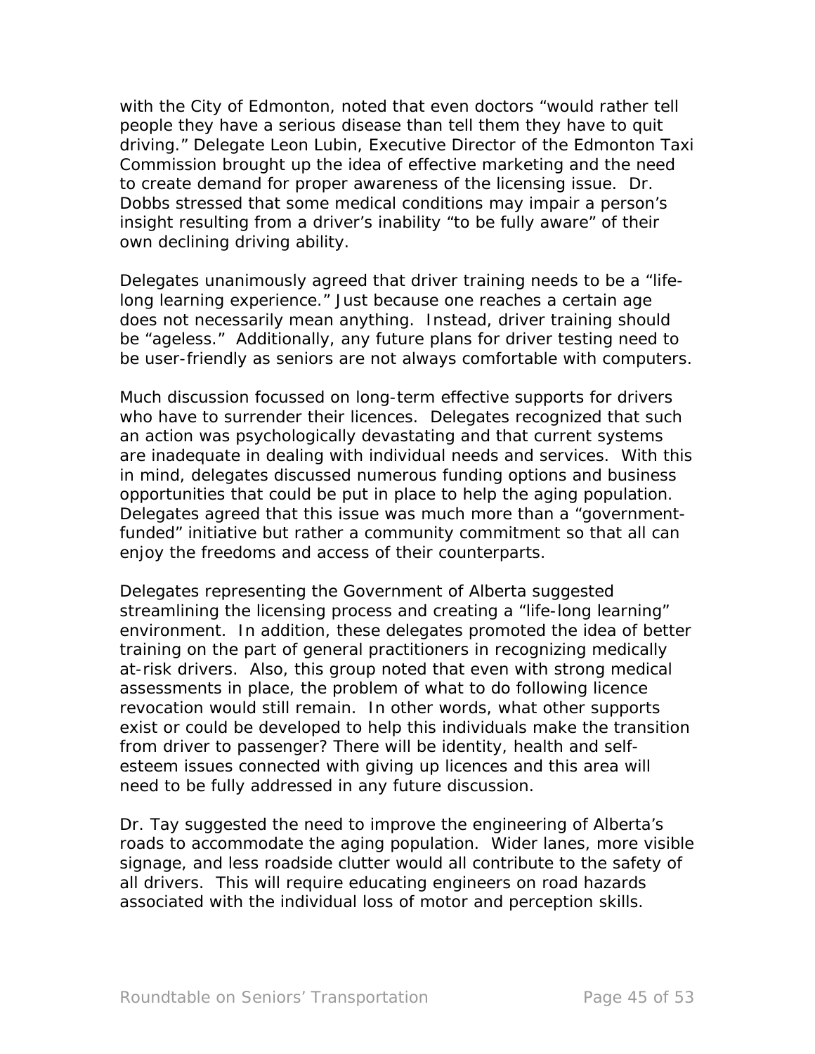with the City of Edmonton, noted that even doctors "would rather tell people they have a serious disease than tell them they have to quit driving." Delegate Leon Lubin, Executive Director of the Edmonton Taxi Commission brought up the idea of effective marketing and the need to create demand for proper awareness of the licensing issue. Dr. Dobbs stressed that some medical conditions may impair a person's insight resulting from a driver's inability "to be fully aware" of their own declining driving ability.

Delegates unanimously agreed that driver training needs to be a "life-long learning experience." Just because one reaches a certain age does not necessarily mean anything. Instead, driver training should be "ageless." Additionally, any future plans for driver testing need to be user-friendly as seniors are not always comfortable with computers.

Much discussion focussed on long-term effective supports for drivers who have to surrender their licences. Delegates recognized that such an action was psychologically devastating and that current systems are inadequate in dealing with individual needs and services. With this in mind, delegates discussed numerous funding options and business opportunities that could be put in place to help the aging population. Delegates agreed that this issue was much more than a "government-funded" initiative but rather a community commitment so that all can enjoy the freedoms and access of their counterparts.

Delegates representing the Government of Alberta suggested streamlining the licensing process and creating a "life-long learning" environment. In addition, these delegates promoted the idea of better training on the part of general practitioners in recognizing medically at-risk drivers. Also, this group noted that even with strong medical assessments in place, the problem of what to do following licence revocation would still remain. In other words, what other supports exist or could be developed to help this individuals make the transition from driver to passenger? There will be identity, health and self-esteem issues connected with giving up licences and this area will need to be fully addressed in any future discussion.

Dr. Tay suggested the need to improve the engineering of Alberta's roads to accommodate the aging population. Wider lanes, more visible signage, and less roadside clutter would all contribute to the safety of all drivers. This will require educating engineers on road hazards associated with the individual loss of motor and perception skills.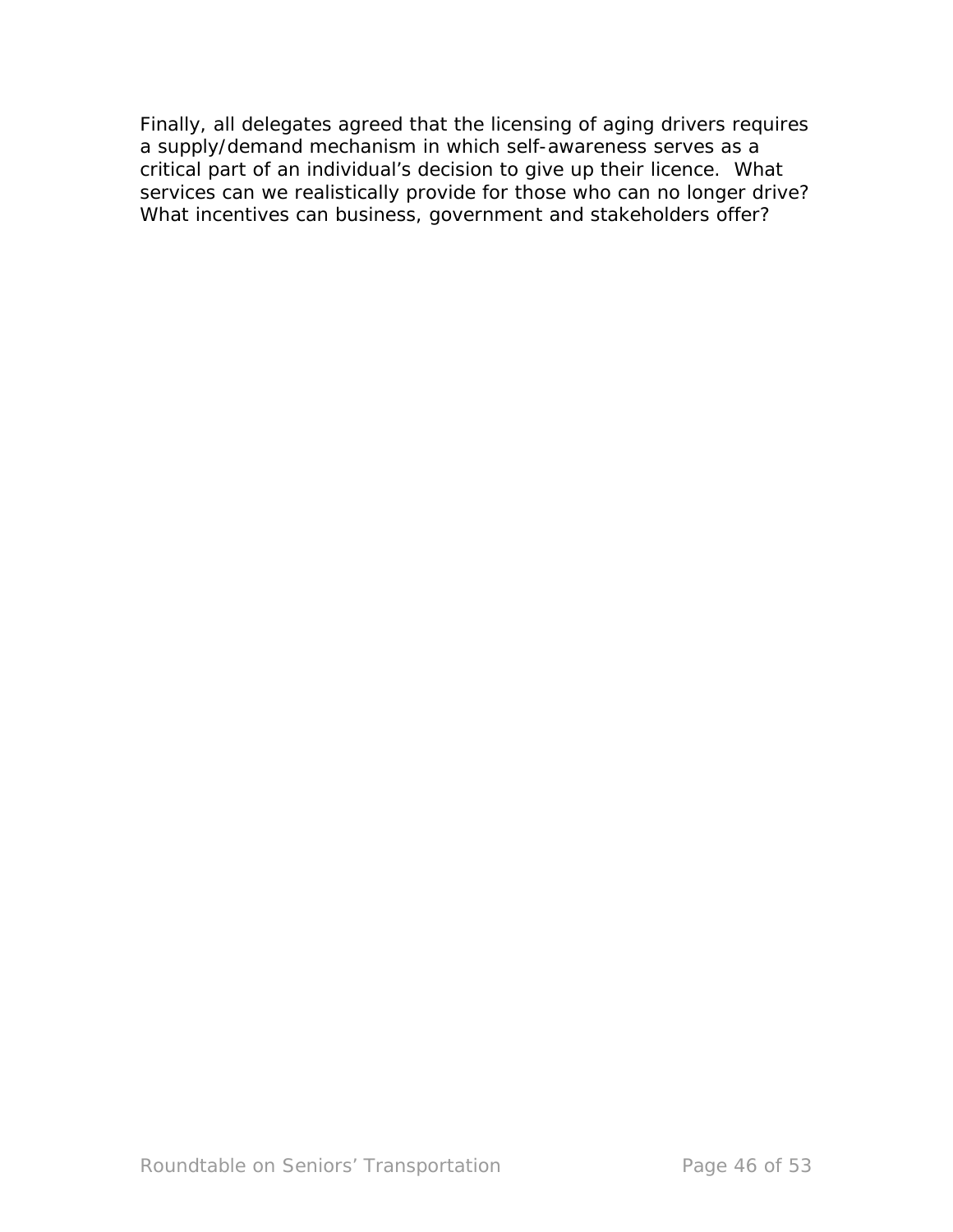Finally, all delegates agreed that the licensing of aging drivers requires a supply/demand mechanism in which self-awareness serves as a critical part of an individual's decision to give up their licence. What services can we realistically provide for those who can no longer drive? What incentives can business, government and stakeholders offer?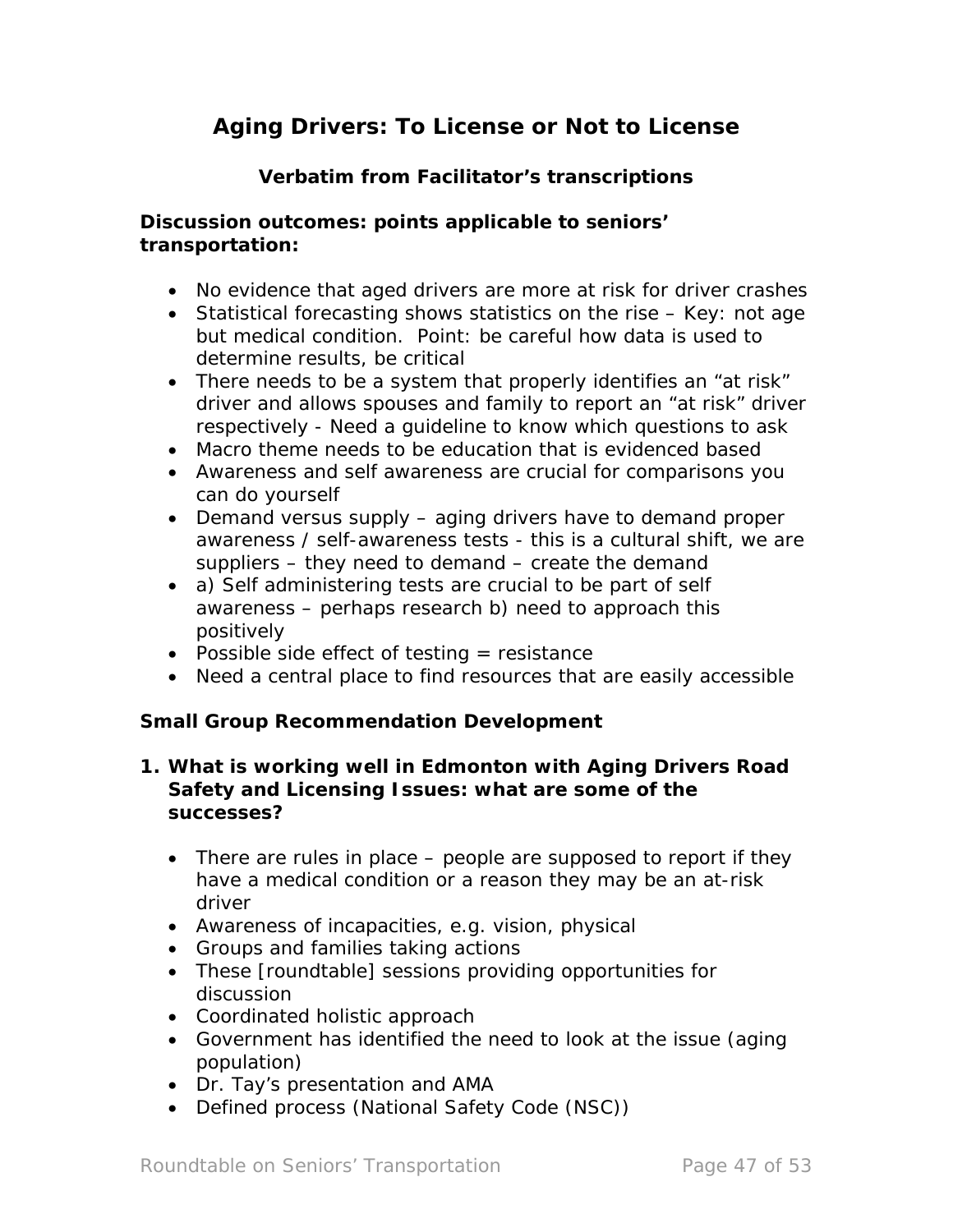# Aging Drivers: To License or Not to License

**Verbatim from Facilitator's transcriptions**

**Discussion outcomes: points applicable to seniors' transportation:**

- No evidence that aged drivers are more at risk for driver crashes
- Statistical forecasting shows statistics on the rise – Key: not age but medical condition. Point: be careful how data is used to determine results, be critical
- There needs to be a system that properly identifies an "at risk" driver and allows spouses and family to report an "at risk" driver respectively - Need a guideline to know which questions to ask
- Macro theme needs to be education that is evidenced based
- Awareness and self awareness are crucial for comparisons you can do yourself
- Demand versus supply – aging drivers have to demand proper awareness / self-awareness tests - this is a cultural shift, we are suppliers – they need to demand – create the demand
- a) Self administering tests are crucial to be part of self awareness – perhaps research b) need to approach this positively
- Possible side effect of testing = resistance
- Need a central place to find resources that are easily accessible

**Small Group Recommendation Development**

1. **What is working well in Edmonton with Aging Drivers Road Safety and Licensing Issues: what are some of the successes?**

   - There are rules in place – people are supposed to report if they have a medical condition or a reason they may be an at-risk driver
   - Awareness of incapacities, e.g. vision, physical
   - Groups and families taking actions
   - These [roundtable] sessions providing opportunities for discussion
   - Coordinated holistic approach
   - Government has identified the need to look at the issue (aging population)
   - Dr. Tay's presentation and AMA
   - Defined process (National Safety Code (NSC))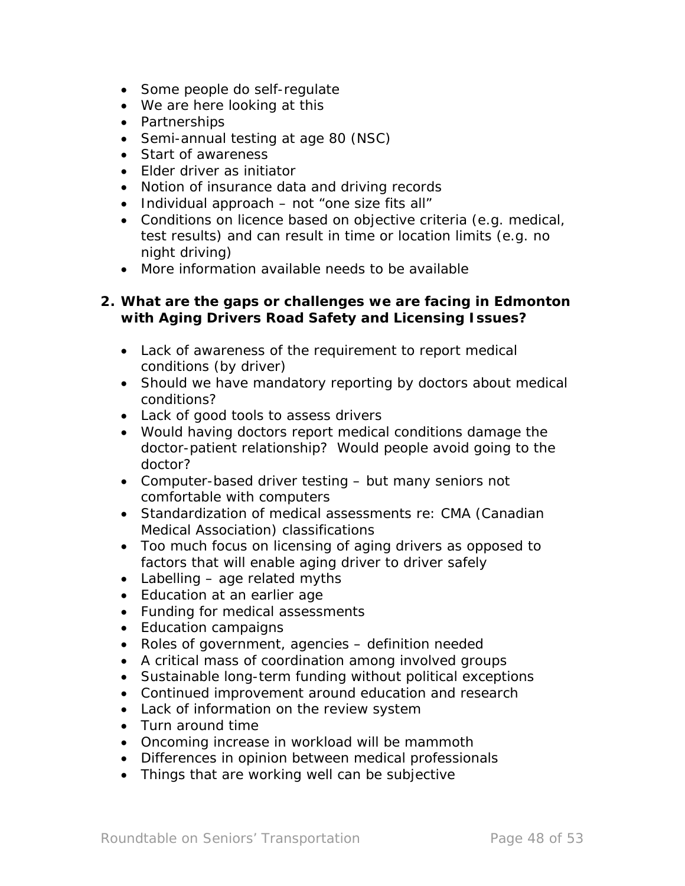- Some people do self-regulate
- We are here looking at this
- Partnerships
- Semi-annual testing at age 80 (NSC)
- Start of awareness
- Elder driver as initiator
- Notion of insurance data and driving records
- Individual approach – not "one size fits all"
- Conditions on licence based on objective criteria (e.g. medical, test results) and can result in time or location limits (e.g. no night driving)
- More information available needs to be available

**2. What are the gaps or challenges we are facing in Edmonton with Aging Drivers Road Safety and Licensing Issues?**

- Lack of awareness of the requirement to report medical conditions (by driver)
- Should we have mandatory reporting by doctors about medical conditions?
- Lack of good tools to assess drivers
- Would having doctors report medical conditions damage the doctor-patient relationship? Would people avoid going to the doctor?
- Computer-based driver testing – but many seniors not comfortable with computers
- Standardization of medical assessments re: CMA (Canadian Medical Association) classifications
- Too much focus on licensing of aging drivers as opposed to factors that will enable aging driver to driver safely
- Labelling – age related myths
- Education at an earlier age
- Funding for medical assessments
- Education campaigns
- Roles of government, agencies – definition needed
- A critical mass of coordination among involved groups
- Sustainable long-term funding without political exceptions
- Continued improvement around education and research
- Lack of information on the review system
- Turn around time
- Oncoming increase in workload will be mammoth
- Differences in opinion between medical professionals
- Things that are working well can be subjective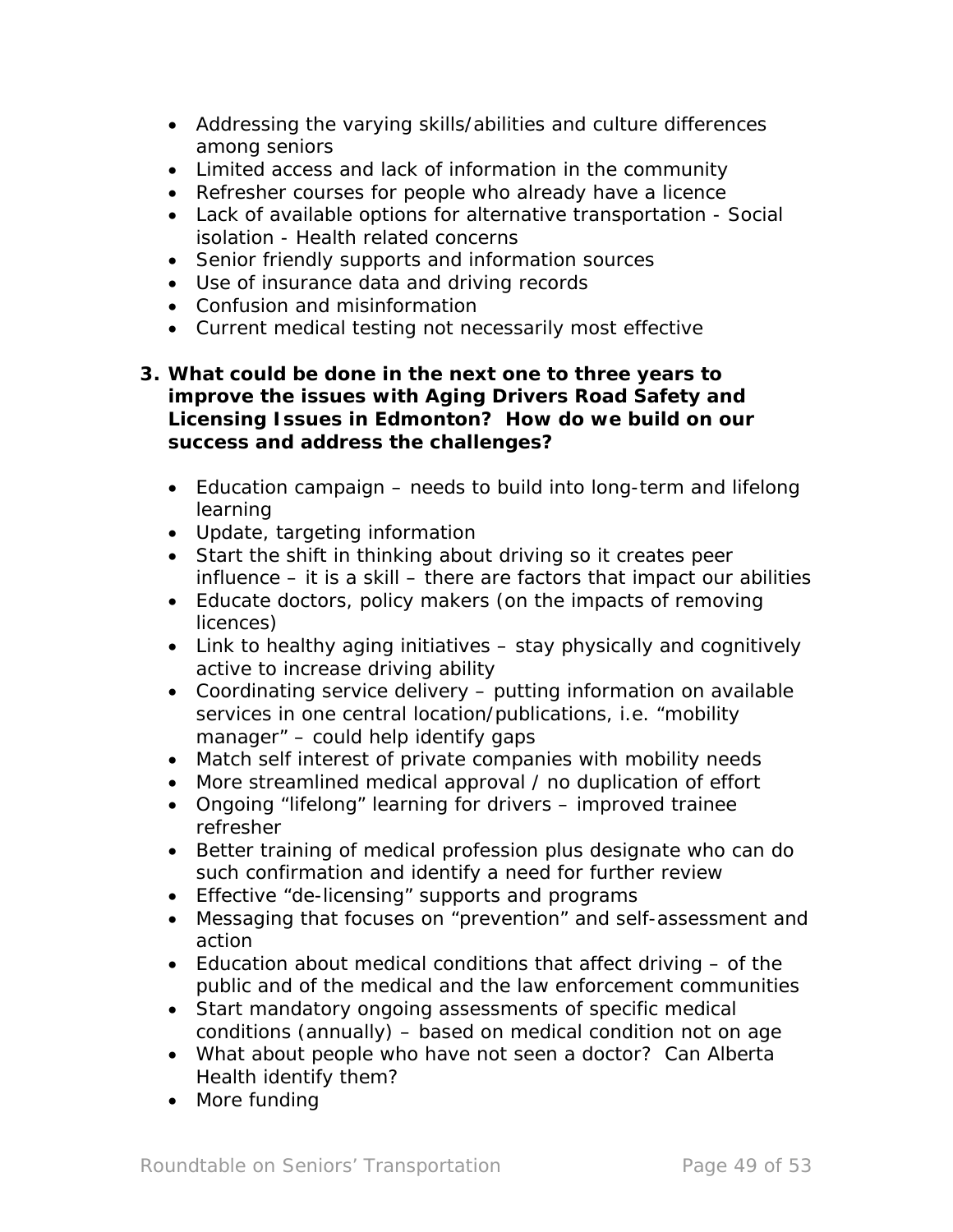- Addressing the varying skills/abilities and culture differences among seniors
- Limited access and lack of information in the community
- Refresher courses for people who already have a licence
- Lack of available options for alternative transportation - Social isolation - Health related concerns
- Senior friendly supports and information sources
- Use of insurance data and driving records
- Confusion and misinformation
- Current medical testing not necessarily most effective

**3. What could be done in the next one to three years to improve the issues with Aging Drivers Road Safety and Licensing Issues in Edmonton? How do we build on our success and address the challenges?**

- Education campaign – needs to build into long-term and lifelong learning
- Update, targeting information
- Start the shift in thinking about driving so it creates peer influence – it is a skill – there are factors that impact our abilities
- Educate doctors, policy makers (on the impacts of removing licences)
- Link to healthy aging initiatives – stay physically and cognitively active to increase driving ability
- Coordinating service delivery – putting information on available services in one central location/publications, i.e. "mobility manager" – could help identify gaps
- Match self interest of private companies with mobility needs
- More streamlined medical approval / no duplication of effort
- Ongoing "lifelong" learning for drivers – improved trainee refresher
- Better training of medical profession plus designate who can do such confirmation and identify a need for further review
- Effective "de-licensing" supports and programs
- Messaging that focuses on "prevention" and self-assessment and action
- Education about medical conditions that affect driving – of the public and of the medical and the law enforcement communities
- Start mandatory ongoing assessments of specific medical conditions (annually) – based on medical condition not on age
- What about people who have not seen a doctor? Can Alberta Health identify them?
- More funding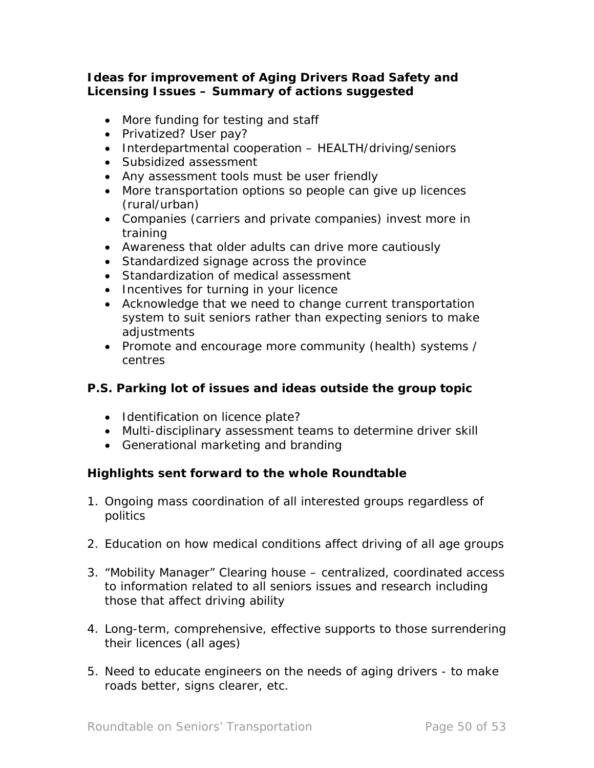**Ideas for improvement of Aging Drivers Road Safety and Licensing Issues – Summary of actions suggested**

- More funding for testing and staff
- Privatized? User pay?
- Interdepartmental cooperation – HEALTH/driving/seniors
- Subsidized assessment
- Any assessment tools must be user friendly
- More transportation options so people can give up licences (rural/urban)
- Companies (carriers and private companies) invest more in training
- Awareness that older adults can drive more cautiously
- Standardized signage across the province
- Standardization of medical assessment
- Incentives for turning in your licence
- Acknowledge that we need to change current transportation system to suit seniors rather than expecting seniors to make adjustments
- Promote and encourage more community (health) systems / centres

**P.S. Parking lot of issues and ideas outside the group topic**

- Identification on licence plate?
- Multi-disciplinary assessment teams to determine driver skill
- Generational marketing and branding

**Highlights sent forward to the whole Roundtable**

1. Ongoing mass coordination of all interested groups regardless of politics

2. Education on how medical conditions affect driving of all age groups

3. "Mobility Manager" Clearing house – centralized, coordinated access to information related to all seniors issues and research including those that affect driving ability

4. Long-term, comprehensive, effective supports to those surrendering their licences (all ages)

5. Need to educate engineers on the needs of aging drivers - to make roads better, signs clearer, etc.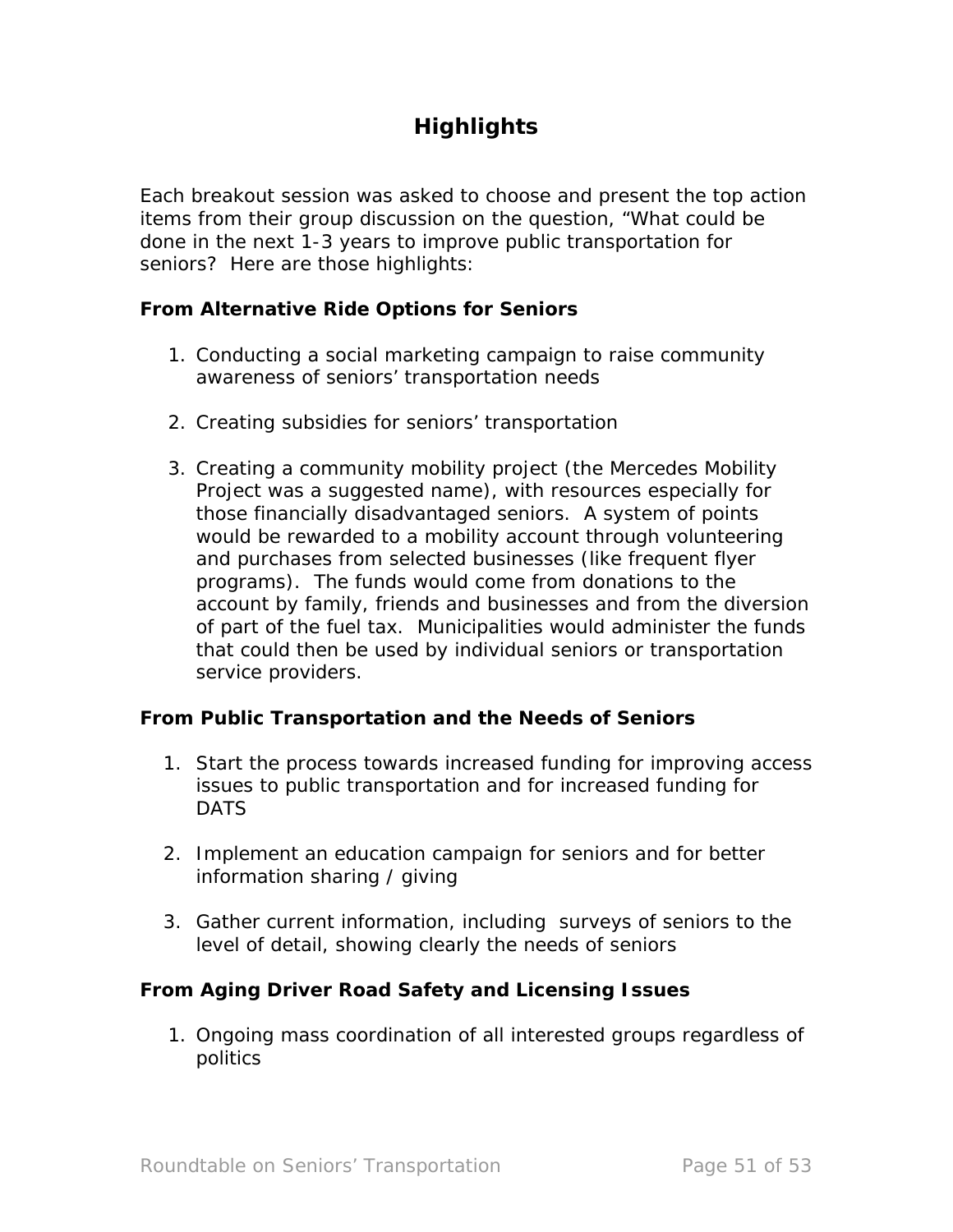# Highlights

Each breakout session was asked to choose and present the top action items from their group discussion on the question, “What could be done in the next 1-3 years to improve public transportation for seniors? Here are those highlights:

**From Alternative Ride Options for Seniors**

1. Conducting a social marketing campaign to raise community awareness of seniors’ transportation needs

2. Creating subsidies for seniors’ transportation

3. Creating a community mobility project (the Mercedes Mobility Project was a suggested name), with resources especially for those financially disadvantaged seniors. A system of points would be rewarded to a mobility account through volunteering and purchases from selected businesses (like frequent flyer programs). The funds would come from donations to the account by family, friends and businesses and from the diversion of part of the fuel tax. Municipalities would administer the funds that could then be used by individual seniors or transportation service providers.

**From Public Transportation and the Needs of Seniors**

1. Start the process towards increased funding for improving access issues to public transportation and for increased funding for DATS

2. Implement an education campaign for seniors and for better information sharing / giving

3. Gather current information, including surveys of seniors to the level of detail, showing clearly the needs of seniors

**From Aging Driver Road Safety and Licensing Issues**

1. Ongoing mass coordination of all interested groups regardless of politics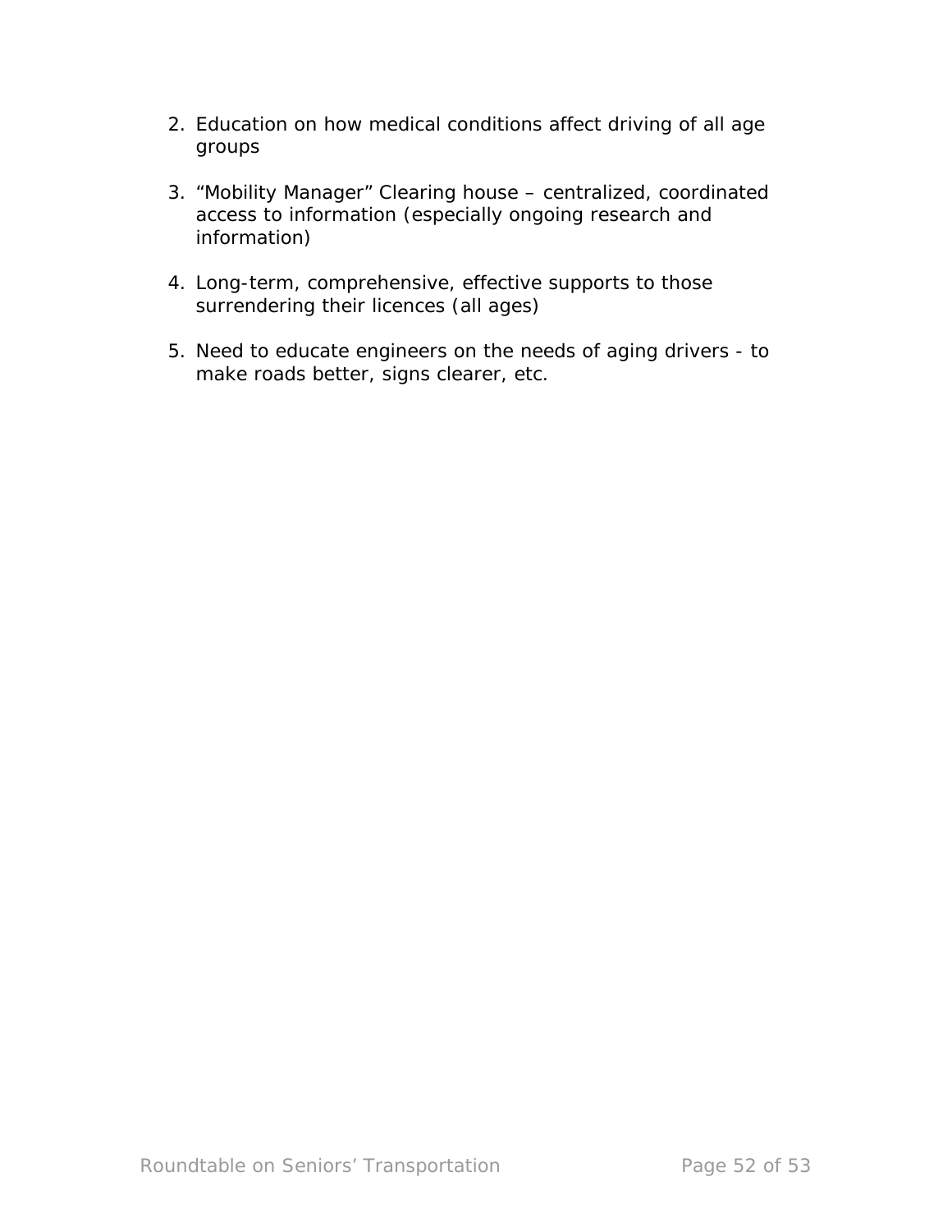2. Education on how medical conditions affect driving of all age groups

3. "Mobility Manager" Clearing house – centralized, coordinated access to information (especially ongoing research and information)

4. Long-term, comprehensive, effective supports to those surrendering their licences (all ages)

5. Need to educate engineers on the needs of aging drivers - to make roads better, signs clearer, etc.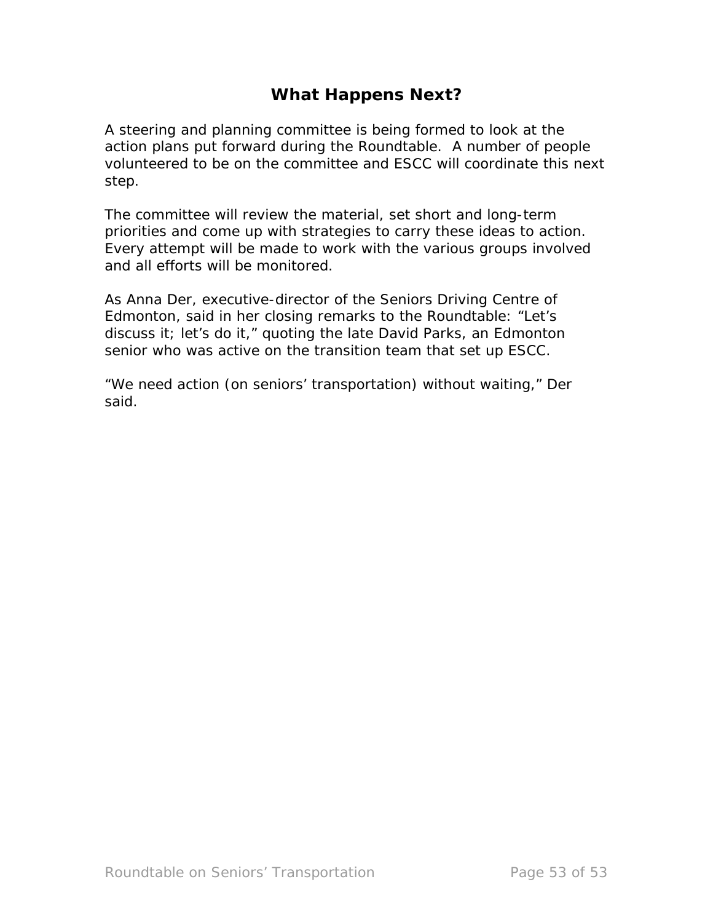# What Happens Next?

A steering and planning committee is being formed to look at the action plans put forward during the Roundtable. A number of people volunteered to be on the committee and ESCC will coordinate this next step.

The committee will review the material, set short and long-term priorities and come up with strategies to carry these ideas to action. Every attempt will be made to work with the various groups involved and all efforts will be monitored.

As Anna Der, executive-director of the Seniors Driving Centre of Edmonton, said in her closing remarks to the Roundtable: "Let's discuss it; let's do it," quoting the late David Parks, an Edmonton senior who was active on the transition team that set up ESCC.

"We need action (on seniors' transportation) without waiting," Der said.